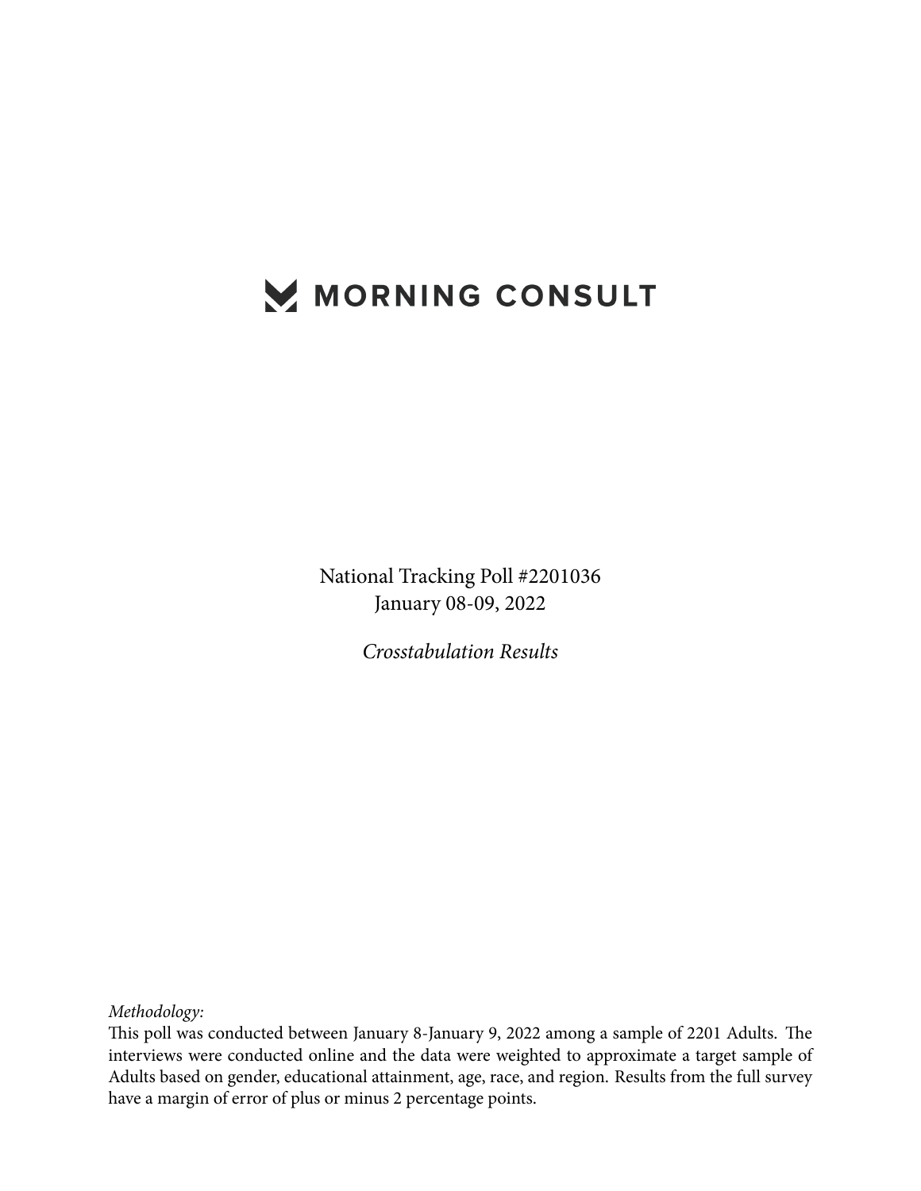# MORNING CONSULT

National Tracking Poll #2201036
January 08-09, 2022

*Crosstabulation Results*

*Methodology:*
This poll was conducted between January 8-January 9, 2022 among a sample of 2201 Adults. The interviews were conducted online and the data were weighted to approximate a target sample of Adults based on gender, educational attainment, age, race, and region. Results from the full survey have a margin of error of plus or minus 2 percentage points.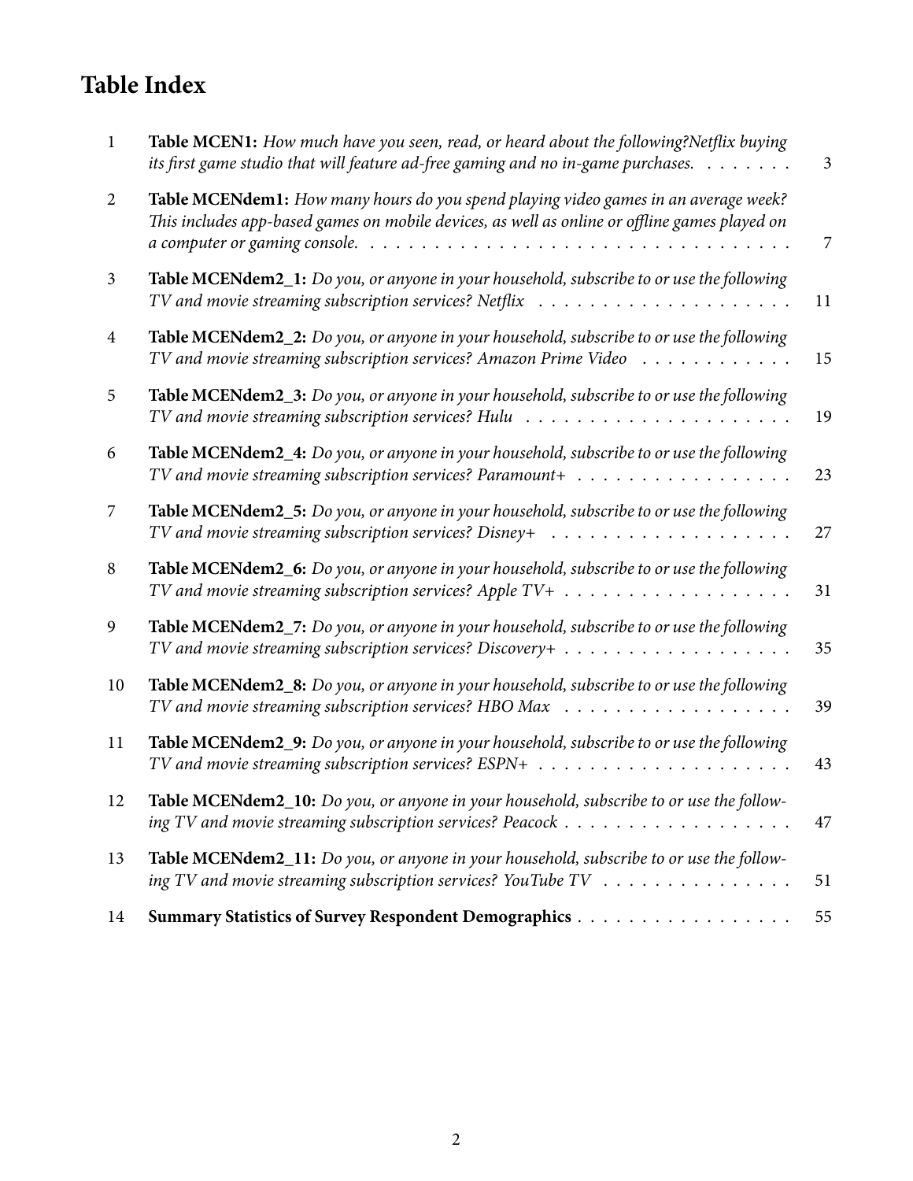# Table Index

| | | |
|---|---|---|
| 1 | **Table MCEN1:** *How much have you seen, read, or heard about the following?Netflix buying its first game studio that will feature ad-free gaming and no in-game purchases.* | 3 |
| 2 | **Table MCENdem1:** *How many hours do you spend playing video games in an average week? This includes app-based games on mobile devices, as well as online or offline games played on a computer or gaming console.* | 7 |
| 3 | **Table MCENdem2_1:** *Do you, or anyone in your household, subscribe to or use the following TV and movie streaming subscription services? Netflix* | 11 |
| 4 | **Table MCENdem2_2:** *Do you, or anyone in your household, subscribe to or use the following TV and movie streaming subscription services? Amazon Prime Video* | 15 |
| 5 | **Table MCENdem2_3:** *Do you, or anyone in your household, subscribe to or use the following TV and movie streaming subscription services? Hulu* | 19 |
| 6 | **Table MCENdem2_4:** *Do you, or anyone in your household, subscribe to or use the following TV and movie streaming subscription services? Paramount+* | 23 |
| 7 | **Table MCENdem2_5:** *Do you, or anyone in your household, subscribe to or use the following TV and movie streaming subscription services? Disney+* | 27 |
| 8 | **Table MCENdem2_6:** *Do you, or anyone in your household, subscribe to or use the following TV and movie streaming subscription services? Apple TV+* | 31 |
| 9 | **Table MCENdem2_7:** *Do you, or anyone in your household, subscribe to or use the following TV and movie streaming subscription services? Discovery+* | 35 |
| 10 | **Table MCENdem2_8:** *Do you, or anyone in your household, subscribe to or use the following TV and movie streaming subscription services? HBO Max* | 39 |
| 11 | **Table MCENdem2_9:** *Do you, or anyone in your household, subscribe to or use the following TV and movie streaming subscription services? ESPN+* | 43 |
| 12 | **Table MCENdem2_10:** *Do you, or anyone in your household, subscribe to or use the following TV and movie streaming subscription services? Peacock* | 47 |
| 13 | **Table MCENdem2_11:** *Do you, or anyone in your household, subscribe to or use the following TV and movie streaming subscription services? YouTube TV* | 51 |
| 14 | **Summary Statistics of Survey Respondent Demographics** | 55 |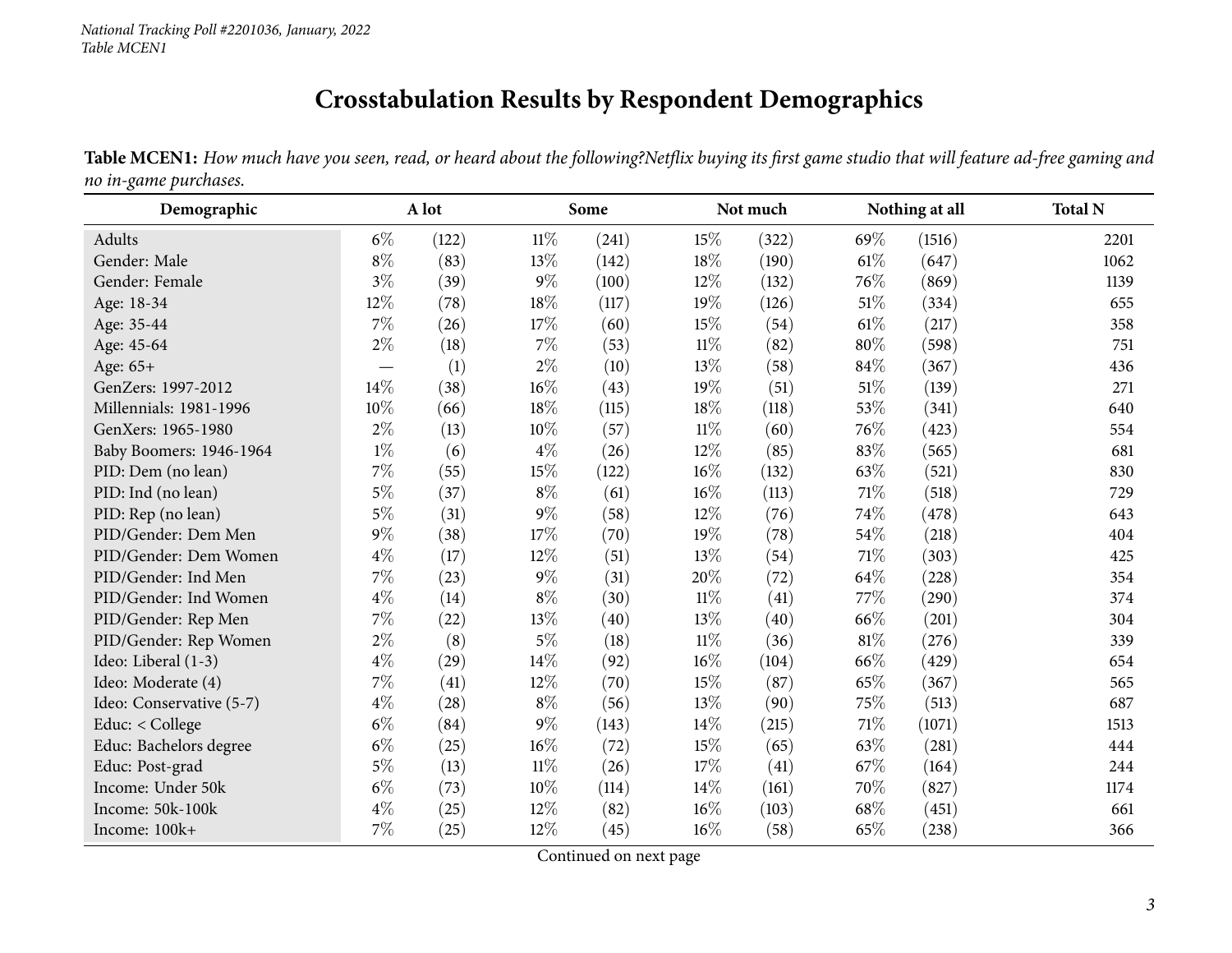*National Tracking Poll #2201036, January, 2022*
*Table MCEN1*

# Crosstabulation Results by Respondent Demographics

**Table MCEN1:** *How much have you seen, read, or heard about the following?Netflix buying its first game studio that will feature ad-free gaming and no in-game purchases.*

| Demographic | A lot | | Some | | Not much | | Nothing at all | | Total N |
|---|---|---|---|---|---|---|---|---|---|
| Adults | 6% | (122) | 11% | (241) | 15% | (322) | 69% | (1516) | 2201 |
| Gender: Male | 8% | (83) | 13% | (142) | 18% | (190) | 61% | (647) | 1062 |
| Gender: Female | 3% | (39) | 9% | (100) | 12% | (132) | 76% | (869) | 1139 |
| Age: 18-34 | 12% | (78) | 18% | (117) | 19% | (126) | 51% | (334) | 655 |
| Age: 35-44 | 7% | (26) | 17% | (60) | 15% | (54) | 61% | (217) | 358 |
| Age: 45-64 | 2% | (18) | 7% | (53) | 11% | (82) | 80% | (598) | 751 |
| Age: 65+ | — | (1) | 2% | (10) | 13% | (58) | 84% | (367) | 436 |
| GenZers: 1997-2012 | 14% | (38) | 16% | (43) | 19% | (51) | 51% | (139) | 271 |
| Millennials: 1981-1996 | 10% | (66) | 18% | (115) | 18% | (118) | 53% | (341) | 640 |
| GenXers: 1965-1980 | 2% | (13) | 10% | (57) | 11% | (60) | 76% | (423) | 554 |
| Baby Boomers: 1946-1964 | 1% | (6) | 4% | (26) | 12% | (85) | 83% | (565) | 681 |
| PID: Dem (no lean) | 7% | (55) | 15% | (122) | 16% | (132) | 63% | (521) | 830 |
| PID: Ind (no lean) | 5% | (37) | 8% | (61) | 16% | (113) | 71% | (518) | 729 |
| PID: Rep (no lean) | 5% | (31) | 9% | (58) | 12% | (76) | 74% | (478) | 643 |
| PID/Gender: Dem Men | 9% | (38) | 17% | (70) | 19% | (78) | 54% | (218) | 404 |
| PID/Gender: Dem Women | 4% | (17) | 12% | (51) | 13% | (54) | 71% | (303) | 425 |
| PID/Gender: Ind Men | 7% | (23) | 9% | (31) | 20% | (72) | 64% | (228) | 354 |
| PID/Gender: Ind Women | 4% | (14) | 8% | (30) | 11% | (41) | 77% | (290) | 374 |
| PID/Gender: Rep Men | 7% | (22) | 13% | (40) | 13% | (40) | 66% | (201) | 304 |
| PID/Gender: Rep Women | 2% | (8) | 5% | (18) | 11% | (36) | 81% | (276) | 339 |
| Ideo: Liberal (1-3) | 4% | (29) | 14% | (92) | 16% | (104) | 66% | (429) | 654 |
| Ideo: Moderate (4) | 7% | (41) | 12% | (70) | 15% | (87) | 65% | (367) | 565 |
| Ideo: Conservative (5-7) | 4% | (28) | 8% | (56) | 13% | (90) | 75% | (513) | 687 |
| Educ: < College | 6% | (84) | 9% | (143) | 14% | (215) | 71% | (1071) | 1513 |
| Educ: Bachelors degree | 6% | (25) | 16% | (72) | 15% | (65) | 63% | (281) | 444 |
| Educ: Post-grad | 5% | (13) | 11% | (26) | 17% | (41) | 67% | (164) | 244 |
| Income: Under 50k | 6% | (73) | 10% | (114) | 14% | (161) | 70% | (827) | 1174 |
| Income: 50k-100k | 4% | (25) | 12% | (82) | 16% | (103) | 68% | (451) | 661 |
| Income: 100k+ | 7% | (25) | 12% | (45) | 16% | (58) | 65% | (238) | 366 |

Continued on next page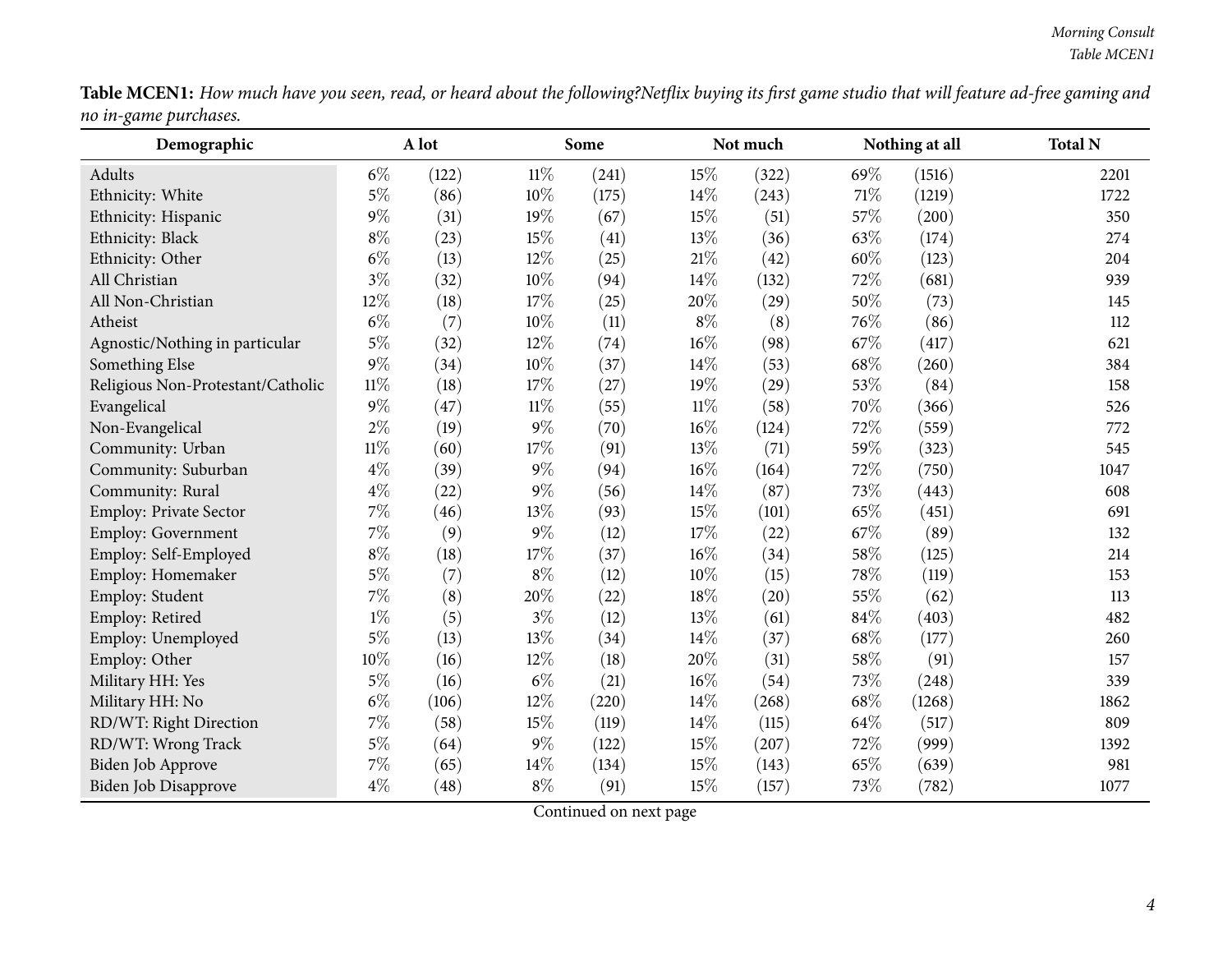**Table MCEN1:** *How much have you seen, read, or heard about the following?Netflix buying its first game studio that will feature ad-free gaming and no in-game purchases.*

| Demographic | A lot | | Some | | Not much | | Nothing at all | | Total N |
|---|---|---|---|---|---|---|---|---|---|
| Adults | 6% | (122) | 11% | (241) | 15% | (322) | 69% | (1516) | 2201 |
| Ethnicity: White | 5% | (86) | 10% | (175) | 14% | (243) | 71% | (1219) | 1722 |
| Ethnicity: Hispanic | 9% | (31) | 19% | (67) | 15% | (51) | 57% | (200) | 350 |
| Ethnicity: Black | 8% | (23) | 15% | (41) | 13% | (36) | 63% | (174) | 274 |
| Ethnicity: Other | 6% | (13) | 12% | (25) | 21% | (42) | 60% | (123) | 204 |
| All Christian | 3% | (32) | 10% | (94) | 14% | (132) | 72% | (681) | 939 |
| All Non-Christian | 12% | (18) | 17% | (25) | 20% | (29) | 50% | (73) | 145 |
| Atheist | 6% | (7) | 10% | (11) | 8% | (8) | 76% | (86) | 112 |
| Agnostic/Nothing in particular | 5% | (32) | 12% | (74) | 16% | (98) | 67% | (417) | 621 |
| Something Else | 9% | (34) | 10% | (37) | 14% | (53) | 68% | (260) | 384 |
| Religious Non-Protestant/Catholic | 11% | (18) | 17% | (27) | 19% | (29) | 53% | (84) | 158 |
| Evangelical | 9% | (47) | 11% | (55) | 11% | (58) | 70% | (366) | 526 |
| Non-Evangelical | 2% | (19) | 9% | (70) | 16% | (124) | 72% | (559) | 772 |
| Community: Urban | 11% | (60) | 17% | (91) | 13% | (71) | 59% | (323) | 545 |
| Community: Suburban | 4% | (39) | 9% | (94) | 16% | (164) | 72% | (750) | 1047 |
| Community: Rural | 4% | (22) | 9% | (56) | 14% | (87) | 73% | (443) | 608 |
| Employ: Private Sector | 7% | (46) | 13% | (93) | 15% | (101) | 65% | (451) | 691 |
| Employ: Government | 7% | (9) | 9% | (12) | 17% | (22) | 67% | (89) | 132 |
| Employ: Self-Employed | 8% | (18) | 17% | (37) | 16% | (34) | 58% | (125) | 214 |
| Employ: Homemaker | 5% | (7) | 8% | (12) | 10% | (15) | 78% | (119) | 153 |
| Employ: Student | 7% | (8) | 20% | (22) | 18% | (20) | 55% | (62) | 113 |
| Employ: Retired | 1% | (5) | 3% | (12) | 13% | (61) | 84% | (403) | 482 |
| Employ: Unemployed | 5% | (13) | 13% | (34) | 14% | (37) | 68% | (177) | 260 |
| Employ: Other | 10% | (16) | 12% | (18) | 20% | (31) | 58% | (91) | 157 |
| Military HH: Yes | 5% | (16) | 6% | (21) | 16% | (54) | 73% | (248) | 339 |
| Military HH: No | 6% | (106) | 12% | (220) | 14% | (268) | 68% | (1268) | 1862 |
| RD/WT: Right Direction | 7% | (58) | 15% | (119) | 14% | (115) | 64% | (517) | 809 |
| RD/WT: Wrong Track | 5% | (64) | 9% | (122) | 15% | (207) | 72% | (999) | 1392 |
| Biden Job Approve | 7% | (65) | 14% | (134) | 15% | (143) | 65% | (639) | 981 |
| Biden Job Disapprove | 4% | (48) | 8% | (91) | 15% | (157) | 73% | (782) | 1077 |

Continued on next page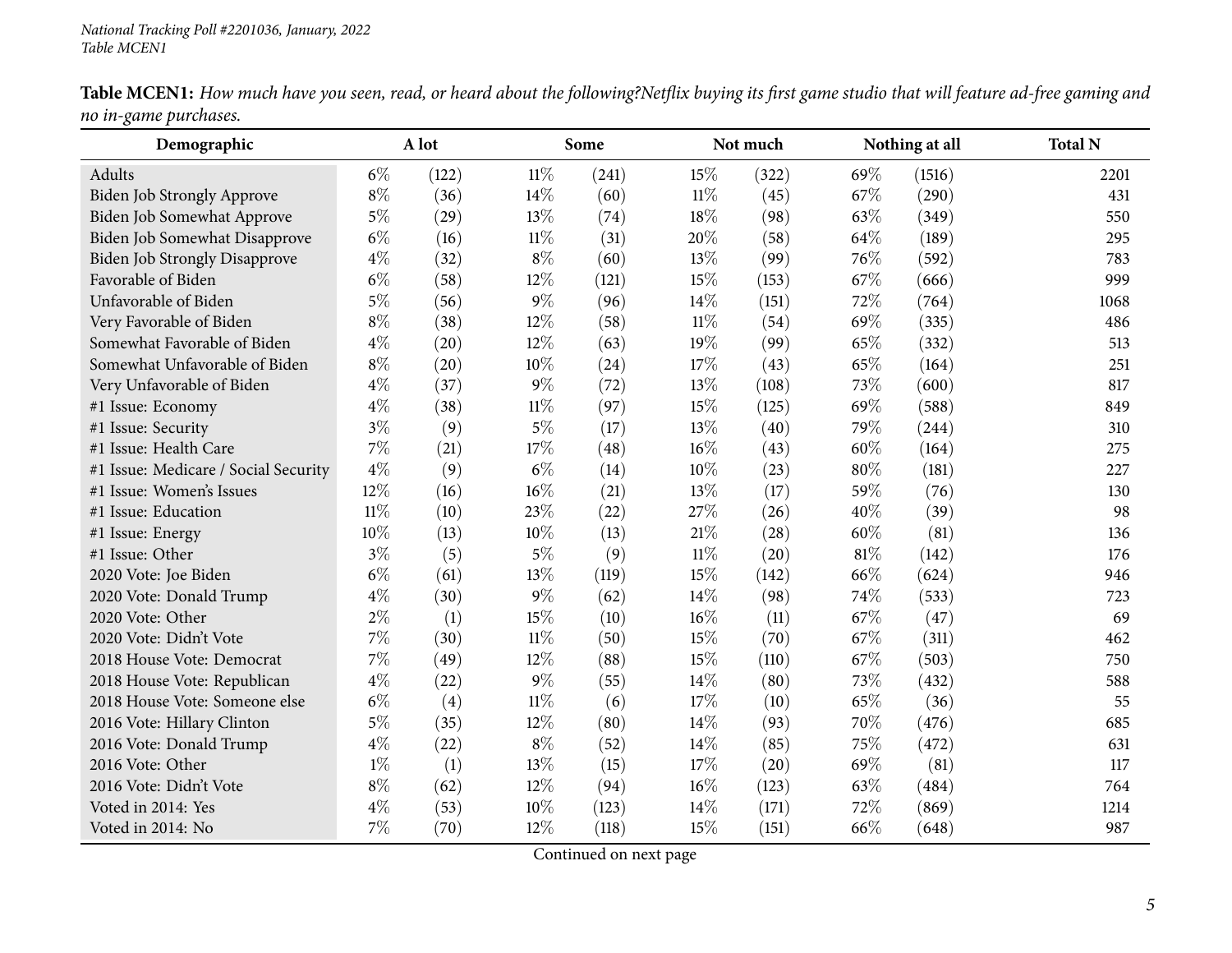**Table MCEN1:** *How much have you seen, read, or heard about the following?Netflix buying its first game studio that will feature ad-free gaming and no in-game purchases.*

| Demographic | A lot | | Some | | Not much | | Nothing at all | | Total N |
|---|---|---|---|---|---|---|---|---|---|
| Adults | 6% | (122) | 11% | (241) | 15% | (322) | 69% | (1516) | 2201 |
| Biden Job Strongly Approve | 8% | (36) | 14% | (60) | 11% | (45) | 67% | (290) | 431 |
| Biden Job Somewhat Approve | 5% | (29) | 13% | (74) | 18% | (98) | 63% | (349) | 550 |
| Biden Job Somewhat Disapprove | 6% | (16) | 11% | (31) | 20% | (58) | 64% | (189) | 295 |
| Biden Job Strongly Disapprove | 4% | (32) | 8% | (60) | 13% | (99) | 76% | (592) | 783 |
| Favorable of Biden | 6% | (58) | 12% | (121) | 15% | (153) | 67% | (666) | 999 |
| Unfavorable of Biden | 5% | (56) | 9% | (96) | 14% | (151) | 72% | (764) | 1068 |
| Very Favorable of Biden | 8% | (38) | 12% | (58) | 11% | (54) | 69% | (335) | 486 |
| Somewhat Favorable of Biden | 4% | (20) | 12% | (63) | 19% | (99) | 65% | (332) | 513 |
| Somewhat Unfavorable of Biden | 8% | (20) | 10% | (24) | 17% | (43) | 65% | (164) | 251 |
| Very Unfavorable of Biden | 4% | (37) | 9% | (72) | 13% | (108) | 73% | (600) | 817 |
| #1 Issue: Economy | 4% | (38) | 11% | (97) | 15% | (125) | 69% | (588) | 849 |
| #1 Issue: Security | 3% | (9) | 5% | (17) | 13% | (40) | 79% | (244) | 310 |
| #1 Issue: Health Care | 7% | (21) | 17% | (48) | 16% | (43) | 60% | (164) | 275 |
| #1 Issue: Medicare / Social Security | 4% | (9) | 6% | (14) | 10% | (23) | 80% | (181) | 227 |
| #1 Issue: Women's Issues | 12% | (16) | 16% | (21) | 13% | (17) | 59% | (76) | 130 |
| #1 Issue: Education | 11% | (10) | 23% | (22) | 27% | (26) | 40% | (39) | 98 |
| #1 Issue: Energy | 10% | (13) | 10% | (13) | 21% | (28) | 60% | (81) | 136 |
| #1 Issue: Other | 3% | (5) | 5% | (9) | 11% | (20) | 81% | (142) | 176 |
| 2020 Vote: Joe Biden | 6% | (61) | 13% | (119) | 15% | (142) | 66% | (624) | 946 |
| 2020 Vote: Donald Trump | 4% | (30) | 9% | (62) | 14% | (98) | 74% | (533) | 723 |
| 2020 Vote: Other | 2% | (1) | 15% | (10) | 16% | (11) | 67% | (47) | 69 |
| 2020 Vote: Didn't Vote | 7% | (30) | 11% | (50) | 15% | (70) | 67% | (311) | 462 |
| 2018 House Vote: Democrat | 7% | (49) | 12% | (88) | 15% | (110) | 67% | (503) | 750 |
| 2018 House Vote: Republican | 4% | (22) | 9% | (55) | 14% | (80) | 73% | (432) | 588 |
| 2018 House Vote: Someone else | 6% | (4) | 11% | (6) | 17% | (10) | 65% | (36) | 55 |
| 2016 Vote: Hillary Clinton | 5% | (35) | 12% | (80) | 14% | (93) | 70% | (476) | 685 |
| 2016 Vote: Donald Trump | 4% | (22) | 8% | (52) | 14% | (85) | 75% | (472) | 631 |
| 2016 Vote: Other | 1% | (1) | 13% | (15) | 17% | (20) | 69% | (81) | 117 |
| 2016 Vote: Didn't Vote | 8% | (62) | 12% | (94) | 16% | (123) | 63% | (484) | 764 |
| Voted in 2014: Yes | 4% | (53) | 10% | (123) | 14% | (171) | 72% | (869) | 1214 |
| Voted in 2014: No | 7% | (70) | 12% | (118) | 15% | (151) | 66% | (648) | 987 |

Continued on next page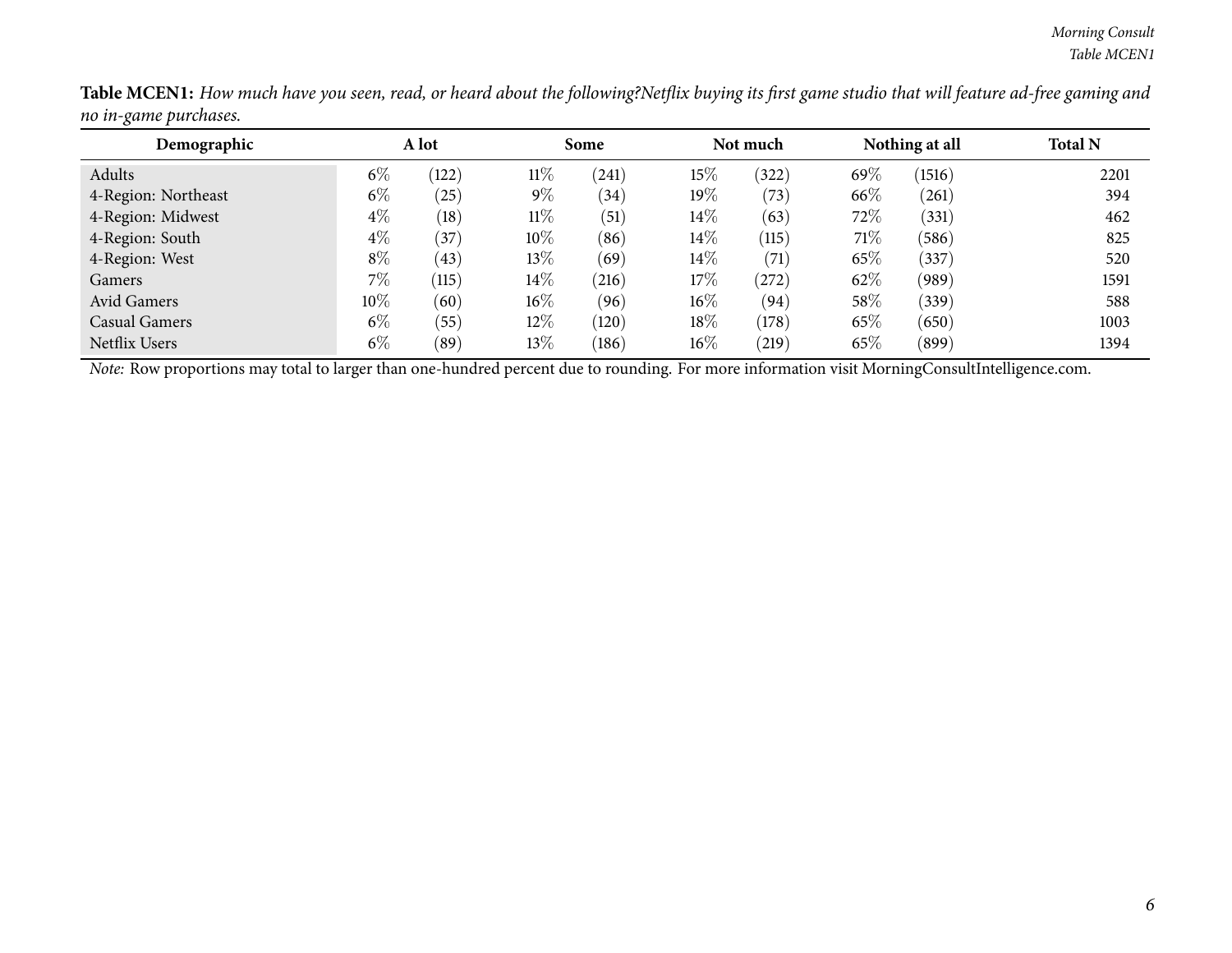**Table MCEN1:** *How much have you seen, read, or heard about the following?Netflix buying its first game studio that will feature ad-free gaming and no in-game purchases.*

| Demographic | A lot | | Some | | Not much | | Nothing at all | | Total N |
|---|---|---|---|---|---|---|---|---|---|
| Adults | 6% | (122) | 11% | (241) | 15% | (322) | 69% | (1516) | 2201 |
| 4-Region: Northeast | 6% | (25) | 9% | (34) | 19% | (73) | 66% | (261) | 394 |
| 4-Region: Midwest | 4% | (18) | 11% | (51) | 14% | (63) | 72% | (331) | 462 |
| 4-Region: South | 4% | (37) | 10% | (86) | 14% | (115) | 71% | (586) | 825 |
| 4-Region: West | 8% | (43) | 13% | (69) | 14% | (71) | 65% | (337) | 520 |
| Gamers | 7% | (115) | 14% | (216) | 17% | (272) | 62% | (989) | 1591 |
| Avid Gamers | 10% | (60) | 16% | (96) | 16% | (94) | 58% | (339) | 588 |
| Casual Gamers | 6% | (55) | 12% | (120) | 18% | (178) | 65% | (650) | 1003 |
| Netflix Users | 6% | (89) | 13% | (186) | 16% | (219) | 65% | (899) | 1394 |

*Note:* Row proportions may total to larger than one-hundred percent due to rounding. For more information visit MorningConsultIntelligence.com.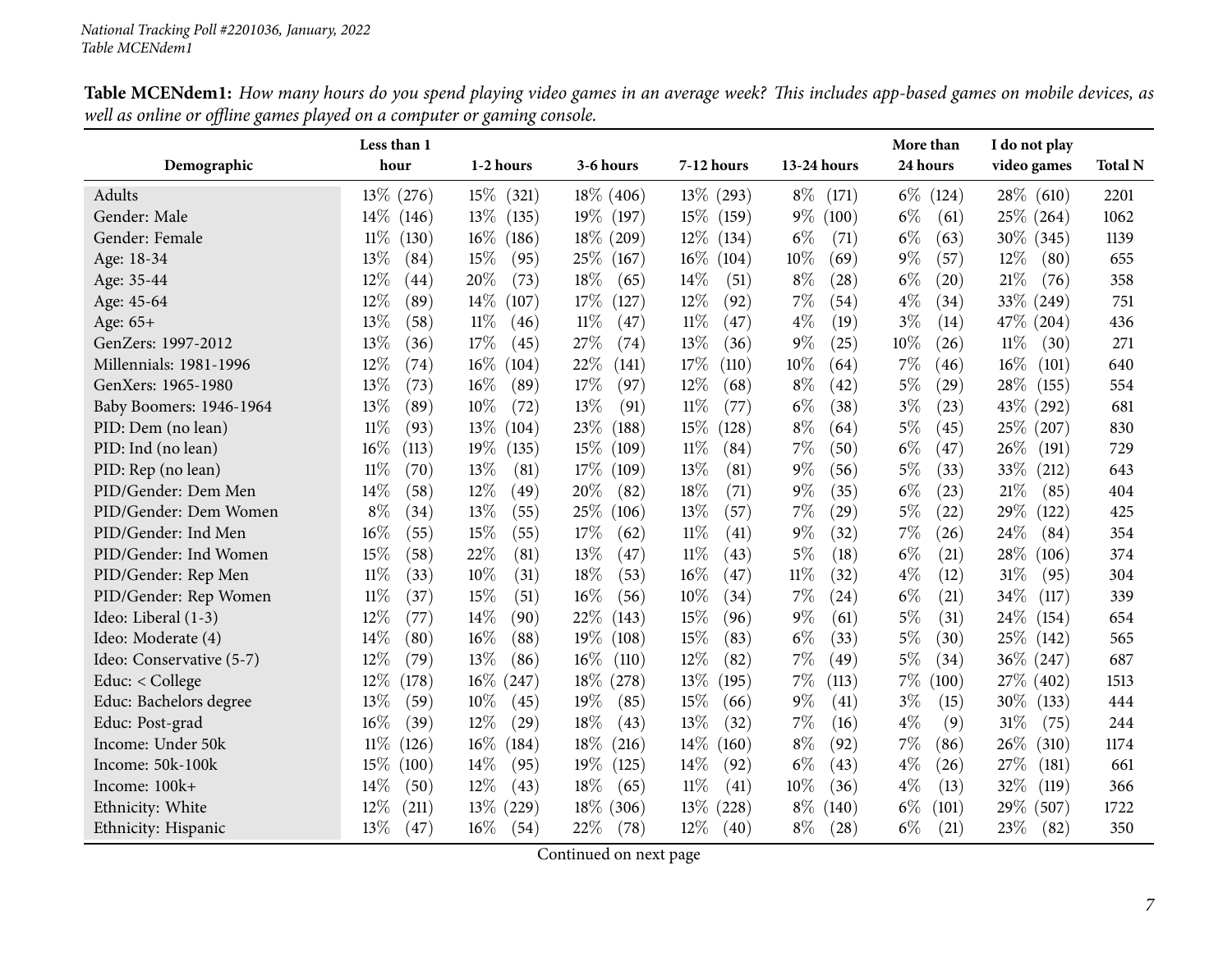National Tracking Poll #2201036, January, 2022
Table MCENdem1

**Table MCENdem1:** *How many hours do you spend playing video games in an average week? This includes app-based games on mobile devices, as well as online or offline games played on a computer or gaming console.*

| Demographic | Less than 1 hour | 1-2 hours | 3-6 hours | 7-12 hours | 13-24 hours | More than 24 hours | I do not play video games | Total N |
|---|---|---|---|---|---|---|---|---|
| Adults | 13% (276) | 15% (321) | 18% (406) | 13% (293) | 8% (171) | 6% (124) | 28% (610) | 2201 |
| Gender: Male | 14% (146) | 13% (135) | 19% (197) | 15% (159) | 9% (100) | 6% (61) | 25% (264) | 1062 |
| Gender: Female | 11% (130) | 16% (186) | 18% (209) | 12% (134) | 6% (71) | 6% (63) | 30% (345) | 1139 |
| Age: 18-34 | 13% (84) | 15% (95) | 25% (167) | 16% (104) | 10% (69) | 9% (57) | 12% (80) | 655 |
| Age: 35-44 | 12% (44) | 20% (73) | 18% (65) | 14% (51) | 8% (28) | 6% (20) | 21% (76) | 358 |
| Age: 45-64 | 12% (89) | 14% (107) | 17% (127) | 12% (92) | 7% (54) | 4% (34) | 33% (249) | 751 |
| Age: 65+ | 13% (58) | 11% (46) | 11% (47) | 11% (47) | 4% (19) | 3% (14) | 47% (204) | 436 |
| GenZers: 1997-2012 | 13% (36) | 17% (45) | 27% (74) | 13% (36) | 9% (25) | 10% (26) | 11% (30) | 271 |
| Millennials: 1981-1996 | 12% (74) | 16% (104) | 22% (141) | 17% (110) | 10% (64) | 7% (46) | 16% (101) | 640 |
| GenXers: 1965-1980 | 13% (73) | 16% (89) | 17% (97) | 12% (68) | 8% (42) | 5% (29) | 28% (155) | 554 |
| Baby Boomers: 1946-1964 | 13% (89) | 10% (72) | 13% (91) | 11% (77) | 6% (38) | 3% (23) | 43% (292) | 681 |
| PID: Dem (no lean) | 11% (93) | 13% (104) | 23% (188) | 15% (128) | 8% (64) | 5% (45) | 25% (207) | 830 |
| PID: Ind (no lean) | 16% (113) | 19% (135) | 15% (109) | 11% (84) | 7% (50) | 6% (47) | 26% (191) | 729 |
| PID: Rep (no lean) | 11% (70) | 13% (81) | 17% (109) | 13% (81) | 9% (56) | 5% (33) | 33% (212) | 643 |
| PID/Gender: Dem Men | 14% (58) | 12% (49) | 20% (82) | 18% (71) | 9% (35) | 6% (23) | 21% (85) | 404 |
| PID/Gender: Dem Women | 8% (34) | 13% (55) | 25% (106) | 13% (57) | 7% (29) | 5% (22) | 29% (122) | 425 |
| PID/Gender: Ind Men | 16% (55) | 15% (55) | 17% (62) | 11% (41) | 9% (32) | 7% (26) | 24% (84) | 354 |
| PID/Gender: Ind Women | 15% (58) | 22% (81) | 13% (47) | 11% (43) | 5% (18) | 6% (21) | 28% (106) | 374 |
| PID/Gender: Rep Men | 11% (33) | 10% (31) | 18% (53) | 16% (47) | 11% (32) | 4% (12) | 31% (95) | 304 |
| PID/Gender: Rep Women | 11% (37) | 15% (51) | 16% (56) | 10% (34) | 7% (24) | 6% (21) | 34% (117) | 339 |
| Ideo: Liberal (1-3) | 12% (77) | 14% (90) | 22% (143) | 15% (96) | 9% (61) | 5% (31) | 24% (154) | 654 |
| Ideo: Moderate (4) | 14% (80) | 16% (88) | 19% (108) | 15% (83) | 6% (33) | 5% (30) | 25% (142) | 565 |
| Ideo: Conservative (5-7) | 12% (79) | 13% (86) | 16% (110) | 12% (82) | 7% (49) | 5% (34) | 36% (247) | 687 |
| Educ: < College | 12% (178) | 16% (247) | 18% (278) | 13% (195) | 7% (113) | 7% (100) | 27% (402) | 1513 |
| Educ: Bachelors degree | 13% (59) | 10% (45) | 19% (85) | 15% (66) | 9% (41) | 3% (15) | 30% (133) | 444 |
| Educ: Post-grad | 16% (39) | 12% (29) | 18% (43) | 13% (32) | 7% (16) | 4% (9) | 31% (75) | 244 |
| Income: Under 50k | 11% (126) | 16% (184) | 18% (216) | 14% (160) | 8% (92) | 7% (86) | 26% (310) | 1174 |
| Income: 50k-100k | 15% (100) | 14% (95) | 19% (125) | 14% (92) | 6% (43) | 4% (26) | 27% (181) | 661 |
| Income: 100k+ | 14% (50) | 12% (43) | 18% (65) | 11% (41) | 10% (36) | 4% (13) | 32% (119) | 366 |
| Ethnicity: White | 12% (211) | 13% (229) | 18% (306) | 13% (228) | 8% (140) | 6% (101) | 29% (507) | 1722 |
| Ethnicity: Hispanic | 13% (47) | 16% (54) | 22% (78) | 12% (40) | 8% (28) | 6% (21) | 23% (82) | 350 |

Continued on next page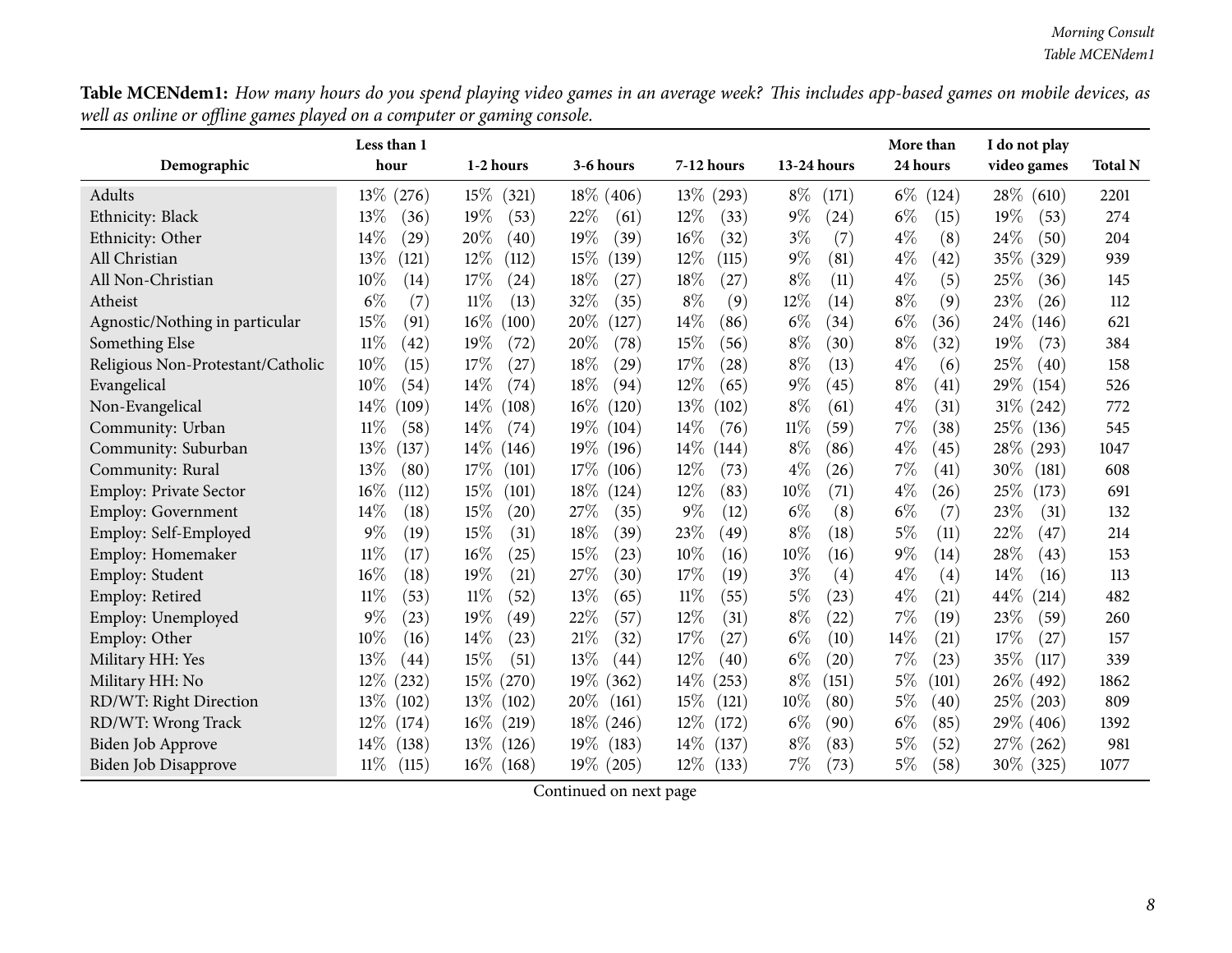**Table MCENdem1:** *How many hours do you spend playing video games in an average week? This includes app-based games on mobile devices, as well as online or offline games played on a computer or gaming console.*

| Demographic | Less than 1 hour | 1-2 hours | 3-6 hours | 7-12 hours | 13-24 hours | More than 24 hours | I do not play video games | Total N |
|---|---|---|---|---|---|---|---|---|
| Adults | 13% (276) | 15% (321) | 18% (406) | 13% (293) | 8% (171) | 6% (124) | 28% (610) | 2201 |
| Ethnicity: Black | 13% (36) | 19% (53) | 22% (61) | 12% (33) | 9% (24) | 6% (15) | 19% (53) | 274 |
| Ethnicity: Other | 14% (29) | 20% (40) | 19% (39) | 16% (32) | 3% (7) | 4% (8) | 24% (50) | 204 |
| All Christian | 13% (121) | 12% (112) | 15% (139) | 12% (115) | 9% (81) | 4% (42) | 35% (329) | 939 |
| All Non-Christian | 10% (14) | 17% (24) | 18% (27) | 18% (27) | 8% (11) | 4% (5) | 25% (36) | 145 |
| Atheist | 6% (7) | 11% (13) | 32% (35) | 8% (9) | 12% (14) | 8% (9) | 23% (26) | 112 |
| Agnostic/Nothing in particular | 15% (91) | 16% (100) | 20% (127) | 14% (86) | 6% (34) | 6% (36) | 24% (146) | 621 |
| Something Else | 11% (42) | 19% (72) | 20% (78) | 15% (56) | 8% (30) | 8% (32) | 19% (73) | 384 |
| Religious Non-Protestant/Catholic | 10% (15) | 17% (27) | 18% (29) | 17% (28) | 8% (13) | 4% (6) | 25% (40) | 158 |
| Evangelical | 10% (54) | 14% (74) | 18% (94) | 12% (65) | 9% (45) | 8% (41) | 29% (154) | 526 |
| Non-Evangelical | 14% (109) | 14% (108) | 16% (120) | 13% (102) | 8% (61) | 4% (31) | 31% (242) | 772 |
| Community: Urban | 11% (58) | 14% (74) | 19% (104) | 14% (76) | 11% (59) | 7% (38) | 25% (136) | 545 |
| Community: Suburban | 13% (137) | 14% (146) | 19% (196) | 14% (144) | 8% (86) | 4% (45) | 28% (293) | 1047 |
| Community: Rural | 13% (80) | 17% (101) | 17% (106) | 12% (73) | 4% (26) | 7% (41) | 30% (181) | 608 |
| Employ: Private Sector | 16% (112) | 15% (101) | 18% (124) | 12% (83) | 10% (71) | 4% (26) | 25% (173) | 691 |
| Employ: Government | 14% (18) | 15% (20) | 27% (35) | 9% (12) | 6% (8) | 6% (7) | 23% (31) | 132 |
| Employ: Self-Employed | 9% (19) | 15% (31) | 18% (39) | 23% (49) | 8% (18) | 5% (11) | 22% (47) | 214 |
| Employ: Homemaker | 11% (17) | 16% (25) | 15% (23) | 10% (16) | 10% (16) | 9% (14) | 28% (43) | 153 |
| Employ: Student | 16% (18) | 19% (21) | 27% (30) | 17% (19) | 3% (4) | 4% (4) | 14% (16) | 113 |
| Employ: Retired | 11% (53) | 11% (52) | 13% (65) | 11% (55) | 5% (23) | 4% (21) | 44% (214) | 482 |
| Employ: Unemployed | 9% (23) | 19% (49) | 22% (57) | 12% (31) | 8% (22) | 7% (19) | 23% (59) | 260 |
| Employ: Other | 10% (16) | 14% (23) | 21% (32) | 17% (27) | 6% (10) | 14% (21) | 17% (27) | 157 |
| Military HH: Yes | 13% (44) | 15% (51) | 13% (44) | 12% (40) | 6% (20) | 7% (23) | 35% (117) | 339 |
| Military HH: No | 12% (232) | 15% (270) | 19% (362) | 14% (253) | 8% (151) | 5% (101) | 26% (492) | 1862 |
| RD/WT: Right Direction | 13% (102) | 13% (102) | 20% (161) | 15% (121) | 10% (80) | 5% (40) | 25% (203) | 809 |
| RD/WT: Wrong Track | 12% (174) | 16% (219) | 18% (246) | 12% (172) | 6% (90) | 6% (85) | 29% (406) | 1392 |
| Biden Job Approve | 14% (138) | 13% (126) | 19% (183) | 14% (137) | 8% (83) | 5% (52) | 27% (262) | 981 |
| Biden Job Disapprove | 11% (115) | 16% (168) | 19% (205) | 12% (133) | 7% (73) | 5% (58) | 30% (325) | 1077 |

Continued on next page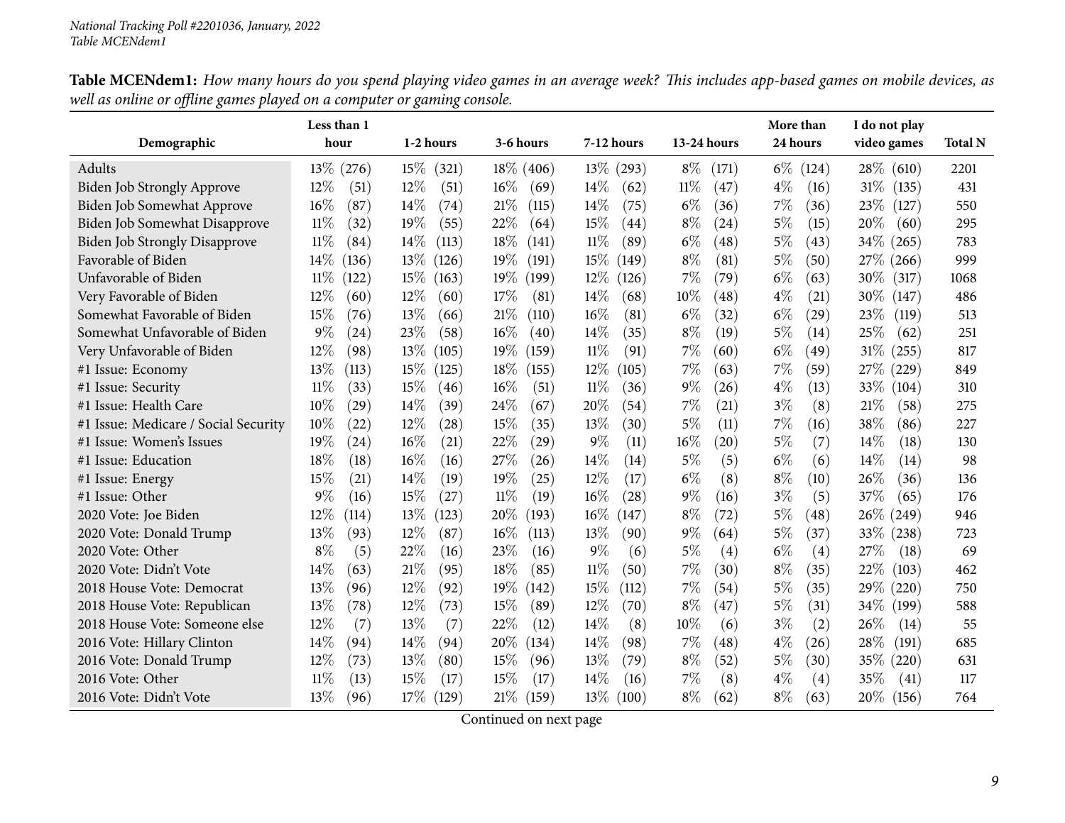**Table MCENdem1:** *How many hours do you spend playing video games in an average week? This includes app-based games on mobile devices, as well as online or offline games played on a computer or gaming console.*

| Demographic | Less than 1 hour | 1-2 hours | 3-6 hours | 7-12 hours | 13-24 hours | More than 24 hours | I do not play video games | Total N |
|---|---|---|---|---|---|---|---|---|
| Adults | 13% (276) | 15% (321) | 18% (406) | 13% (293) | 8% (171) | 6% (124) | 28% (610) | 2201 |
| Biden Job Strongly Approve | 12% (51) | 12% (51) | 16% (69) | 14% (62) | 11% (47) | 4% (16) | 31% (135) | 431 |
| Biden Job Somewhat Approve | 16% (87) | 14% (74) | 21% (115) | 14% (75) | 6% (36) | 7% (36) | 23% (127) | 550 |
| Biden Job Somewhat Disapprove | 11% (32) | 19% (55) | 22% (64) | 15% (44) | 8% (24) | 5% (15) | 20% (60) | 295 |
| Biden Job Strongly Disapprove | 11% (84) | 14% (113) | 18% (141) | 11% (89) | 6% (48) | 5% (43) | 34% (265) | 783 |
| Favorable of Biden | 14% (136) | 13% (126) | 19% (191) | 15% (149) | 8% (81) | 5% (50) | 27% (266) | 999 |
| Unfavorable of Biden | 11% (122) | 15% (163) | 19% (199) | 12% (126) | 7% (79) | 6% (63) | 30% (317) | 1068 |
| Very Favorable of Biden | 12% (60) | 12% (60) | 17% (81) | 14% (68) | 10% (48) | 4% (21) | 30% (147) | 486 |
| Somewhat Favorable of Biden | 15% (76) | 13% (66) | 21% (110) | 16% (81) | 6% (32) | 6% (29) | 23% (119) | 513 |
| Somewhat Unfavorable of Biden | 9% (24) | 23% (58) | 16% (40) | 14% (35) | 8% (19) | 5% (14) | 25% (62) | 251 |
| Very Unfavorable of Biden | 12% (98) | 13% (105) | 19% (159) | 11% (91) | 7% (60) | 6% (49) | 31% (255) | 817 |
| #1 Issue: Economy | 13% (113) | 15% (125) | 18% (155) | 12% (105) | 7% (63) | 7% (59) | 27% (229) | 849 |
| #1 Issue: Security | 11% (33) | 15% (46) | 16% (51) | 11% (36) | 9% (26) | 4% (13) | 33% (104) | 310 |
| #1 Issue: Health Care | 10% (29) | 14% (39) | 24% (67) | 20% (54) | 7% (21) | 3% (8) | 21% (58) | 275 |
| #1 Issue: Medicare / Social Security | 10% (22) | 12% (28) | 15% (35) | 13% (30) | 5% (11) | 7% (16) | 38% (86) | 227 |
| #1 Issue: Women's Issues | 19% (24) | 16% (21) | 22% (29) | 9% (11) | 16% (20) | 5% (7) | 14% (18) | 130 |
| #1 Issue: Education | 18% (18) | 16% (16) | 27% (26) | 14% (14) | 5% (5) | 6% (6) | 14% (14) | 98 |
| #1 Issue: Energy | 15% (21) | 14% (19) | 19% (25) | 12% (17) | 6% (8) | 8% (10) | 26% (36) | 136 |
| #1 Issue: Other | 9% (16) | 15% (27) | 11% (19) | 16% (28) | 9% (16) | 3% (5) | 37% (65) | 176 |
| 2020 Vote: Joe Biden | 12% (114) | 13% (123) | 20% (193) | 16% (147) | 8% (72) | 5% (48) | 26% (249) | 946 |
| 2020 Vote: Donald Trump | 13% (93) | 12% (87) | 16% (113) | 13% (90) | 9% (64) | 5% (37) | 33% (238) | 723 |
| 2020 Vote: Other | 8% (5) | 22% (16) | 23% (16) | 9% (6) | 5% (4) | 6% (4) | 27% (18) | 69 |
| 2020 Vote: Didn't Vote | 14% (63) | 21% (95) | 18% (85) | 11% (50) | 7% (30) | 8% (35) | 22% (103) | 462 |
| 2018 House Vote: Democrat | 13% (96) | 12% (92) | 19% (142) | 15% (112) | 7% (54) | 5% (35) | 29% (220) | 750 |
| 2018 House Vote: Republican | 13% (78) | 12% (73) | 15% (89) | 12% (70) | 8% (47) | 5% (31) | 34% (199) | 588 |
| 2018 House Vote: Someone else | 12% (7) | 13% (7) | 22% (12) | 14% (8) | 10% (6) | 3% (2) | 26% (14) | 55 |
| 2016 Vote: Hillary Clinton | 14% (94) | 14% (94) | 20% (134) | 14% (98) | 7% (48) | 4% (26) | 28% (191) | 685 |
| 2016 Vote: Donald Trump | 12% (73) | 13% (80) | 15% (96) | 13% (79) | 8% (52) | 5% (30) | 35% (220) | 631 |
| 2016 Vote: Other | 11% (13) | 15% (17) | 15% (17) | 14% (16) | 7% (8) | 4% (4) | 35% (41) | 117 |
| 2016 Vote: Didn't Vote | 13% (96) | 17% (129) | 21% (159) | 13% (100) | 8% (62) | 8% (63) | 20% (156) | 764 |

Continued on next page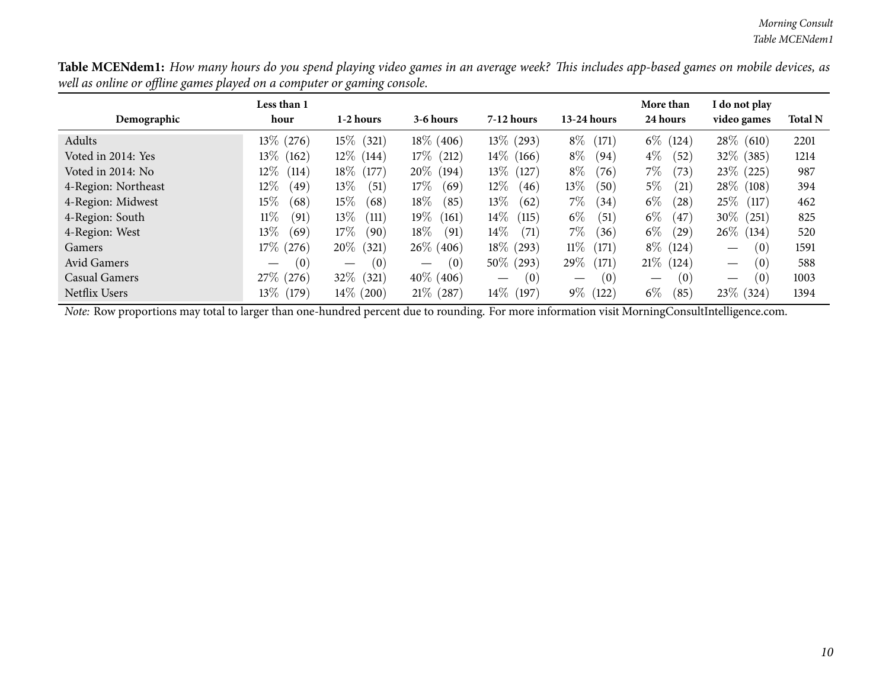**Table MCENdem1:** *How many hours do you spend playing video games in an average week? This includes app-based games on mobile devices, as well as online or offline games played on a computer or gaming console.*

| Demographic | Less than 1 hour | 1-2 hours | 3-6 hours | 7-12 hours | 13-24 hours | More than 24 hours | I do not play video games | Total N |
|---|---|---|---|---|---|---|---|---|
| Adults | 13% (276) | 15% (321) | 18% (406) | 13% (293) | 8% (171) | 6% (124) | 28% (610) | 2201 |
| Voted in 2014: Yes | 13% (162) | 12% (144) | 17% (212) | 14% (166) | 8% (94) | 4% (52) | 32% (385) | 1214 |
| Voted in 2014: No | 12% (114) | 18% (177) | 20% (194) | 13% (127) | 8% (76) | 7% (73) | 23% (225) | 987 |
| 4-Region: Northeast | 12% (49) | 13% (51) | 17% (69) | 12% (46) | 13% (50) | 5% (21) | 28% (108) | 394 |
| 4-Region: Midwest | 15% (68) | 15% (68) | 18% (85) | 13% (62) | 7% (34) | 6% (28) | 25% (117) | 462 |
| 4-Region: South | 11% (91) | 13% (111) | 19% (161) | 14% (115) | 6% (51) | 6% (47) | 30% (251) | 825 |
| 4-Region: West | 13% (69) | 17% (90) | 18% (91) | 14% (71) | 7% (36) | 6% (29) | 26% (134) | 520 |
| Gamers | 17% (276) | 20% (321) | 26% (406) | 18% (293) | 11% (171) | 8% (124) | — (0) | 1591 |
| Avid Gamers | — (0) | — (0) | — (0) | 50% (293) | 29% (171) | 21% (124) | — (0) | 588 |
| Casual Gamers | 27% (276) | 32% (321) | 40% (406) | — (0) | — (0) | — (0) | — (0) | 1003 |
| Netflix Users | 13% (179) | 14% (200) | 21% (287) | 14% (197) | 9% (122) | 6% (85) | 23% (324) | 1394 |

*Note:* Row proportions may total to larger than one-hundred percent due to rounding. For more information visit MorningConsultIntelligence.com.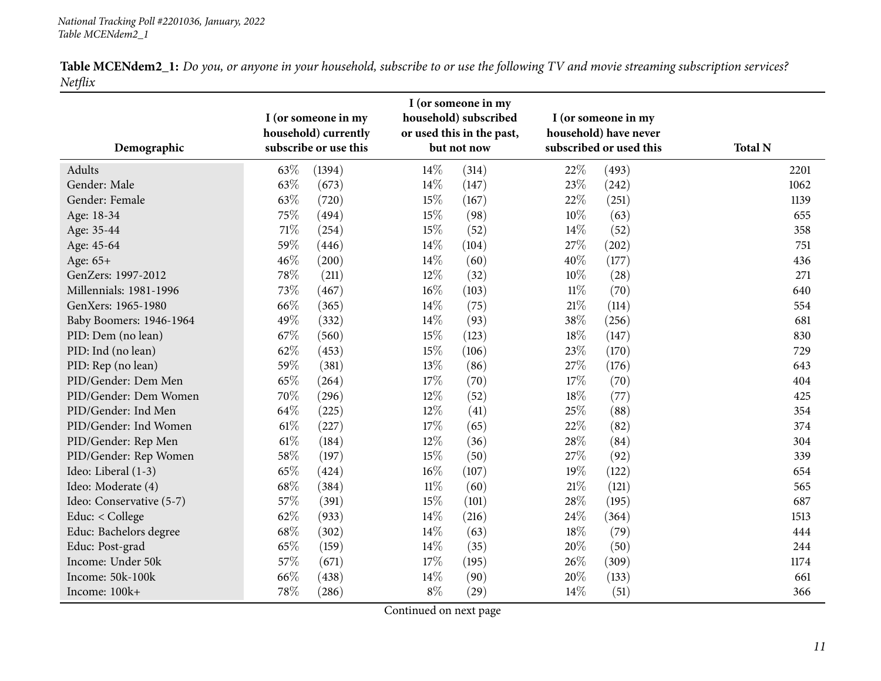**Table MCENdem2_1:** *Do you, or anyone in your household, subscribe to or use the following TV and movie streaming subscription services? Netflix*

| Demographic | I (or someone in my household) currently subscribe or use this | I (or someone in my household) subscribed or used this in the past, but not now | I (or someone in my household) have never subscribed or used this | Total N |
|---|---|---|---|---|
| Adults | 63% (1394) | 14% (314) | 22% (493) | 2201 |
| Gender: Male | 63% (673) | 14% (147) | 23% (242) | 1062 |
| Gender: Female | 63% (720) | 15% (167) | 22% (251) | 1139 |
| Age: 18-34 | 75% (494) | 15% (98) | 10% (63) | 655 |
| Age: 35-44 | 71% (254) | 15% (52) | 14% (52) | 358 |
| Age: 45-64 | 59% (446) | 14% (104) | 27% (202) | 751 |
| Age: 65+ | 46% (200) | 14% (60) | 40% (177) | 436 |
| GenZers: 1997-2012 | 78% (211) | 12% (32) | 10% (28) | 271 |
| Millennials: 1981-1996 | 73% (467) | 16% (103) | 11% (70) | 640 |
| GenXers: 1965-1980 | 66% (365) | 14% (75) | 21% (114) | 554 |
| Baby Boomers: 1946-1964 | 49% (332) | 14% (93) | 38% (256) | 681 |
| PID: Dem (no lean) | 67% (560) | 15% (123) | 18% (147) | 830 |
| PID: Ind (no lean) | 62% (453) | 15% (106) | 23% (170) | 729 |
| PID: Rep (no lean) | 59% (381) | 13% (86) | 27% (176) | 643 |
| PID/Gender: Dem Men | 65% (264) | 17% (70) | 17% (70) | 404 |
| PID/Gender: Dem Women | 70% (296) | 12% (52) | 18% (77) | 425 |
| PID/Gender: Ind Men | 64% (225) | 12% (41) | 25% (88) | 354 |
| PID/Gender: Ind Women | 61% (227) | 17% (65) | 22% (82) | 374 |
| PID/Gender: Rep Men | 61% (184) | 12% (36) | 28% (84) | 304 |
| PID/Gender: Rep Women | 58% (197) | 15% (50) | 27% (92) | 339 |
| Ideo: Liberal (1-3) | 65% (424) | 16% (107) | 19% (122) | 654 |
| Ideo: Moderate (4) | 68% (384) | 11% (60) | 21% (121) | 565 |
| Ideo: Conservative (5-7) | 57% (391) | 15% (101) | 28% (195) | 687 |
| Educ: < College | 62% (933) | 14% (216) | 24% (364) | 1513 |
| Educ: Bachelors degree | 68% (302) | 14% (63) | 18% (79) | 444 |
| Educ: Post-grad | 65% (159) | 14% (35) | 20% (50) | 244 |
| Income: Under 50k | 57% (671) | 17% (195) | 26% (309) | 1174 |
| Income: 50k-100k | 66% (438) | 14% (90) | 20% (133) | 661 |
| Income: 100k+ | 78% (286) | 8% (29) | 14% (51) | 366 |

Continued on next page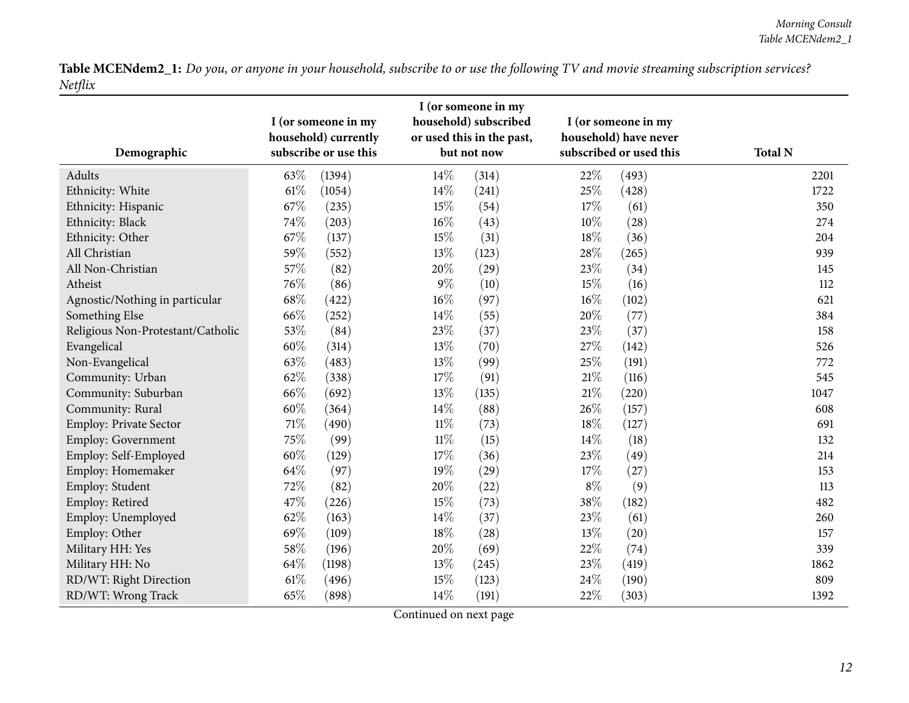**Table MCENdem2_1:** *Do you, or anyone in your household, subscribe to or use the following TV and movie streaming subscription services? Netflix*

| Demographic | I (or someone in my household) currently subscribe or use this | | I (or someone in my household) subscribed or used this in the past, but not now | | I (or someone in my household) have never subscribed or used this | | Total N |
|---|---|---|---|---|---|---|---|
| Adults | 63% | (1394) | 14% | (314) | 22% | (493) | 2201 |
| Ethnicity: White | 61% | (1054) | 14% | (241) | 25% | (428) | 1722 |
| Ethnicity: Hispanic | 67% | (235) | 15% | (54) | 17% | (61) | 350 |
| Ethnicity: Black | 74% | (203) | 16% | (43) | 10% | (28) | 274 |
| Ethnicity: Other | 67% | (137) | 15% | (31) | 18% | (36) | 204 |
| All Christian | 59% | (552) | 13% | (123) | 28% | (265) | 939 |
| All Non-Christian | 57% | (82) | 20% | (29) | 23% | (34) | 145 |
| Atheist | 76% | (86) | 9% | (10) | 15% | (16) | 112 |
| Agnostic/Nothing in particular | 68% | (422) | 16% | (97) | 16% | (102) | 621 |
| Something Else | 66% | (252) | 14% | (55) | 20% | (77) | 384 |
| Religious Non-Protestant/Catholic | 53% | (84) | 23% | (37) | 23% | (37) | 158 |
| Evangelical | 60% | (314) | 13% | (70) | 27% | (142) | 526 |
| Non-Evangelical | 63% | (483) | 13% | (99) | 25% | (191) | 772 |
| Community: Urban | 62% | (338) | 17% | (91) | 21% | (116) | 545 |
| Community: Suburban | 66% | (692) | 13% | (135) | 21% | (220) | 1047 |
| Community: Rural | 60% | (364) | 14% | (88) | 26% | (157) | 608 |
| Employ: Private Sector | 71% | (490) | 11% | (73) | 18% | (127) | 691 |
| Employ: Government | 75% | (99) | 11% | (15) | 14% | (18) | 132 |
| Employ: Self-Employed | 60% | (129) | 17% | (36) | 23% | (49) | 214 |
| Employ: Homemaker | 64% | (97) | 19% | (29) | 17% | (27) | 153 |
| Employ: Student | 72% | (82) | 20% | (22) | 8% | (9) | 113 |
| Employ: Retired | 47% | (226) | 15% | (73) | 38% | (182) | 482 |
| Employ: Unemployed | 62% | (163) | 14% | (37) | 23% | (61) | 260 |
| Employ: Other | 69% | (109) | 18% | (28) | 13% | (20) | 157 |
| Military HH: Yes | 58% | (196) | 20% | (69) | 22% | (74) | 339 |
| Military HH: No | 64% | (1198) | 13% | (245) | 23% | (419) | 1862 |
| RD/WT: Right Direction | 61% | (496) | 15% | (123) | 24% | (190) | 809 |
| RD/WT: Wrong Track | 65% | (898) | 14% | (191) | 22% | (303) | 1392 |

Continued on next page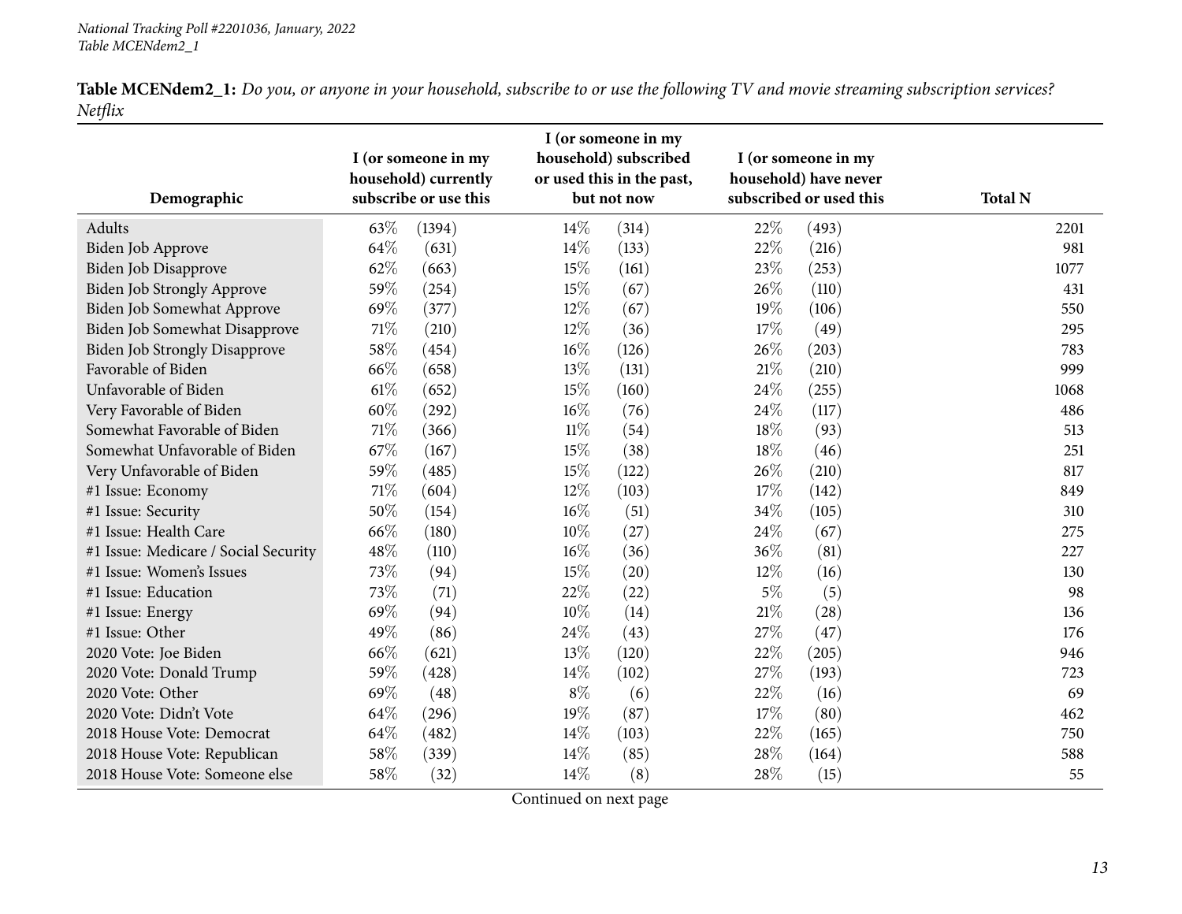**Table MCENdem2_1:** *Do you, or anyone in your household, subscribe to or use the following TV and movie streaming subscription services? Netflix*

| Demographic | I (or someone in my household) currently subscribe or use this | I (or someone in my household) subscribed or used this in the past, but not now | I (or someone in my household) have never subscribed or used this | Total N |
|---|---|---|---|---|
| Adults | 63% (1394) | 14% (314) | 22% (493) | 2201 |
| Biden Job Approve | 64% (631) | 14% (133) | 22% (216) | 981 |
| Biden Job Disapprove | 62% (663) | 15% (161) | 23% (253) | 1077 |
| Biden Job Strongly Approve | 59% (254) | 15% (67) | 26% (110) | 431 |
| Biden Job Somewhat Approve | 69% (377) | 12% (67) | 19% (106) | 550 |
| Biden Job Somewhat Disapprove | 71% (210) | 12% (36) | 17% (49) | 295 |
| Biden Job Strongly Disapprove | 58% (454) | 16% (126) | 26% (203) | 783 |
| Favorable of Biden | 66% (658) | 13% (131) | 21% (210) | 999 |
| Unfavorable of Biden | 61% (652) | 15% (160) | 24% (255) | 1068 |
| Very Favorable of Biden | 60% (292) | 16% (76) | 24% (117) | 486 |
| Somewhat Favorable of Biden | 71% (366) | 11% (54) | 18% (93) | 513 |
| Somewhat Unfavorable of Biden | 67% (167) | 15% (38) | 18% (46) | 251 |
| Very Unfavorable of Biden | 59% (485) | 15% (122) | 26% (210) | 817 |
| #1 Issue: Economy | 71% (604) | 12% (103) | 17% (142) | 849 |
| #1 Issue: Security | 50% (154) | 16% (51) | 34% (105) | 310 |
| #1 Issue: Health Care | 66% (180) | 10% (27) | 24% (67) | 275 |
| #1 Issue: Medicare / Social Security | 48% (110) | 16% (36) | 36% (81) | 227 |
| #1 Issue: Women's Issues | 73% (94) | 15% (20) | 12% (16) | 130 |
| #1 Issue: Education | 73% (71) | 22% (22) | 5% (5) | 98 |
| #1 Issue: Energy | 69% (94) | 10% (14) | 21% (28) | 136 |
| #1 Issue: Other | 49% (86) | 24% (43) | 27% (47) | 176 |
| 2020 Vote: Joe Biden | 66% (621) | 13% (120) | 22% (205) | 946 |
| 2020 Vote: Donald Trump | 59% (428) | 14% (102) | 27% (193) | 723 |
| 2020 Vote: Other | 69% (48) | 8% (6) | 22% (16) | 69 |
| 2020 Vote: Didn't Vote | 64% (296) | 19% (87) | 17% (80) | 462 |
| 2018 House Vote: Democrat | 64% (482) | 14% (103) | 22% (165) | 750 |
| 2018 House Vote: Republican | 58% (339) | 14% (85) | 28% (164) | 588 |
| 2018 House Vote: Someone else | 58% (32) | 14% (8) | 28% (15) | 55 |

Continued on next page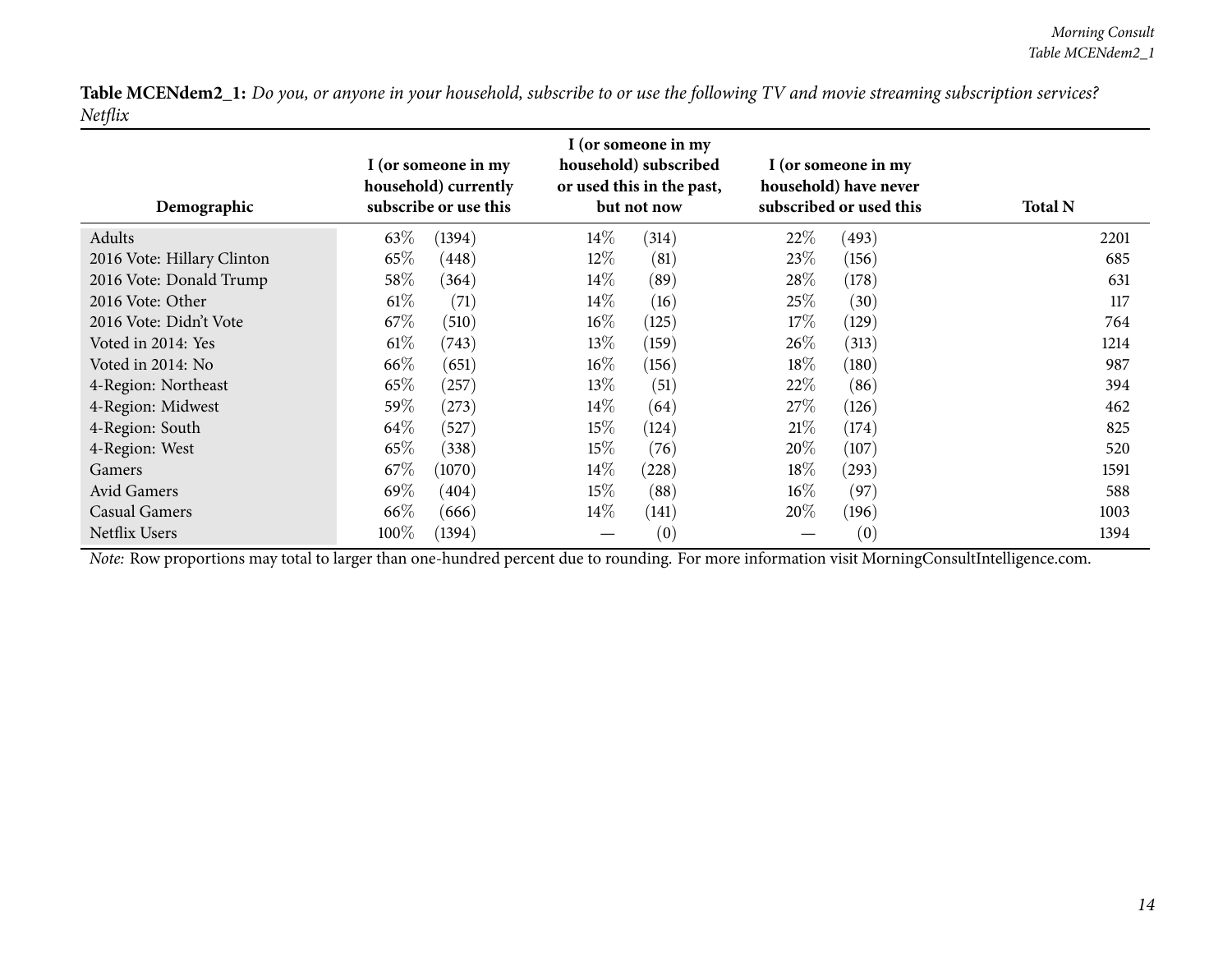**Table MCENdem2_1:** *Do you, or anyone in your household, subscribe to or use the following TV and movie streaming subscription services? Netflix*

| Demographic | I (or someone in my household) currently subscribe or use this | I (or someone in my household) subscribed or used this in the past, but not now | I (or someone in my household) have never subscribed or used this | Total N |
|---|---|---|---|---|
| Adults | 63% (1394) | 14% (314) | 22% (493) | 2201 |
| 2016 Vote: Hillary Clinton | 65% (448) | 12% (81) | 23% (156) | 685 |
| 2016 Vote: Donald Trump | 58% (364) | 14% (89) | 28% (178) | 631 |
| 2016 Vote: Other | 61% (71) | 14% (16) | 25% (30) | 117 |
| 2016 Vote: Didn't Vote | 67% (510) | 16% (125) | 17% (129) | 764 |
| Voted in 2014: Yes | 61% (743) | 13% (159) | 26% (313) | 1214 |
| Voted in 2014: No | 66% (651) | 16% (156) | 18% (180) | 987 |
| 4-Region: Northeast | 65% (257) | 13% (51) | 22% (86) | 394 |
| 4-Region: Midwest | 59% (273) | 14% (64) | 27% (126) | 462 |
| 4-Region: South | 64% (527) | 15% (124) | 21% (174) | 825 |
| 4-Region: West | 65% (338) | 15% (76) | 20% (107) | 520 |
| Gamers | 67% (1070) | 14% (228) | 18% (293) | 1591 |
| Avid Gamers | 69% (404) | 15% (88) | 16% (97) | 588 |
| Casual Gamers | 66% (666) | 14% (141) | 20% (196) | 1003 |
| Netflix Users | 100% (1394) | — (0) | — (0) | 1394 |

*Note:* Row proportions may total to larger than one-hundred percent due to rounding. For more information visit MorningConsultIntelligence.com.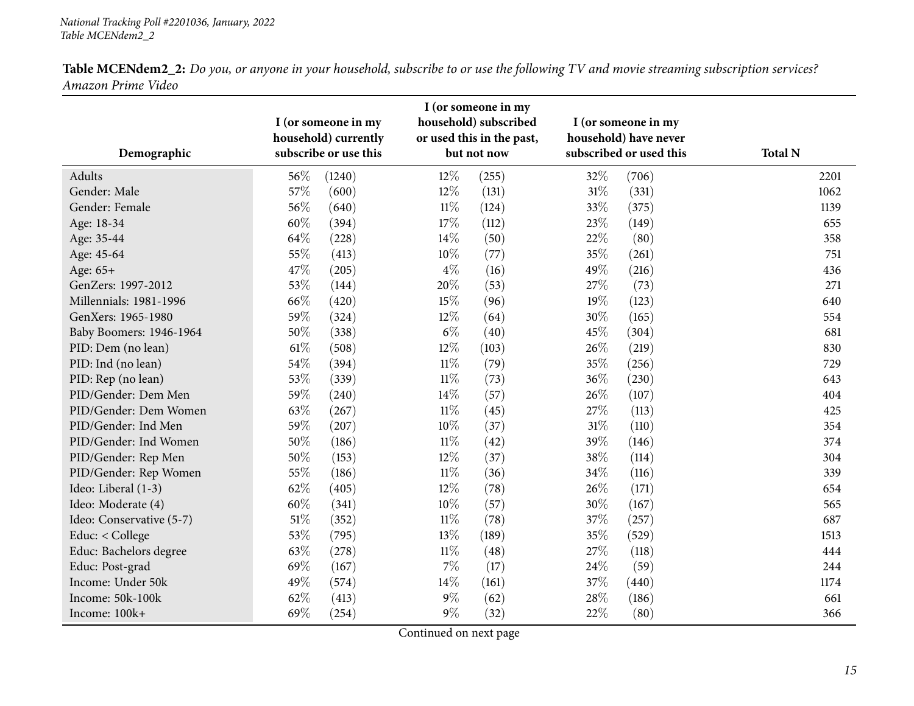**Table MCENdem2_2:** *Do you, or anyone in your household, subscribe to or use the following TV and movie streaming subscription services? Amazon Prime Video*

| Demographic | I (or someone in my household) currently subscribe or use this | I (or someone in my household) subscribed or used this in the past, but not now | I (or someone in my household) have never subscribed or used this | Total N |
|---|---|---|---|---|
| Adults | 56% (1240) | 12% (255) | 32% (706) | 2201 |
| Gender: Male | 57% (600) | 12% (131) | 31% (331) | 1062 |
| Gender: Female | 56% (640) | 11% (124) | 33% (375) | 1139 |
| Age: 18-34 | 60% (394) | 17% (112) | 23% (149) | 655 |
| Age: 35-44 | 64% (228) | 14% (50) | 22% (80) | 358 |
| Age: 45-64 | 55% (413) | 10% (77) | 35% (261) | 751 |
| Age: 65+ | 47% (205) | 4% (16) | 49% (216) | 436 |
| GenZers: 1997-2012 | 53% (144) | 20% (53) | 27% (73) | 271 |
| Millennials: 1981-1996 | 66% (420) | 15% (96) | 19% (123) | 640 |
| GenXers: 1965-1980 | 59% (324) | 12% (64) | 30% (165) | 554 |
| Baby Boomers: 1946-1964 | 50% (338) | 6% (40) | 45% (304) | 681 |
| PID: Dem (no lean) | 61% (508) | 12% (103) | 26% (219) | 830 |
| PID: Ind (no lean) | 54% (394) | 11% (79) | 35% (256) | 729 |
| PID: Rep (no lean) | 53% (339) | 11% (73) | 36% (230) | 643 |
| PID/Gender: Dem Men | 59% (240) | 14% (57) | 26% (107) | 404 |
| PID/Gender: Dem Women | 63% (267) | 11% (45) | 27% (113) | 425 |
| PID/Gender: Ind Men | 59% (207) | 10% (37) | 31% (110) | 354 |
| PID/Gender: Ind Women | 50% (186) | 11% (42) | 39% (146) | 374 |
| PID/Gender: Rep Men | 50% (153) | 12% (37) | 38% (114) | 304 |
| PID/Gender: Rep Women | 55% (186) | 11% (36) | 34% (116) | 339 |
| Ideo: Liberal (1-3) | 62% (405) | 12% (78) | 26% (171) | 654 |
| Ideo: Moderate (4) | 60% (341) | 10% (57) | 30% (167) | 565 |
| Ideo: Conservative (5-7) | 51% (352) | 11% (78) | 37% (257) | 687 |
| Educ: < College | 53% (795) | 13% (189) | 35% (529) | 1513 |
| Educ: Bachelors degree | 63% (278) | 11% (48) | 27% (118) | 444 |
| Educ: Post-grad | 69% (167) | 7% (17) | 24% (59) | 244 |
| Income: Under 50k | 49% (574) | 14% (161) | 37% (440) | 1174 |
| Income: 50k-100k | 62% (413) | 9% (62) | 28% (186) | 661 |
| Income: 100k+ | 69% (254) | 9% (32) | 22% (80) | 366 |

Continued on next page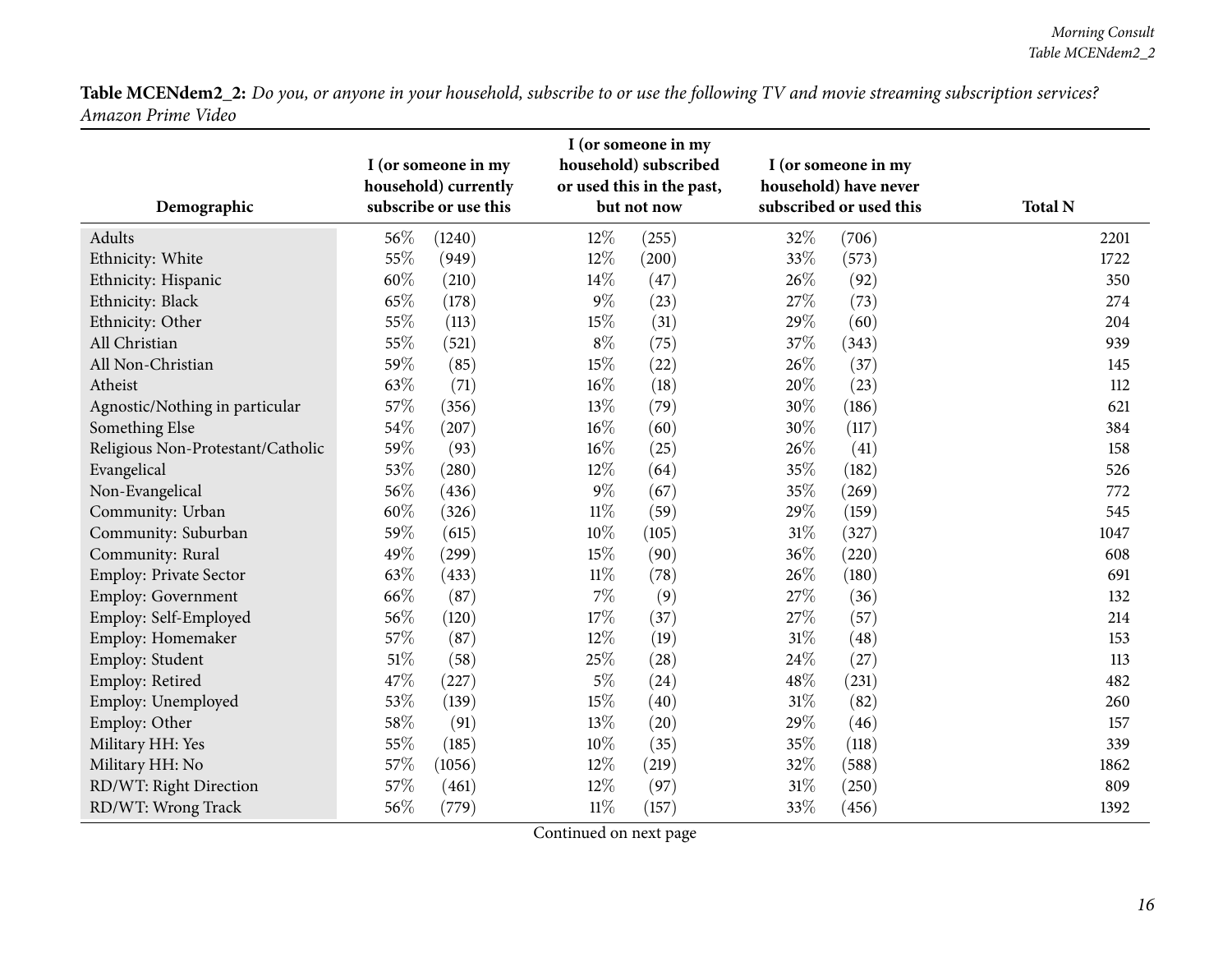**Table MCENdem2_2:** *Do you, or anyone in your household, subscribe to or use the following TV and movie streaming subscription services? Amazon Prime Video*

| Demographic | I (or someone in my household) currently subscribe or use this | | I (or someone in my household) subscribed or used this in the past, but not now | | I (or someone in my household) have never subscribed or used this | | Total N |
|---|---|---|---|---|---|---|---|
| Adults | 56% | (1240) | 12% | (255) | 32% | (706) | 2201 |
| Ethnicity: White | 55% | (949) | 12% | (200) | 33% | (573) | 1722 |
| Ethnicity: Hispanic | 60% | (210) | 14% | (47) | 26% | (92) | 350 |
| Ethnicity: Black | 65% | (178) | 9% | (23) | 27% | (73) | 274 |
| Ethnicity: Other | 55% | (113) | 15% | (31) | 29% | (60) | 204 |
| All Christian | 55% | (521) | 8% | (75) | 37% | (343) | 939 |
| All Non-Christian | 59% | (85) | 15% | (22) | 26% | (37) | 145 |
| Atheist | 63% | (71) | 16% | (18) | 20% | (23) | 112 |
| Agnostic/Nothing in particular | 57% | (356) | 13% | (79) | 30% | (186) | 621 |
| Something Else | 54% | (207) | 16% | (60) | 30% | (117) | 384 |
| Religious Non-Protestant/Catholic | 59% | (93) | 16% | (25) | 26% | (41) | 158 |
| Evangelical | 53% | (280) | 12% | (64) | 35% | (182) | 526 |
| Non-Evangelical | 56% | (436) | 9% | (67) | 35% | (269) | 772 |
| Community: Urban | 60% | (326) | 11% | (59) | 29% | (159) | 545 |
| Community: Suburban | 59% | (615) | 10% | (105) | 31% | (327) | 1047 |
| Community: Rural | 49% | (299) | 15% | (90) | 36% | (220) | 608 |
| Employ: Private Sector | 63% | (433) | 11% | (78) | 26% | (180) | 691 |
| Employ: Government | 66% | (87) | 7% | (9) | 27% | (36) | 132 |
| Employ: Self-Employed | 56% | (120) | 17% | (37) | 27% | (57) | 214 |
| Employ: Homemaker | 57% | (87) | 12% | (19) | 31% | (48) | 153 |
| Employ: Student | 51% | (58) | 25% | (28) | 24% | (27) | 113 |
| Employ: Retired | 47% | (227) | 5% | (24) | 48% | (231) | 482 |
| Employ: Unemployed | 53% | (139) | 15% | (40) | 31% | (82) | 260 |
| Employ: Other | 58% | (91) | 13% | (20) | 29% | (46) | 157 |
| Military HH: Yes | 55% | (185) | 10% | (35) | 35% | (118) | 339 |
| Military HH: No | 57% | (1056) | 12% | (219) | 32% | (588) | 1862 |
| RD/WT: Right Direction | 57% | (461) | 12% | (97) | 31% | (250) | 809 |
| RD/WT: Wrong Track | 56% | (779) | 11% | (157) | 33% | (456) | 1392 |

Continued on next page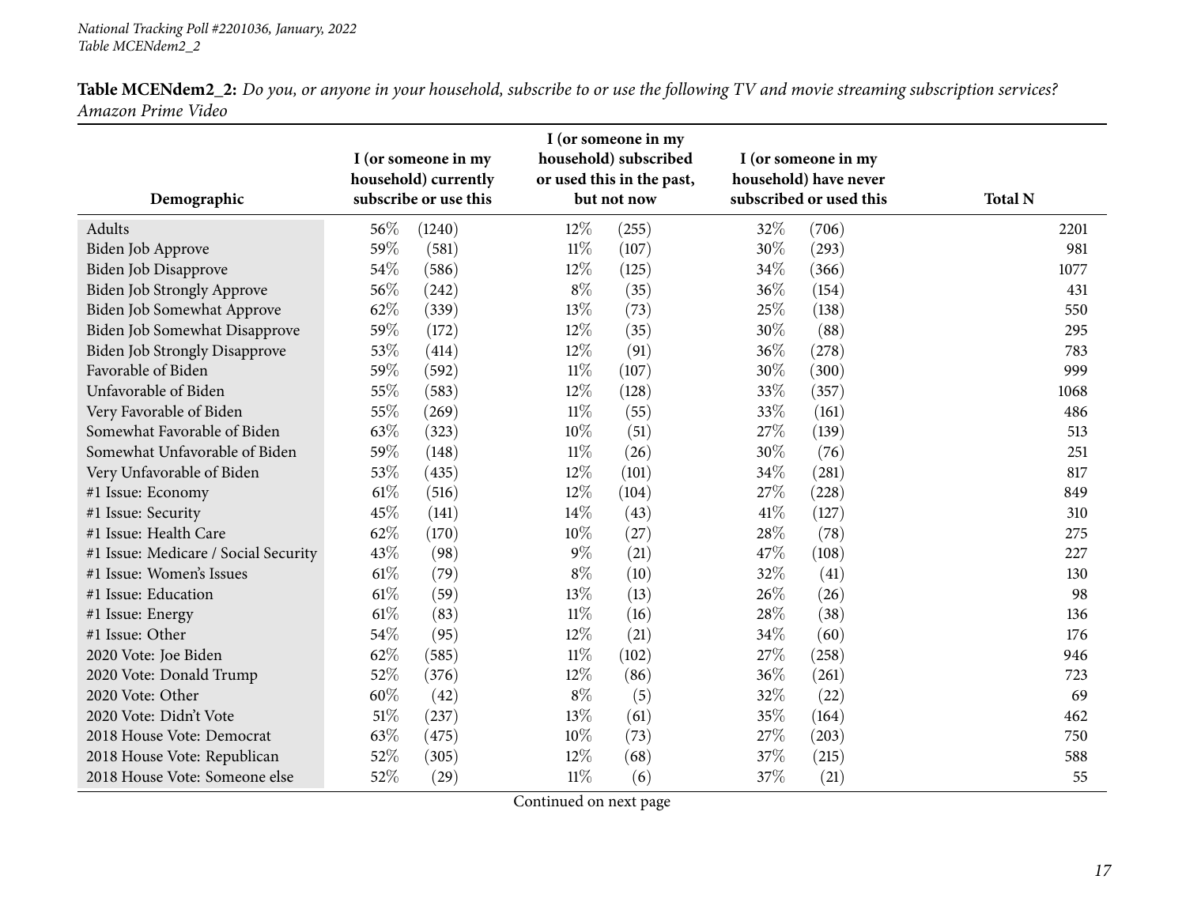**Table MCENdem2_2:** *Do you, or anyone in your household, subscribe to or use the following TV and movie streaming subscription services? Amazon Prime Video*

| Demographic | I (or someone in my household) currently subscribe or use this | | I (or someone in my household) subscribed or used this in the past, but not now | | I (or someone in my household) have never subscribed or used this | | Total N |
|---|---|---|---|---|---|---|---|
| Adults | 56% | (1240) | 12% | (255) | 32% | (706) | 2201 |
| Biden Job Approve | 59% | (581) | 11% | (107) | 30% | (293) | 981 |
| Biden Job Disapprove | 54% | (586) | 12% | (125) | 34% | (366) | 1077 |
| Biden Job Strongly Approve | 56% | (242) | 8% | (35) | 36% | (154) | 431 |
| Biden Job Somewhat Approve | 62% | (339) | 13% | (73) | 25% | (138) | 550 |
| Biden Job Somewhat Disapprove | 59% | (172) | 12% | (35) | 30% | (88) | 295 |
| Biden Job Strongly Disapprove | 53% | (414) | 12% | (91) | 36% | (278) | 783 |
| Favorable of Biden | 59% | (592) | 11% | (107) | 30% | (300) | 999 |
| Unfavorable of Biden | 55% | (583) | 12% | (128) | 33% | (357) | 1068 |
| Very Favorable of Biden | 55% | (269) | 11% | (55) | 33% | (161) | 486 |
| Somewhat Favorable of Biden | 63% | (323) | 10% | (51) | 27% | (139) | 513 |
| Somewhat Unfavorable of Biden | 59% | (148) | 11% | (26) | 30% | (76) | 251 |
| Very Unfavorable of Biden | 53% | (435) | 12% | (101) | 34% | (281) | 817 |
| #1 Issue: Economy | 61% | (516) | 12% | (104) | 27% | (228) | 849 |
| #1 Issue: Security | 45% | (141) | 14% | (43) | 41% | (127) | 310 |
| #1 Issue: Health Care | 62% | (170) | 10% | (27) | 28% | (78) | 275 |
| #1 Issue: Medicare / Social Security | 43% | (98) | 9% | (21) | 47% | (108) | 227 |
| #1 Issue: Women's Issues | 61% | (79) | 8% | (10) | 32% | (41) | 130 |
| #1 Issue: Education | 61% | (59) | 13% | (13) | 26% | (26) | 98 |
| #1 Issue: Energy | 61% | (83) | 11% | (16) | 28% | (38) | 136 |
| #1 Issue: Other | 54% | (95) | 12% | (21) | 34% | (60) | 176 |
| 2020 Vote: Joe Biden | 62% | (585) | 11% | (102) | 27% | (258) | 946 |
| 2020 Vote: Donald Trump | 52% | (376) | 12% | (86) | 36% | (261) | 723 |
| 2020 Vote: Other | 60% | (42) | 8% | (5) | 32% | (22) | 69 |
| 2020 Vote: Didn't Vote | 51% | (237) | 13% | (61) | 35% | (164) | 462 |
| 2018 House Vote: Democrat | 63% | (475) | 10% | (73) | 27% | (203) | 750 |
| 2018 House Vote: Republican | 52% | (305) | 12% | (68) | 37% | (215) | 588 |
| 2018 House Vote: Someone else | 52% | (29) | 11% | (6) | 37% | (21) | 55 |

Continued on next page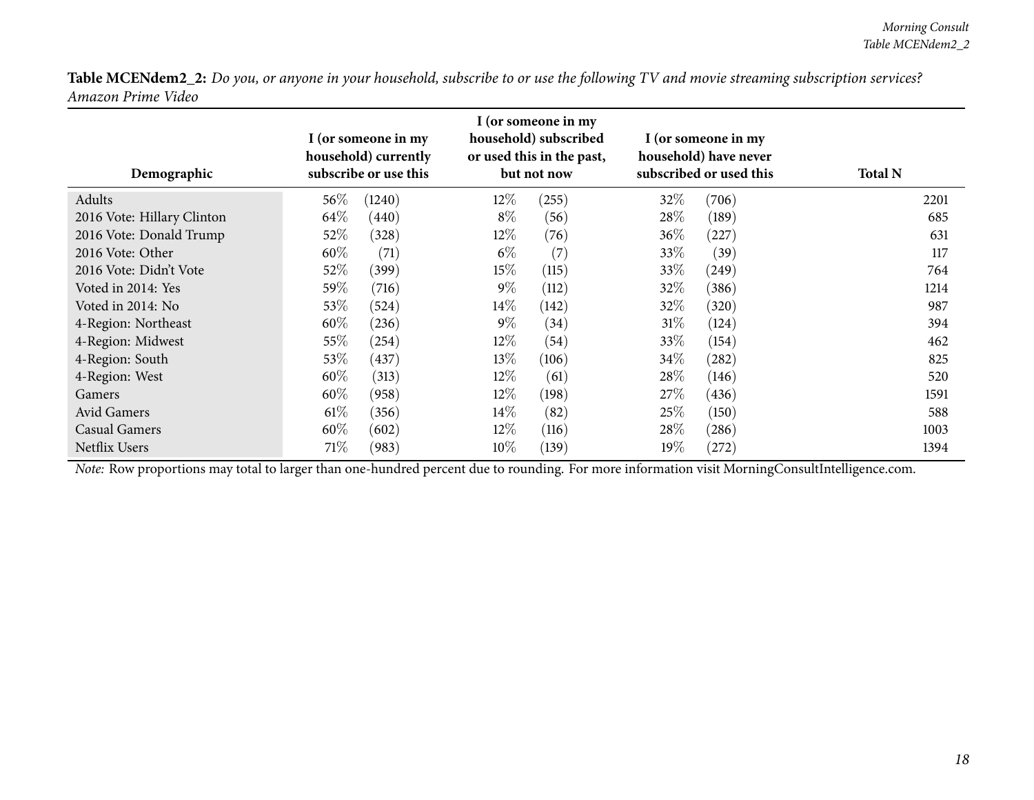**Table MCENdem2_2:** *Do you, or anyone in your household, subscribe to or use the following TV and movie streaming subscription services? Amazon Prime Video*

| Demographic | I (or someone in my household) currently subscribe or use this | I (or someone in my household) subscribed or used this in the past, but not now | I (or someone in my household) have never subscribed or used this | Total N |
|---|---|---|---|---|
| Adults | 56% (1240) | 12% (255) | 32% (706) | 2201 |
| 2016 Vote: Hillary Clinton | 64% (440) | 8% (56) | 28% (189) | 685 |
| 2016 Vote: Donald Trump | 52% (328) | 12% (76) | 36% (227) | 631 |
| 2016 Vote: Other | 60% (71) | 6% (7) | 33% (39) | 117 |
| 2016 Vote: Didn't Vote | 52% (399) | 15% (115) | 33% (249) | 764 |
| Voted in 2014: Yes | 59% (716) | 9% (112) | 32% (386) | 1214 |
| Voted in 2014: No | 53% (524) | 14% (142) | 32% (320) | 987 |
| 4-Region: Northeast | 60% (236) | 9% (34) | 31% (124) | 394 |
| 4-Region: Midwest | 55% (254) | 12% (54) | 33% (154) | 462 |
| 4-Region: South | 53% (437) | 13% (106) | 34% (282) | 825 |
| 4-Region: West | 60% (313) | 12% (61) | 28% (146) | 520 |
| Gamers | 60% (958) | 12% (198) | 27% (436) | 1591 |
| Avid Gamers | 61% (356) | 14% (82) | 25% (150) | 588 |
| Casual Gamers | 60% (602) | 12% (116) | 28% (286) | 1003 |
| Netflix Users | 71% (983) | 10% (139) | 19% (272) | 1394 |

*Note:* Row proportions may total to larger than one-hundred percent due to rounding. For more information visit MorningConsultIntelligence.com.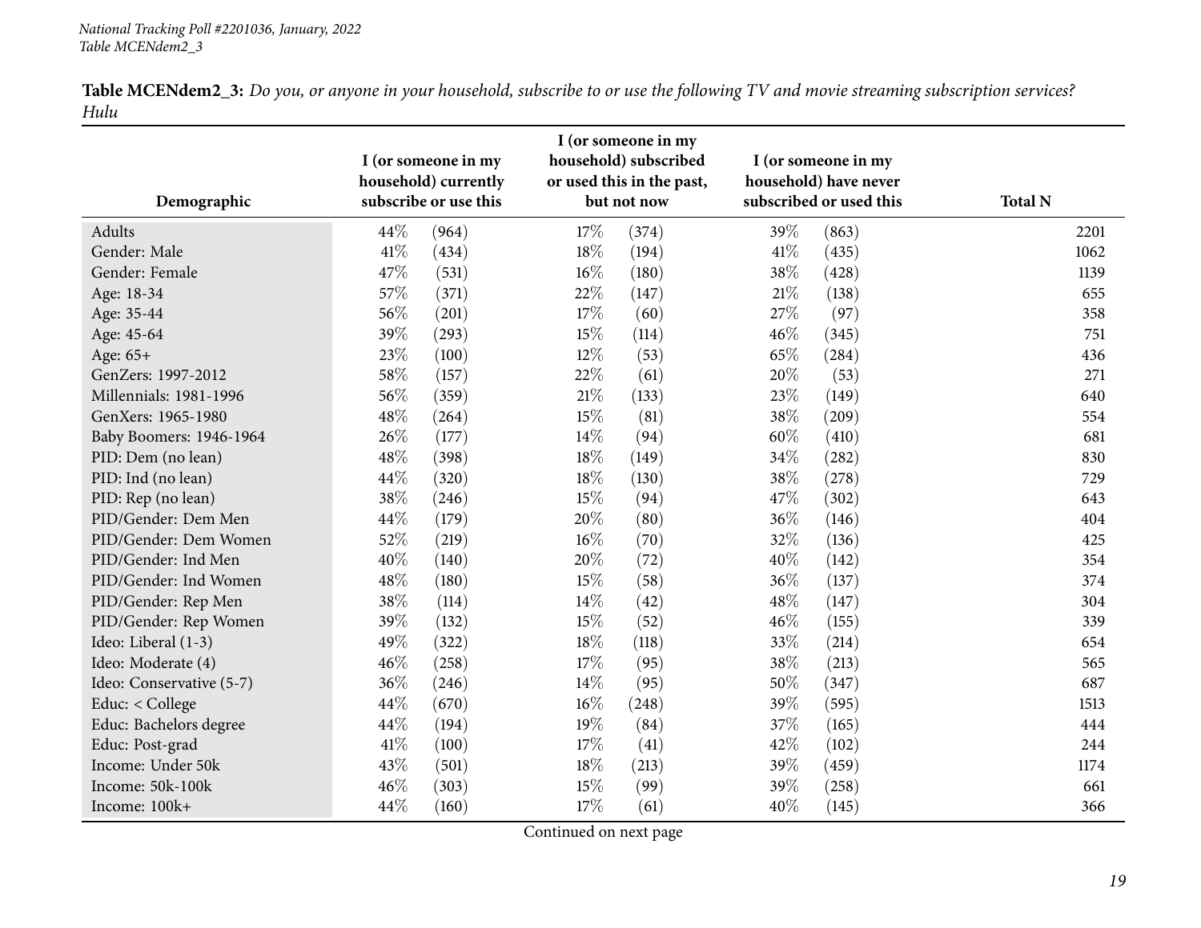**Table MCENdem2_3:** *Do you, or anyone in your household, subscribe to or use the following TV and movie streaming subscription services? Hulu*

| Demographic | I (or someone in my household) currently subscribe or use this | | I (or someone in my household) subscribed or used this in the past, but not now | | I (or someone in my household) have never subscribed or used this | | Total N |
|---|---|---|---|---|---|---|---|
| Adults | 44% | (964) | 17% | (374) | 39% | (863) | 2201 |
| Gender: Male | 41% | (434) | 18% | (194) | 41% | (435) | 1062 |
| Gender: Female | 47% | (531) | 16% | (180) | 38% | (428) | 1139 |
| Age: 18-34 | 57% | (371) | 22% | (147) | 21% | (138) | 655 |
| Age: 35-44 | 56% | (201) | 17% | (60) | 27% | (97) | 358 |
| Age: 45-64 | 39% | (293) | 15% | (114) | 46% | (345) | 751 |
| Age: 65+ | 23% | (100) | 12% | (53) | 65% | (284) | 436 |
| GenZers: 1997-2012 | 58% | (157) | 22% | (61) | 20% | (53) | 271 |
| Millennials: 1981-1996 | 56% | (359) | 21% | (133) | 23% | (149) | 640 |
| GenXers: 1965-1980 | 48% | (264) | 15% | (81) | 38% | (209) | 554 |
| Baby Boomers: 1946-1964 | 26% | (177) | 14% | (94) | 60% | (410) | 681 |
| PID: Dem (no lean) | 48% | (398) | 18% | (149) | 34% | (282) | 830 |
| PID: Ind (no lean) | 44% | (320) | 18% | (130) | 38% | (278) | 729 |
| PID: Rep (no lean) | 38% | (246) | 15% | (94) | 47% | (302) | 643 |
| PID/Gender: Dem Men | 44% | (179) | 20% | (80) | 36% | (146) | 404 |
| PID/Gender: Dem Women | 52% | (219) | 16% | (70) | 32% | (136) | 425 |
| PID/Gender: Ind Men | 40% | (140) | 20% | (72) | 40% | (142) | 354 |
| PID/Gender: Ind Women | 48% | (180) | 15% | (58) | 36% | (137) | 374 |
| PID/Gender: Rep Men | 38% | (114) | 14% | (42) | 48% | (147) | 304 |
| PID/Gender: Rep Women | 39% | (132) | 15% | (52) | 46% | (155) | 339 |
| Ideo: Liberal (1-3) | 49% | (322) | 18% | (118) | 33% | (214) | 654 |
| Ideo: Moderate (4) | 46% | (258) | 17% | (95) | 38% | (213) | 565 |
| Ideo: Conservative (5-7) | 36% | (246) | 14% | (95) | 50% | (347) | 687 |
| Educ: < College | 44% | (670) | 16% | (248) | 39% | (595) | 1513 |
| Educ: Bachelors degree | 44% | (194) | 19% | (84) | 37% | (165) | 444 |
| Educ: Post-grad | 41% | (100) | 17% | (41) | 42% | (102) | 244 |
| Income: Under 50k | 43% | (501) | 18% | (213) | 39% | (459) | 1174 |
| Income: 50k-100k | 46% | (303) | 15% | (99) | 39% | (258) | 661 |
| Income: 100k+ | 44% | (160) | 17% | (61) | 40% | (145) | 366 |

Continued on next page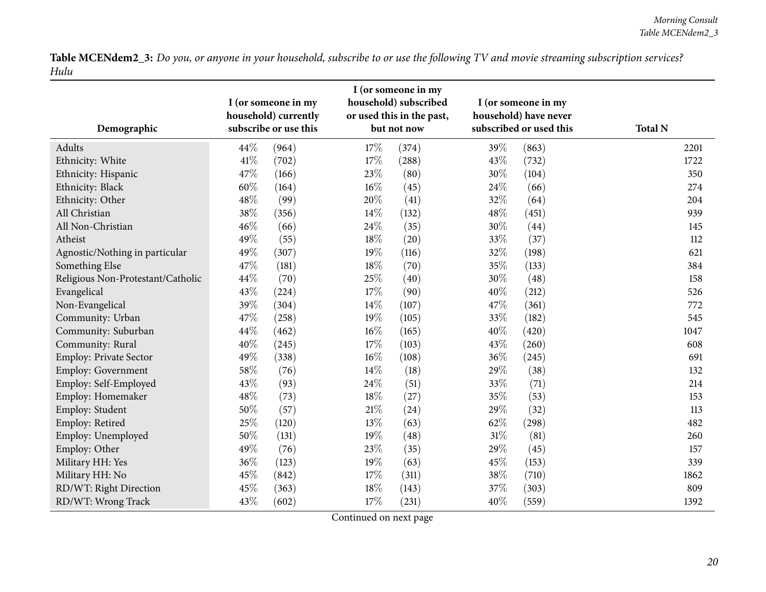**Table MCENdem2_3:** *Do you, or anyone in your household, subscribe to or use the following TV and movie streaming subscription services? Hulu*

| Demographic | I (or someone in my household) currently subscribe or use this | | I (or someone in my household) subscribed or used this in the past, but not now | | I (or someone in my household) have never subscribed or used this | | Total N |
|---|---|---|---|---|---|---|---|
| Adults | 44% | (964) | 17% | (374) | 39% | (863) | 2201 |
| Ethnicity: White | 41% | (702) | 17% | (288) | 43% | (732) | 1722 |
| Ethnicity: Hispanic | 47% | (166) | 23% | (80) | 30% | (104) | 350 |
| Ethnicity: Black | 60% | (164) | 16% | (45) | 24% | (66) | 274 |
| Ethnicity: Other | 48% | (99) | 20% | (41) | 32% | (64) | 204 |
| All Christian | 38% | (356) | 14% | (132) | 48% | (451) | 939 |
| All Non-Christian | 46% | (66) | 24% | (35) | 30% | (44) | 145 |
| Atheist | 49% | (55) | 18% | (20) | 33% | (37) | 112 |
| Agnostic/Nothing in particular | 49% | (307) | 19% | (116) | 32% | (198) | 621 |
| Something Else | 47% | (181) | 18% | (70) | 35% | (133) | 384 |
| Religious Non-Protestant/Catholic | 44% | (70) | 25% | (40) | 30% | (48) | 158 |
| Evangelical | 43% | (224) | 17% | (90) | 40% | (212) | 526 |
| Non-Evangelical | 39% | (304) | 14% | (107) | 47% | (361) | 772 |
| Community: Urban | 47% | (258) | 19% | (105) | 33% | (182) | 545 |
| Community: Suburban | 44% | (462) | 16% | (165) | 40% | (420) | 1047 |
| Community: Rural | 40% | (245) | 17% | (103) | 43% | (260) | 608 |
| Employ: Private Sector | 49% | (338) | 16% | (108) | 36% | (245) | 691 |
| Employ: Government | 58% | (76) | 14% | (18) | 29% | (38) | 132 |
| Employ: Self-Employed | 43% | (93) | 24% | (51) | 33% | (71) | 214 |
| Employ: Homemaker | 48% | (73) | 18% | (27) | 35% | (53) | 153 |
| Employ: Student | 50% | (57) | 21% | (24) | 29% | (32) | 113 |
| Employ: Retired | 25% | (120) | 13% | (63) | 62% | (298) | 482 |
| Employ: Unemployed | 50% | (131) | 19% | (48) | 31% | (81) | 260 |
| Employ: Other | 49% | (76) | 23% | (35) | 29% | (45) | 157 |
| Military HH: Yes | 36% | (123) | 19% | (63) | 45% | (153) | 339 |
| Military HH: No | 45% | (842) | 17% | (311) | 38% | (710) | 1862 |
| RD/WT: Right Direction | 45% | (363) | 18% | (143) | 37% | (303) | 809 |
| RD/WT: Wrong Track | 43% | (602) | 17% | (231) | 40% | (559) | 1392 |

Continued on next page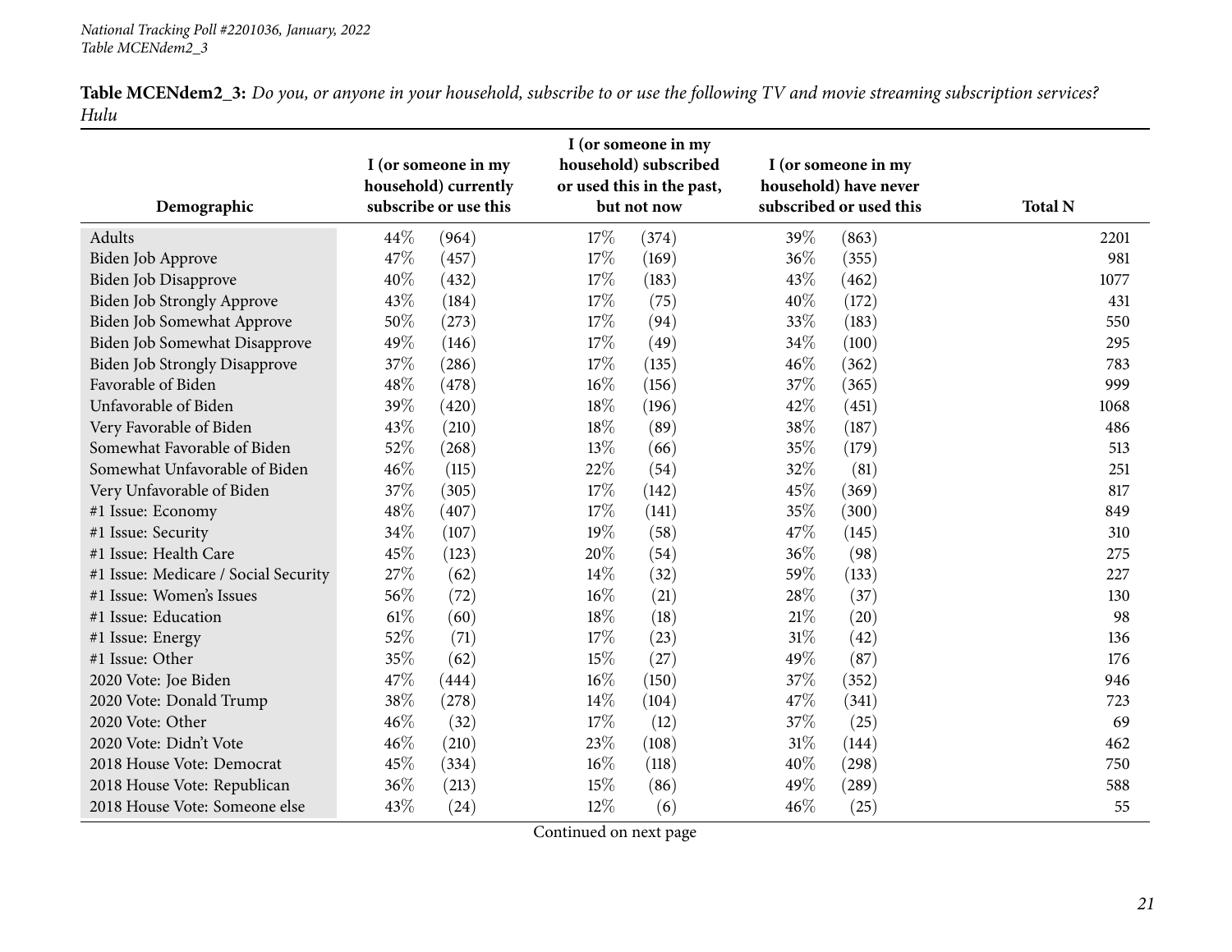National Tracking Poll #2201036, January, 2022
Table MCENdem2_3

**Table MCENdem2_3:** *Do you, or anyone in your household, subscribe to or use the following TV and movie streaming subscription services? Hulu*

| Demographic | I (or someone in my household) currently subscribe or use this | | I (or someone in my household) subscribed or used this in the past, but not now | | I (or someone in my household) have never subscribed or used this | | Total N |
|---|---|---|---|---|---|---|---|
| Adults | 44% | (964) | 17% | (374) | 39% | (863) | 2201 |
| Biden Job Approve | 47% | (457) | 17% | (169) | 36% | (355) | 981 |
| Biden Job Disapprove | 40% | (432) | 17% | (183) | 43% | (462) | 1077 |
| Biden Job Strongly Approve | 43% | (184) | 17% | (75) | 40% | (172) | 431 |
| Biden Job Somewhat Approve | 50% | (273) | 17% | (94) | 33% | (183) | 550 |
| Biden Job Somewhat Disapprove | 49% | (146) | 17% | (49) | 34% | (100) | 295 |
| Biden Job Strongly Disapprove | 37% | (286) | 17% | (135) | 46% | (362) | 783 |
| Favorable of Biden | 48% | (478) | 16% | (156) | 37% | (365) | 999 |
| Unfavorable of Biden | 39% | (420) | 18% | (196) | 42% | (451) | 1068 |
| Very Favorable of Biden | 43% | (210) | 18% | (89) | 38% | (187) | 486 |
| Somewhat Favorable of Biden | 52% | (268) | 13% | (66) | 35% | (179) | 513 |
| Somewhat Unfavorable of Biden | 46% | (115) | 22% | (54) | 32% | (81) | 251 |
| Very Unfavorable of Biden | 37% | (305) | 17% | (142) | 45% | (369) | 817 |
| #1 Issue: Economy | 48% | (407) | 17% | (141) | 35% | (300) | 849 |
| #1 Issue: Security | 34% | (107) | 19% | (58) | 47% | (145) | 310 |
| #1 Issue: Health Care | 45% | (123) | 20% | (54) | 36% | (98) | 275 |
| #1 Issue: Medicare / Social Security | 27% | (62) | 14% | (32) | 59% | (133) | 227 |
| #1 Issue: Women's Issues | 56% | (72) | 16% | (21) | 28% | (37) | 130 |
| #1 Issue: Education | 61% | (60) | 18% | (18) | 21% | (20) | 98 |
| #1 Issue: Energy | 52% | (71) | 17% | (23) | 31% | (42) | 136 |
| #1 Issue: Other | 35% | (62) | 15% | (27) | 49% | (87) | 176 |
| 2020 Vote: Joe Biden | 47% | (444) | 16% | (150) | 37% | (352) | 946 |
| 2020 Vote: Donald Trump | 38% | (278) | 14% | (104) | 47% | (341) | 723 |
| 2020 Vote: Other | 46% | (32) | 17% | (12) | 37% | (25) | 69 |
| 2020 Vote: Didn't Vote | 46% | (210) | 23% | (108) | 31% | (144) | 462 |
| 2018 House Vote: Democrat | 45% | (334) | 16% | (118) | 40% | (298) | 750 |
| 2018 House Vote: Republican | 36% | (213) | 15% | (86) | 49% | (289) | 588 |
| 2018 House Vote: Someone else | 43% | (24) | 12% | (6) | 46% | (25) | 55 |

Continued on next page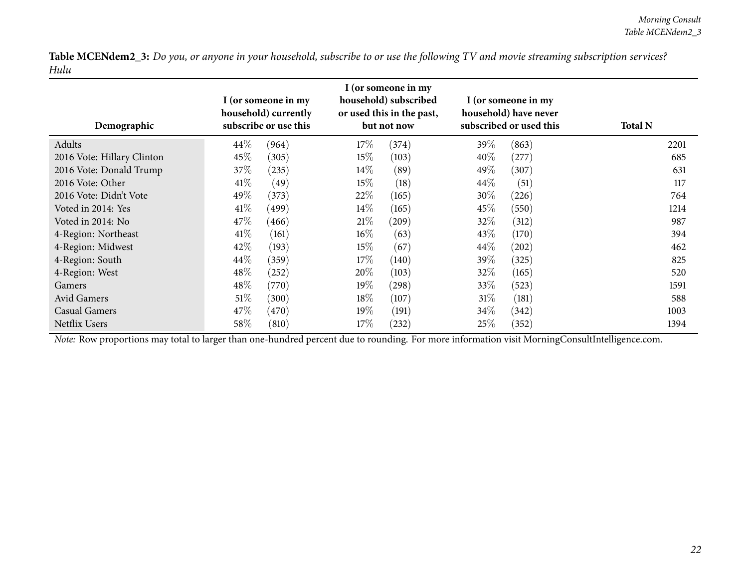**Table MCENdem2_3:** *Do you, or anyone in your household, subscribe to or use the following TV and movie streaming subscription services? Hulu*

| Demographic | I (or someone in my household) currently subscribe or use this | | I (or someone in my household) subscribed or used this in the past, but not now | | I (or someone in my household) have never subscribed or used this | | Total N |
|---|---|---|---|---|---|---|---|
| Adults | 44% | (964) | 17% | (374) | 39% | (863) | 2201 |
| 2016 Vote: Hillary Clinton | 45% | (305) | 15% | (103) | 40% | (277) | 685 |
| 2016 Vote: Donald Trump | 37% | (235) | 14% | (89) | 49% | (307) | 631 |
| 2016 Vote: Other | 41% | (49) | 15% | (18) | 44% | (51) | 117 |
| 2016 Vote: Didn't Vote | 49% | (373) | 22% | (165) | 30% | (226) | 764 |
| Voted in 2014: Yes | 41% | (499) | 14% | (165) | 45% | (550) | 1214 |
| Voted in 2014: No | 47% | (466) | 21% | (209) | 32% | (312) | 987 |
| 4-Region: Northeast | 41% | (161) | 16% | (63) | 43% | (170) | 394 |
| 4-Region: Midwest | 42% | (193) | 15% | (67) | 44% | (202) | 462 |
| 4-Region: South | 44% | (359) | 17% | (140) | 39% | (325) | 825 |
| 4-Region: West | 48% | (252) | 20% | (103) | 32% | (165) | 520 |
| Gamers | 48% | (770) | 19% | (298) | 33% | (523) | 1591 |
| Avid Gamers | 51% | (300) | 18% | (107) | 31% | (181) | 588 |
| Casual Gamers | 47% | (470) | 19% | (191) | 34% | (342) | 1003 |
| Netflix Users | 58% | (810) | 17% | (232) | 25% | (352) | 1394 |

*Note:* Row proportions may total to larger than one-hundred percent due to rounding. For more information visit MorningConsultIntelligence.com.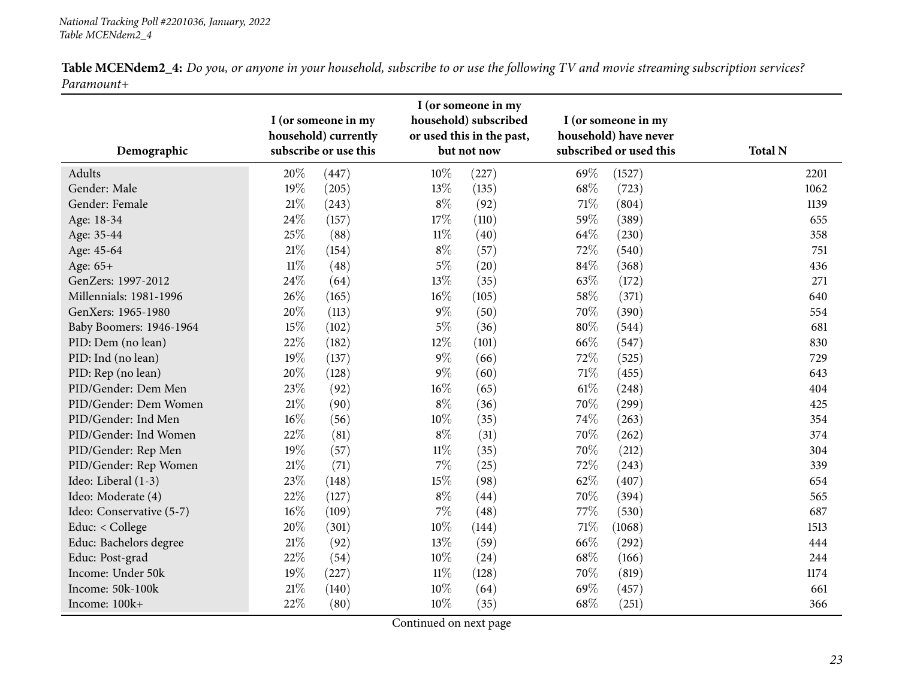**Table MCENdem2_4:** *Do you, or anyone in your household, subscribe to or use the following TV and movie streaming subscription services? Paramount+*

| Demographic | I (or someone in my household) currently subscribe or use this | | I (or someone in my household) subscribed or used this in the past, but not now | | I (or someone in my household) have never subscribed or used this | | Total N |
|---|---|---|---|---|---|---|---|
| Adults | 20% | (447) | 10% | (227) | 69% | (1527) | 2201 |
| Gender: Male | 19% | (205) | 13% | (135) | 68% | (723) | 1062 |
| Gender: Female | 21% | (243) | 8% | (92) | 71% | (804) | 1139 |
| Age: 18-34 | 24% | (157) | 17% | (110) | 59% | (389) | 655 |
| Age: 35-44 | 25% | (88) | 11% | (40) | 64% | (230) | 358 |
| Age: 45-64 | 21% | (154) | 8% | (57) | 72% | (540) | 751 |
| Age: 65+ | 11% | (48) | 5% | (20) | 84% | (368) | 436 |
| GenZers: 1997-2012 | 24% | (64) | 13% | (35) | 63% | (172) | 271 |
| Millennials: 1981-1996 | 26% | (165) | 16% | (105) | 58% | (371) | 640 |
| GenXers: 1965-1980 | 20% | (113) | 9% | (50) | 70% | (390) | 554 |
| Baby Boomers: 1946-1964 | 15% | (102) | 5% | (36) | 80% | (544) | 681 |
| PID: Dem (no lean) | 22% | (182) | 12% | (101) | 66% | (547) | 830 |
| PID: Ind (no lean) | 19% | (137) | 9% | (66) | 72% | (525) | 729 |
| PID: Rep (no lean) | 20% | (128) | 9% | (60) | 71% | (455) | 643 |
| PID/Gender: Dem Men | 23% | (92) | 16% | (65) | 61% | (248) | 404 |
| PID/Gender: Dem Women | 21% | (90) | 8% | (36) | 70% | (299) | 425 |
| PID/Gender: Ind Men | 16% | (56) | 10% | (35) | 74% | (263) | 354 |
| PID/Gender: Ind Women | 22% | (81) | 8% | (31) | 70% | (262) | 374 |
| PID/Gender: Rep Men | 19% | (57) | 11% | (35) | 70% | (212) | 304 |
| PID/Gender: Rep Women | 21% | (71) | 7% | (25) | 72% | (243) | 339 |
| Ideo: Liberal (1-3) | 23% | (148) | 15% | (98) | 62% | (407) | 654 |
| Ideo: Moderate (4) | 22% | (127) | 8% | (44) | 70% | (394) | 565 |
| Ideo: Conservative (5-7) | 16% | (109) | 7% | (48) | 77% | (530) | 687 |
| Educ: < College | 20% | (301) | 10% | (144) | 71% | (1068) | 1513 |
| Educ: Bachelors degree | 21% | (92) | 13% | (59) | 66% | (292) | 444 |
| Educ: Post-grad | 22% | (54) | 10% | (24) | 68% | (166) | 244 |
| Income: Under 50k | 19% | (227) | 11% | (128) | 70% | (819) | 1174 |
| Income: 50k-100k | 21% | (140) | 10% | (64) | 69% | (457) | 661 |
| Income: 100k+ | 22% | (80) | 10% | (35) | 68% | (251) | 366 |

Continued on next page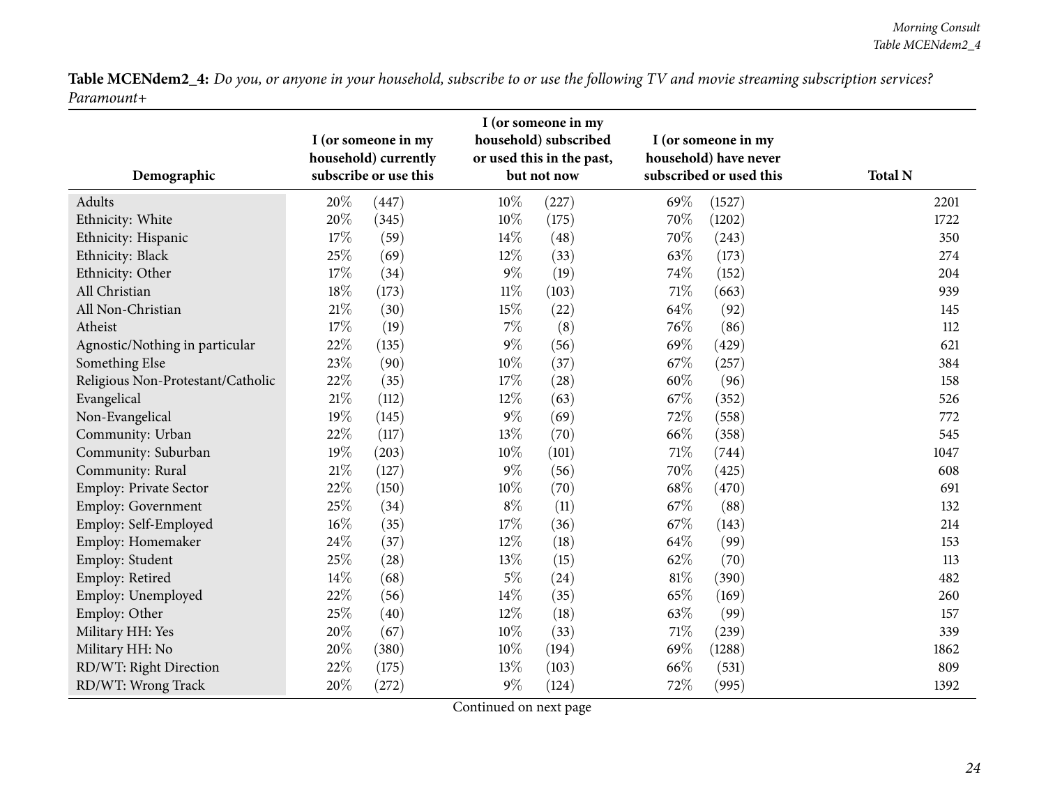**Table MCENdem2_4:** *Do you, or anyone in your household, subscribe to or use the following TV and movie streaming subscription services? Paramount+*

| Demographic | I (or someone in my household) currently subscribe or use this | | I (or someone in my household) subscribed or used this in the past, but not now | | I (or someone in my household) have never subscribed or used this | | Total N |
|---|---|---|---|---|---|---|---|
| Adults | 20% | (447) | 10% | (227) | 69% | (1527) | 2201 |
| Ethnicity: White | 20% | (345) | 10% | (175) | 70% | (1202) | 1722 |
| Ethnicity: Hispanic | 17% | (59) | 14% | (48) | 70% | (243) | 350 |
| Ethnicity: Black | 25% | (69) | 12% | (33) | 63% | (173) | 274 |
| Ethnicity: Other | 17% | (34) | 9% | (19) | 74% | (152) | 204 |
| All Christian | 18% | (173) | 11% | (103) | 71% | (663) | 939 |
| All Non-Christian | 21% | (30) | 15% | (22) | 64% | (92) | 145 |
| Atheist | 17% | (19) | 7% | (8) | 76% | (86) | 112 |
| Agnostic/Nothing in particular | 22% | (135) | 9% | (56) | 69% | (429) | 621 |
| Something Else | 23% | (90) | 10% | (37) | 67% | (257) | 384 |
| Religious Non-Protestant/Catholic | 22% | (35) | 17% | (28) | 60% | (96) | 158 |
| Evangelical | 21% | (112) | 12% | (63) | 67% | (352) | 526 |
| Non-Evangelical | 19% | (145) | 9% | (69) | 72% | (558) | 772 |
| Community: Urban | 22% | (117) | 13% | (70) | 66% | (358) | 545 |
| Community: Suburban | 19% | (203) | 10% | (101) | 71% | (744) | 1047 |
| Community: Rural | 21% | (127) | 9% | (56) | 70% | (425) | 608 |
| Employ: Private Sector | 22% | (150) | 10% | (70) | 68% | (470) | 691 |
| Employ: Government | 25% | (34) | 8% | (11) | 67% | (88) | 132 |
| Employ: Self-Employed | 16% | (35) | 17% | (36) | 67% | (143) | 214 |
| Employ: Homemaker | 24% | (37) | 12% | (18) | 64% | (99) | 153 |
| Employ: Student | 25% | (28) | 13% | (15) | 62% | (70) | 113 |
| Employ: Retired | 14% | (68) | 5% | (24) | 81% | (390) | 482 |
| Employ: Unemployed | 22% | (56) | 14% | (35) | 65% | (169) | 260 |
| Employ: Other | 25% | (40) | 12% | (18) | 63% | (99) | 157 |
| Military HH: Yes | 20% | (67) | 10% | (33) | 71% | (239) | 339 |
| Military HH: No | 20% | (380) | 10% | (194) | 69% | (1288) | 1862 |
| RD/WT: Right Direction | 22% | (175) | 13% | (103) | 66% | (531) | 809 |
| RD/WT: Wrong Track | 20% | (272) | 9% | (124) | 72% | (995) | 1392 |

Continued on next page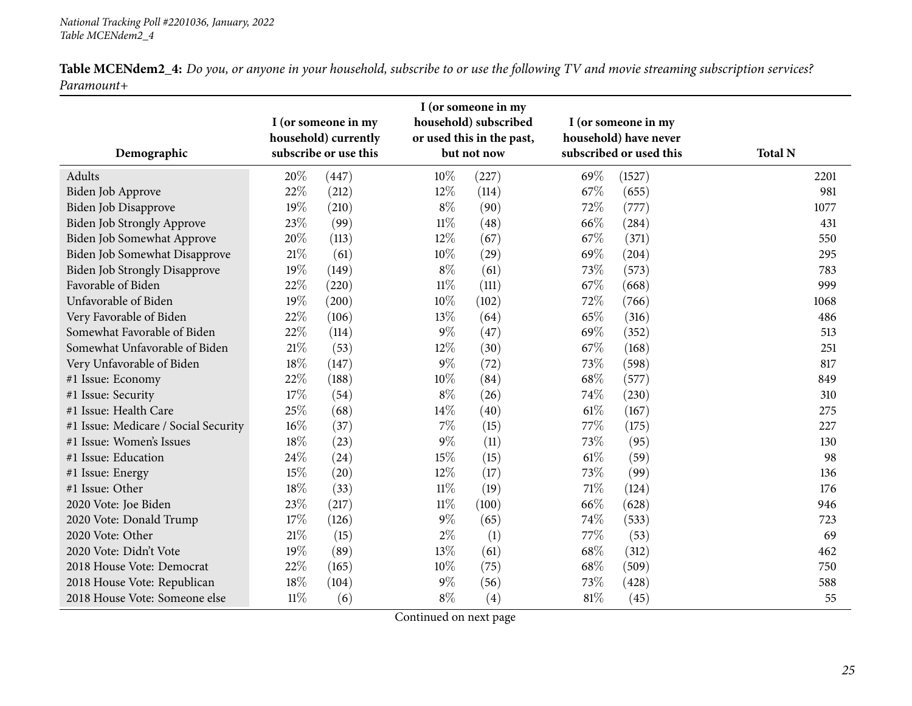**Table MCENdem2_4:** *Do you, or anyone in your household, subscribe to or use the following TV and movie streaming subscription services? Paramount+*

| Demographic | I (or someone in my household) currently subscribe or use this | I (or someone in my household) subscribed or used this in the past, but not now | I (or someone in my household) have never subscribed or used this | Total N |
|---|---|---|---|---|
| Adults | 20% (447) | 10% (227) | 69% (1527) | 2201 |
| Biden Job Approve | 22% (212) | 12% (114) | 67% (655) | 981 |
| Biden Job Disapprove | 19% (210) | 8% (90) | 72% (777) | 1077 |
| Biden Job Strongly Approve | 23% (99) | 11% (48) | 66% (284) | 431 |
| Biden Job Somewhat Approve | 20% (113) | 12% (67) | 67% (371) | 550 |
| Biden Job Somewhat Disapprove | 21% (61) | 10% (29) | 69% (204) | 295 |
| Biden Job Strongly Disapprove | 19% (149) | 8% (61) | 73% (573) | 783 |
| Favorable of Biden | 22% (220) | 11% (111) | 67% (668) | 999 |
| Unfavorable of Biden | 19% (200) | 10% (102) | 72% (766) | 1068 |
| Very Favorable of Biden | 22% (106) | 13% (64) | 65% (316) | 486 |
| Somewhat Favorable of Biden | 22% (114) | 9% (47) | 69% (352) | 513 |
| Somewhat Unfavorable of Biden | 21% (53) | 12% (30) | 67% (168) | 251 |
| Very Unfavorable of Biden | 18% (147) | 9% (72) | 73% (598) | 817 |
| #1 Issue: Economy | 22% (188) | 10% (84) | 68% (577) | 849 |
| #1 Issue: Security | 17% (54) | 8% (26) | 74% (230) | 310 |
| #1 Issue: Health Care | 25% (68) | 14% (40) | 61% (167) | 275 |
| #1 Issue: Medicare / Social Security | 16% (37) | 7% (15) | 77% (175) | 227 |
| #1 Issue: Women's Issues | 18% (23) | 9% (11) | 73% (95) | 130 |
| #1 Issue: Education | 24% (24) | 15% (15) | 61% (59) | 98 |
| #1 Issue: Energy | 15% (20) | 12% (17) | 73% (99) | 136 |
| #1 Issue: Other | 18% (33) | 11% (19) | 71% (124) | 176 |
| 2020 Vote: Joe Biden | 23% (217) | 11% (100) | 66% (628) | 946 |
| 2020 Vote: Donald Trump | 17% (126) | 9% (65) | 74% (533) | 723 |
| 2020 Vote: Other | 21% (15) | 2% (1) | 77% (53) | 69 |
| 2020 Vote: Didn't Vote | 19% (89) | 13% (61) | 68% (312) | 462 |
| 2018 House Vote: Democrat | 22% (165) | 10% (75) | 68% (509) | 750 |
| 2018 House Vote: Republican | 18% (104) | 9% (56) | 73% (428) | 588 |
| 2018 House Vote: Someone else | 11% (6) | 8% (4) | 81% (45) | 55 |

Continued on next page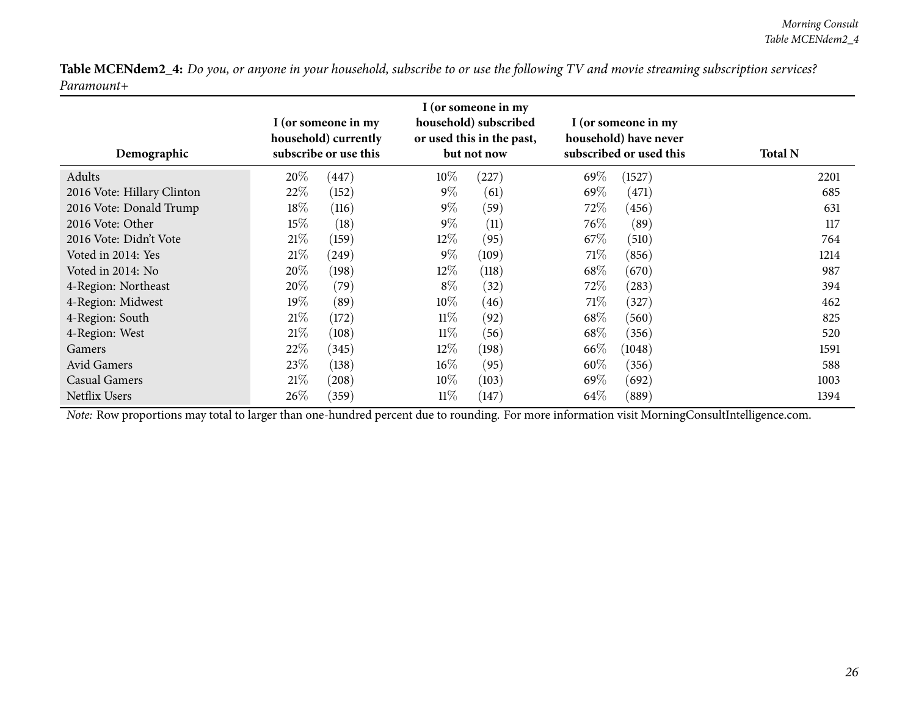**Table MCENdem2_4:** *Do you, or anyone in your household, subscribe to or use the following TV and movie streaming subscription services? Paramount+*

| Demographic | I (or someone in my household) currently subscribe or use this | | I (or someone in my household) subscribed or used this in the past, but not now | | I (or someone in my household) have never subscribed or used this | | Total N |
|---|---|---|---|---|---|---|---|
| Adults | 20% | (447) | 10% | (227) | 69% | (1527) | 2201 |
| 2016 Vote: Hillary Clinton | 22% | (152) | 9% | (61) | 69% | (471) | 685 |
| 2016 Vote: Donald Trump | 18% | (116) | 9% | (59) | 72% | (456) | 631 |
| 2016 Vote: Other | 15% | (18) | 9% | (11) | 76% | (89) | 117 |
| 2016 Vote: Didn't Vote | 21% | (159) | 12% | (95) | 67% | (510) | 764 |
| Voted in 2014: Yes | 21% | (249) | 9% | (109) | 71% | (856) | 1214 |
| Voted in 2014: No | 20% | (198) | 12% | (118) | 68% | (670) | 987 |
| 4-Region: Northeast | 20% | (79) | 8% | (32) | 72% | (283) | 394 |
| 4-Region: Midwest | 19% | (89) | 10% | (46) | 71% | (327) | 462 |
| 4-Region: South | 21% | (172) | 11% | (92) | 68% | (560) | 825 |
| 4-Region: West | 21% | (108) | 11% | (56) | 68% | (356) | 520 |
| Gamers | 22% | (345) | 12% | (198) | 66% | (1048) | 1591 |
| Avid Gamers | 23% | (138) | 16% | (95) | 60% | (356) | 588 |
| Casual Gamers | 21% | (208) | 10% | (103) | 69% | (692) | 1003 |
| Netflix Users | 26% | (359) | 11% | (147) | 64% | (889) | 1394 |

*Note:* Row proportions may total to larger than one-hundred percent due to rounding. For more information visit MorningConsultIntelligence.com.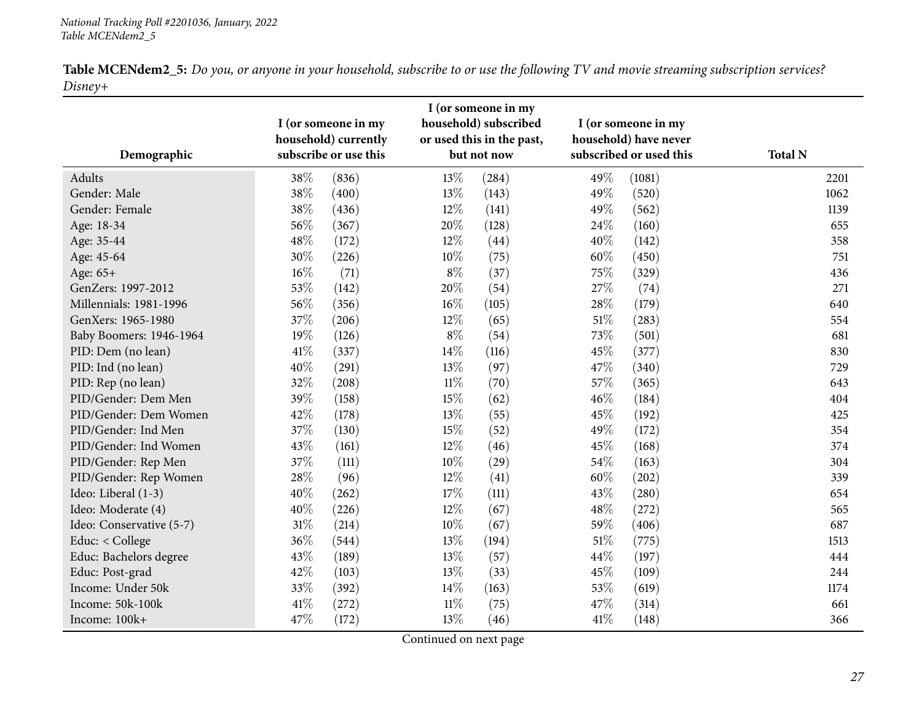**Table MCENdem2_5:** *Do you, or anyone in your household, subscribe to or use the following TV and movie streaming subscription services? Disney+*

| Demographic | I (or someone in my household) currently subscribe or use this | | I (or someone in my household) subscribed or used this in the past, but not now | | I (or someone in my household) have never subscribed or used this | | Total N |
|---|---|---|---|---|---|---|---|
| Adults | 38% | (836) | 13% | (284) | 49% | (1081) | 2201 |
| Gender: Male | 38% | (400) | 13% | (143) | 49% | (520) | 1062 |
| Gender: Female | 38% | (436) | 12% | (141) | 49% | (562) | 1139 |
| Age: 18-34 | 56% | (367) | 20% | (128) | 24% | (160) | 655 |
| Age: 35-44 | 48% | (172) | 12% | (44) | 40% | (142) | 358 |
| Age: 45-64 | 30% | (226) | 10% | (75) | 60% | (450) | 751 |
| Age: 65+ | 16% | (71) | 8% | (37) | 75% | (329) | 436 |
| GenZers: 1997-2012 | 53% | (142) | 20% | (54) | 27% | (74) | 271 |
| Millennials: 1981-1996 | 56% | (356) | 16% | (105) | 28% | (179) | 640 |
| GenXers: 1965-1980 | 37% | (206) | 12% | (65) | 51% | (283) | 554 |
| Baby Boomers: 1946-1964 | 19% | (126) | 8% | (54) | 73% | (501) | 681 |
| PID: Dem (no lean) | 41% | (337) | 14% | (116) | 45% | (377) | 830 |
| PID: Ind (no lean) | 40% | (291) | 13% | (97) | 47% | (340) | 729 |
| PID: Rep (no lean) | 32% | (208) | 11% | (70) | 57% | (365) | 643 |
| PID/Gender: Dem Men | 39% | (158) | 15% | (62) | 46% | (184) | 404 |
| PID/Gender: Dem Women | 42% | (178) | 13% | (55) | 45% | (192) | 425 |
| PID/Gender: Ind Men | 37% | (130) | 15% | (52) | 49% | (172) | 354 |
| PID/Gender: Ind Women | 43% | (161) | 12% | (46) | 45% | (168) | 374 |
| PID/Gender: Rep Men | 37% | (111) | 10% | (29) | 54% | (163) | 304 |
| PID/Gender: Rep Women | 28% | (96) | 12% | (41) | 60% | (202) | 339 |
| Ideo: Liberal (1-3) | 40% | (262) | 17% | (111) | 43% | (280) | 654 |
| Ideo: Moderate (4) | 40% | (226) | 12% | (67) | 48% | (272) | 565 |
| Ideo: Conservative (5-7) | 31% | (214) | 10% | (67) | 59% | (406) | 687 |
| Educ: < College | 36% | (544) | 13% | (194) | 51% | (775) | 1513 |
| Educ: Bachelors degree | 43% | (189) | 13% | (57) | 44% | (197) | 444 |
| Educ: Post-grad | 42% | (103) | 13% | (33) | 45% | (109) | 244 |
| Income: Under 50k | 33% | (392) | 14% | (163) | 53% | (619) | 1174 |
| Income: 50k-100k | 41% | (272) | 11% | (75) | 47% | (314) | 661 |
| Income: 100k+ | 47% | (172) | 13% | (46) | 41% | (148) | 366 |

Continued on next page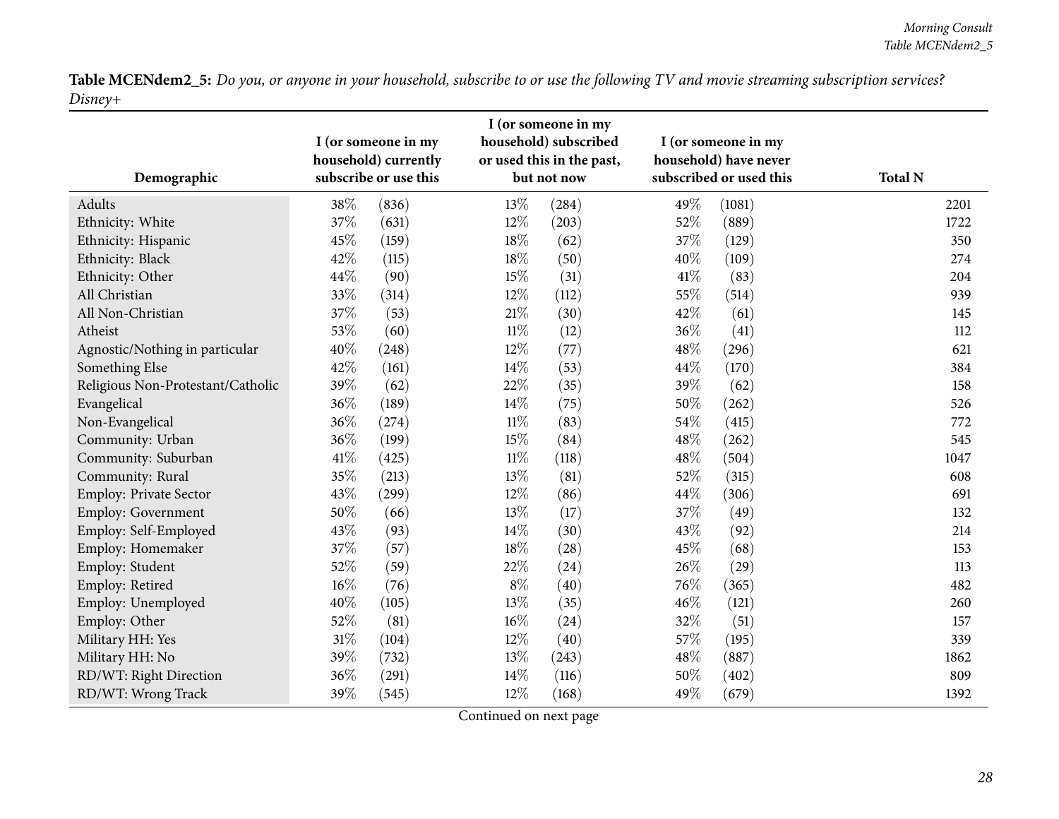**Table MCENdem2_5:** *Do you, or anyone in your household, subscribe to or use the following TV and movie streaming subscription services? Disney+*

| Demographic | I (or someone in my household) currently subscribe or use this | | I (or someone in my household) subscribed or used this in the past, but not now | | I (or someone in my household) have never subscribed or used this | | Total N |
|---|---|---|---|---|---|---|---|
| Adults | 38% | (836) | 13% | (284) | 49% | (1081) | 2201 |
| Ethnicity: White | 37% | (631) | 12% | (203) | 52% | (889) | 1722 |
| Ethnicity: Hispanic | 45% | (159) | 18% | (62) | 37% | (129) | 350 |
| Ethnicity: Black | 42% | (115) | 18% | (50) | 40% | (109) | 274 |
| Ethnicity: Other | 44% | (90) | 15% | (31) | 41% | (83) | 204 |
| All Christian | 33% | (314) | 12% | (112) | 55% | (514) | 939 |
| All Non-Christian | 37% | (53) | 21% | (30) | 42% | (61) | 145 |
| Atheist | 53% | (60) | 11% | (12) | 36% | (41) | 112 |
| Agnostic/Nothing in particular | 40% | (248) | 12% | (77) | 48% | (296) | 621 |
| Something Else | 42% | (161) | 14% | (53) | 44% | (170) | 384 |
| Religious Non-Protestant/Catholic | 39% | (62) | 22% | (35) | 39% | (62) | 158 |
| Evangelical | 36% | (189) | 14% | (75) | 50% | (262) | 526 |
| Non-Evangelical | 36% | (274) | 11% | (83) | 54% | (415) | 772 |
| Community: Urban | 36% | (199) | 15% | (84) | 48% | (262) | 545 |
| Community: Suburban | 41% | (425) | 11% | (118) | 48% | (504) | 1047 |
| Community: Rural | 35% | (213) | 13% | (81) | 52% | (315) | 608 |
| Employ: Private Sector | 43% | (299) | 12% | (86) | 44% | (306) | 691 |
| Employ: Government | 50% | (66) | 13% | (17) | 37% | (49) | 132 |
| Employ: Self-Employed | 43% | (93) | 14% | (30) | 43% | (92) | 214 |
| Employ: Homemaker | 37% | (57) | 18% | (28) | 45% | (68) | 153 |
| Employ: Student | 52% | (59) | 22% | (24) | 26% | (29) | 113 |
| Employ: Retired | 16% | (76) | 8% | (40) | 76% | (365) | 482 |
| Employ: Unemployed | 40% | (105) | 13% | (35) | 46% | (121) | 260 |
| Employ: Other | 52% | (81) | 16% | (24) | 32% | (51) | 157 |
| Military HH: Yes | 31% | (104) | 12% | (40) | 57% | (195) | 339 |
| Military HH: No | 39% | (732) | 13% | (243) | 48% | (887) | 1862 |
| RD/WT: Right Direction | 36% | (291) | 14% | (116) | 50% | (402) | 809 |
| RD/WT: Wrong Track | 39% | (545) | 12% | (168) | 49% | (679) | 1392 |

Continued on next page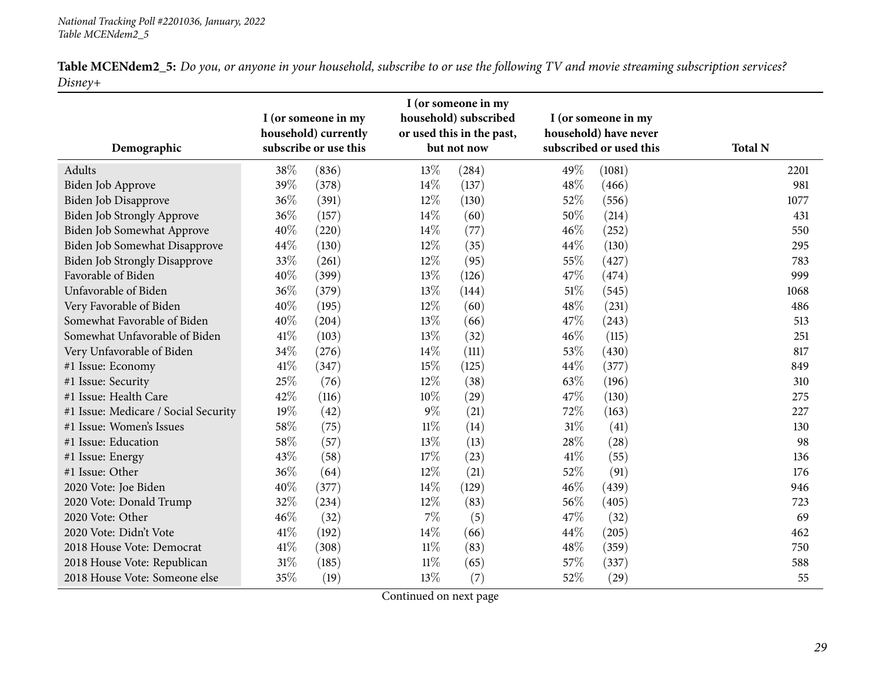**Table MCENdem2_5:** *Do you, or anyone in your household, subscribe to or use the following TV and movie streaming subscription services? Disney+*

| Demographic | I (or someone in my household) currently subscribe or use this | | I (or someone in my household) subscribed or used this in the past, but not now | | I (or someone in my household) have never subscribed or used this | | Total N |
|---|---|---|---|---|---|---|---|
| Adults | 38% | (836) | 13% | (284) | 49% | (1081) | 2201 |
| Biden Job Approve | 39% | (378) | 14% | (137) | 48% | (466) | 981 |
| Biden Job Disapprove | 36% | (391) | 12% | (130) | 52% | (556) | 1077 |
| Biden Job Strongly Approve | 36% | (157) | 14% | (60) | 50% | (214) | 431 |
| Biden Job Somewhat Approve | 40% | (220) | 14% | (77) | 46% | (252) | 550 |
| Biden Job Somewhat Disapprove | 44% | (130) | 12% | (35) | 44% | (130) | 295 |
| Biden Job Strongly Disapprove | 33% | (261) | 12% | (95) | 55% | (427) | 783 |
| Favorable of Biden | 40% | (399) | 13% | (126) | 47% | (474) | 999 |
| Unfavorable of Biden | 36% | (379) | 13% | (144) | 51% | (545) | 1068 |
| Very Favorable of Biden | 40% | (195) | 12% | (60) | 48% | (231) | 486 |
| Somewhat Favorable of Biden | 40% | (204) | 13% | (66) | 47% | (243) | 513 |
| Somewhat Unfavorable of Biden | 41% | (103) | 13% | (32) | 46% | (115) | 251 |
| Very Unfavorable of Biden | 34% | (276) | 14% | (111) | 53% | (430) | 817 |
| #1 Issue: Economy | 41% | (347) | 15% | (125) | 44% | (377) | 849 |
| #1 Issue: Security | 25% | (76) | 12% | (38) | 63% | (196) | 310 |
| #1 Issue: Health Care | 42% | (116) | 10% | (29) | 47% | (130) | 275 |
| #1 Issue: Medicare / Social Security | 19% | (42) | 9% | (21) | 72% | (163) | 227 |
| #1 Issue: Women's Issues | 58% | (75) | 11% | (14) | 31% | (41) | 130 |
| #1 Issue: Education | 58% | (57) | 13% | (13) | 28% | (28) | 98 |
| #1 Issue: Energy | 43% | (58) | 17% | (23) | 41% | (55) | 136 |
| #1 Issue: Other | 36% | (64) | 12% | (21) | 52% | (91) | 176 |
| 2020 Vote: Joe Biden | 40% | (377) | 14% | (129) | 46% | (439) | 946 |
| 2020 Vote: Donald Trump | 32% | (234) | 12% | (83) | 56% | (405) | 723 |
| 2020 Vote: Other | 46% | (32) | 7% | (5) | 47% | (32) | 69 |
| 2020 Vote: Didn't Vote | 41% | (192) | 14% | (66) | 44% | (205) | 462 |
| 2018 House Vote: Democrat | 41% | (308) | 11% | (83) | 48% | (359) | 750 |
| 2018 House Vote: Republican | 31% | (185) | 11% | (65) | 57% | (337) | 588 |
| 2018 House Vote: Someone else | 35% | (19) | 13% | (7) | 52% | (29) | 55 |

Continued on next page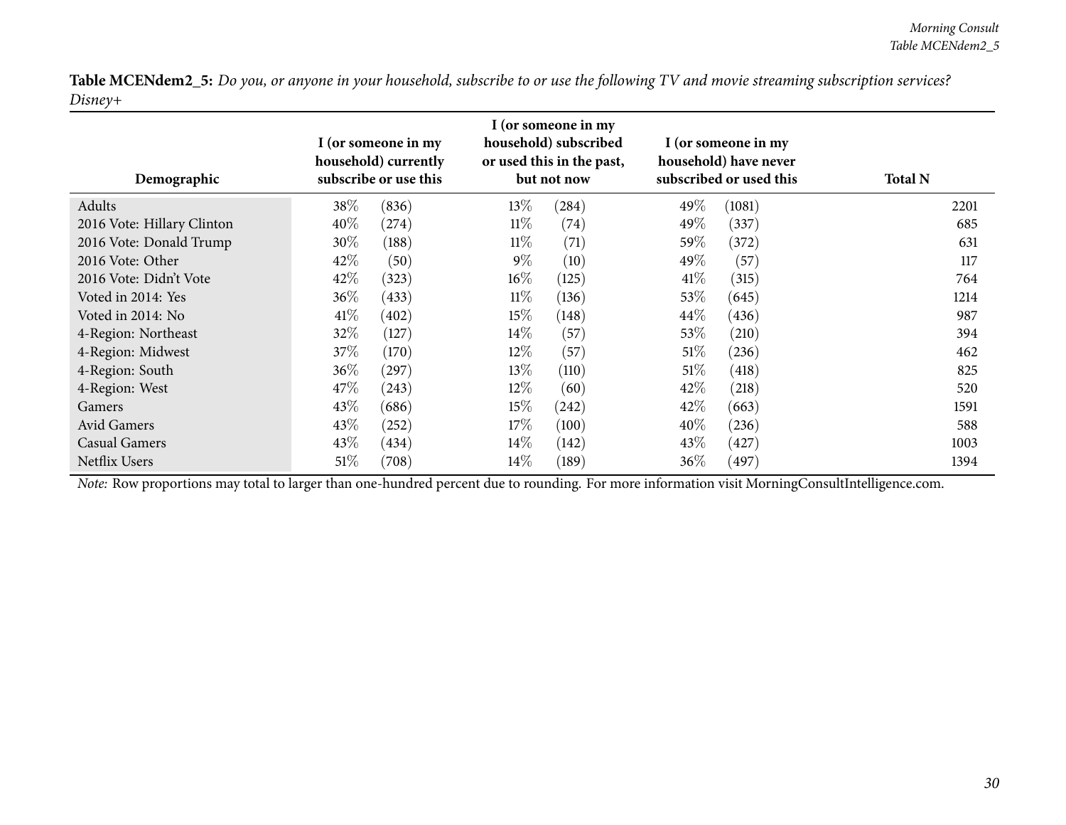**Table MCENdem2_5:** *Do you, or anyone in your household, subscribe to or use the following TV and movie streaming subscription services? Disney+*

| Demographic | I (or someone in my household) currently subscribe or use this | | I (or someone in my household) subscribed or used this in the past, but not now | | I (or someone in my household) have never subscribed or used this | | Total N |
|---|---|---|---|---|---|---|---|
| Adults | 38% | (836) | 13% | (284) | 49% | (1081) | 2201 |
| 2016 Vote: Hillary Clinton | 40% | (274) | 11% | (74) | 49% | (337) | 685 |
| 2016 Vote: Donald Trump | 30% | (188) | 11% | (71) | 59% | (372) | 631 |
| 2016 Vote: Other | 42% | (50) | 9% | (10) | 49% | (57) | 117 |
| 2016 Vote: Didn't Vote | 42% | (323) | 16% | (125) | 41% | (315) | 764 |
| Voted in 2014: Yes | 36% | (433) | 11% | (136) | 53% | (645) | 1214 |
| Voted in 2014: No | 41% | (402) | 15% | (148) | 44% | (436) | 987 |
| 4-Region: Northeast | 32% | (127) | 14% | (57) | 53% | (210) | 394 |
| 4-Region: Midwest | 37% | (170) | 12% | (57) | 51% | (236) | 462 |
| 4-Region: South | 36% | (297) | 13% | (110) | 51% | (418) | 825 |
| 4-Region: West | 47% | (243) | 12% | (60) | 42% | (218) | 520 |
| Gamers | 43% | (686) | 15% | (242) | 42% | (663) | 1591 |
| Avid Gamers | 43% | (252) | 17% | (100) | 40% | (236) | 588 |
| Casual Gamers | 43% | (434) | 14% | (142) | 43% | (427) | 1003 |
| Netflix Users | 51% | (708) | 14% | (189) | 36% | (497) | 1394 |

*Note:* Row proportions may total to larger than one-hundred percent due to rounding. For more information visit MorningConsultIntelligence.com.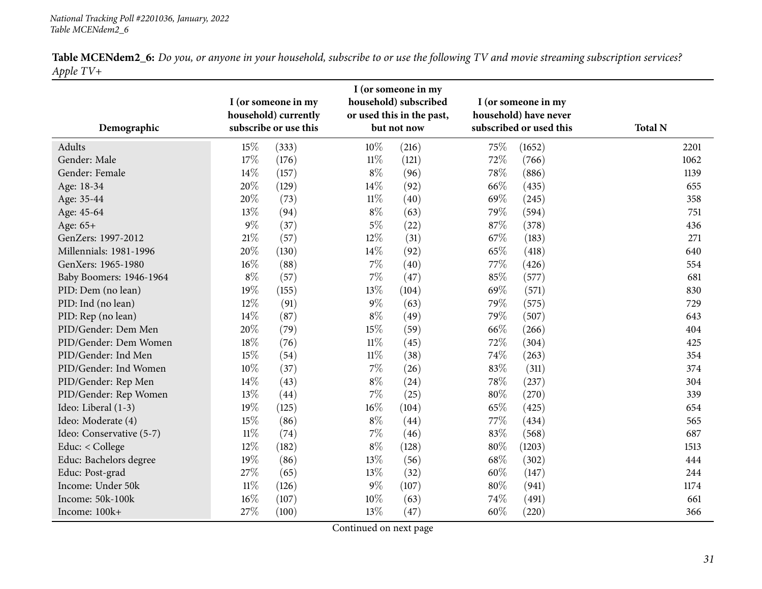**Table MCENdem2_6:** *Do you, or anyone in your household, subscribe to or use the following TV and movie streaming subscription services? Apple TV+*

| Demographic | I (or someone in my household) currently subscribe or use this | | I (or someone in my household) subscribed or used this in the past, but not now | | I (or someone in my household) have never subscribed or used this | | Total N |
|---|---|---|---|---|---|---|---|
| Adults | 15% | (333) | 10% | (216) | 75% | (1652) | 2201 |
| Gender: Male | 17% | (176) | 11% | (121) | 72% | (766) | 1062 |
| Gender: Female | 14% | (157) | 8% | (96) | 78% | (886) | 1139 |
| Age: 18-34 | 20% | (129) | 14% | (92) | 66% | (435) | 655 |
| Age: 35-44 | 20% | (73) | 11% | (40) | 69% | (245) | 358 |
| Age: 45-64 | 13% | (94) | 8% | (63) | 79% | (594) | 751 |
| Age: 65+ | 9% | (37) | 5% | (22) | 87% | (378) | 436 |
| GenZers: 1997-2012 | 21% | (57) | 12% | (31) | 67% | (183) | 271 |
| Millennials: 1981-1996 | 20% | (130) | 14% | (92) | 65% | (418) | 640 |
| GenXers: 1965-1980 | 16% | (88) | 7% | (40) | 77% | (426) | 554 |
| Baby Boomers: 1946-1964 | 8% | (57) | 7% | (47) | 85% | (577) | 681 |
| PID: Dem (no lean) | 19% | (155) | 13% | (104) | 69% | (571) | 830 |
| PID: Ind (no lean) | 12% | (91) | 9% | (63) | 79% | (575) | 729 |
| PID: Rep (no lean) | 14% | (87) | 8% | (49) | 79% | (507) | 643 |
| PID/Gender: Dem Men | 20% | (79) | 15% | (59) | 66% | (266) | 404 |
| PID/Gender: Dem Women | 18% | (76) | 11% | (45) | 72% | (304) | 425 |
| PID/Gender: Ind Men | 15% | (54) | 11% | (38) | 74% | (263) | 354 |
| PID/Gender: Ind Women | 10% | (37) | 7% | (26) | 83% | (311) | 374 |
| PID/Gender: Rep Men | 14% | (43) | 8% | (24) | 78% | (237) | 304 |
| PID/Gender: Rep Women | 13% | (44) | 7% | (25) | 80% | (270) | 339 |
| Ideo: Liberal (1-3) | 19% | (125) | 16% | (104) | 65% | (425) | 654 |
| Ideo: Moderate (4) | 15% | (86) | 8% | (44) | 77% | (434) | 565 |
| Ideo: Conservative (5-7) | 11% | (74) | 7% | (46) | 83% | (568) | 687 |
| Educ: < College | 12% | (182) | 8% | (128) | 80% | (1203) | 1513 |
| Educ: Bachelors degree | 19% | (86) | 13% | (56) | 68% | (302) | 444 |
| Educ: Post-grad | 27% | (65) | 13% | (32) | 60% | (147) | 244 |
| Income: Under 50k | 11% | (126) | 9% | (107) | 80% | (941) | 1174 |
| Income: 50k-100k | 16% | (107) | 10% | (63) | 74% | (491) | 661 |
| Income: 100k+ | 27% | (100) | 13% | (47) | 60% | (220) | 366 |

Continued on next page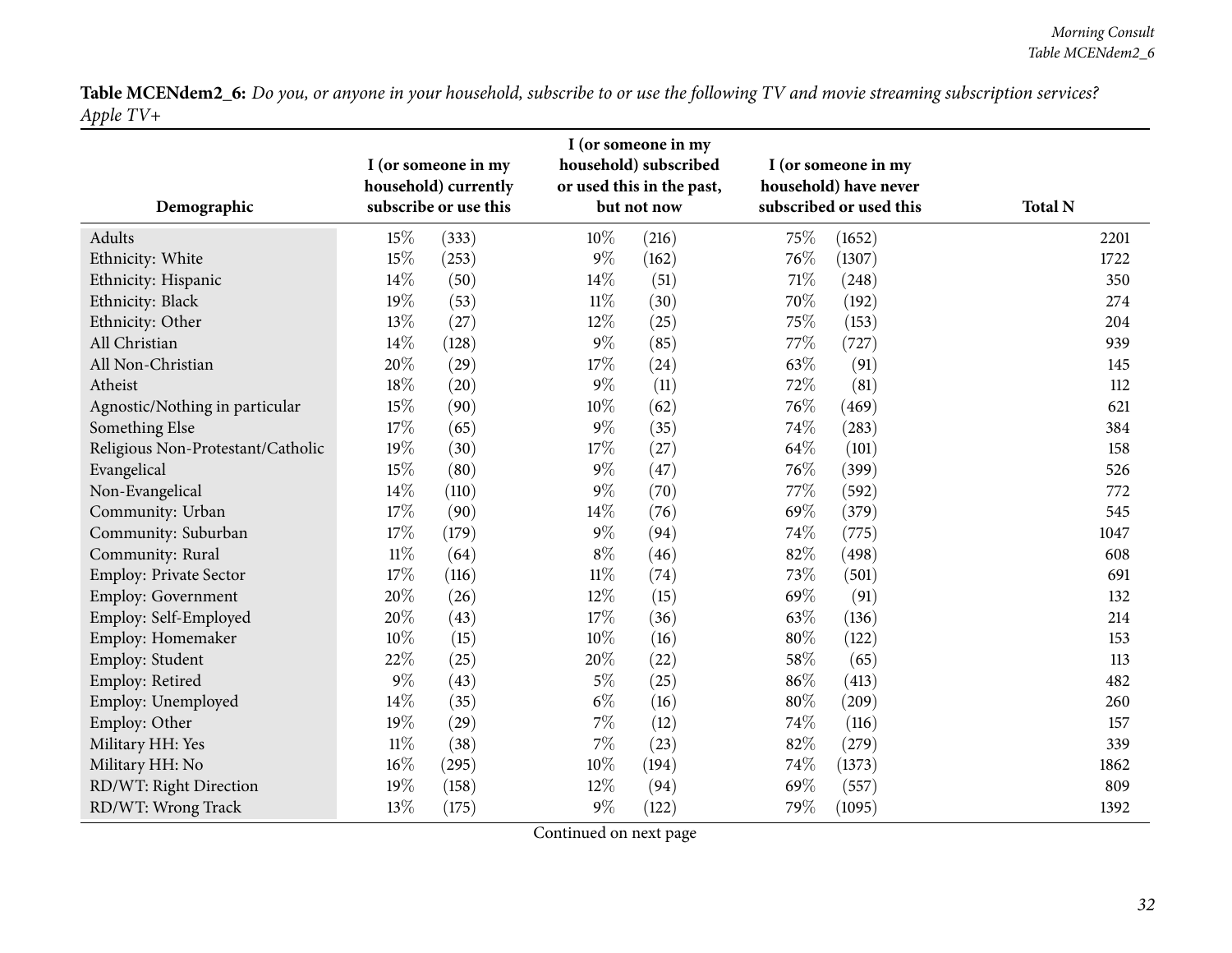**Table MCENdem2_6:** *Do you, or anyone in your household, subscribe to or use the following TV and movie streaming subscription services? Apple TV+*

| Demographic | I (or someone in my household) currently subscribe or use this | | I (or someone in my household) subscribed or used this in the past, but not now | | I (or someone in my household) have never subscribed or used this | | Total N |
|---|---|---|---|---|---|---|---|
| Adults | 15% | (333) | 10% | (216) | 75% | (1652) | 2201 |
| Ethnicity: White | 15% | (253) | 9% | (162) | 76% | (1307) | 1722 |
| Ethnicity: Hispanic | 14% | (50) | 14% | (51) | 71% | (248) | 350 |
| Ethnicity: Black | 19% | (53) | 11% | (30) | 70% | (192) | 274 |
| Ethnicity: Other | 13% | (27) | 12% | (25) | 75% | (153) | 204 |
| All Christian | 14% | (128) | 9% | (85) | 77% | (727) | 939 |
| All Non-Christian | 20% | (29) | 17% | (24) | 63% | (91) | 145 |
| Atheist | 18% | (20) | 9% | (11) | 72% | (81) | 112 |
| Agnostic/Nothing in particular | 15% | (90) | 10% | (62) | 76% | (469) | 621 |
| Something Else | 17% | (65) | 9% | (35) | 74% | (283) | 384 |
| Religious Non-Protestant/Catholic | 19% | (30) | 17% | (27) | 64% | (101) | 158 |
| Evangelical | 15% | (80) | 9% | (47) | 76% | (399) | 526 |
| Non-Evangelical | 14% | (110) | 9% | (70) | 77% | (592) | 772 |
| Community: Urban | 17% | (90) | 14% | (76) | 69% | (379) | 545 |
| Community: Suburban | 17% | (179) | 9% | (94) | 74% | (775) | 1047 |
| Community: Rural | 11% | (64) | 8% | (46) | 82% | (498) | 608 |
| Employ: Private Sector | 17% | (116) | 11% | (74) | 73% | (501) | 691 |
| Employ: Government | 20% | (26) | 12% | (15) | 69% | (91) | 132 |
| Employ: Self-Employed | 20% | (43) | 17% | (36) | 63% | (136) | 214 |
| Employ: Homemaker | 10% | (15) | 10% | (16) | 80% | (122) | 153 |
| Employ: Student | 22% | (25) | 20% | (22) | 58% | (65) | 113 |
| Employ: Retired | 9% | (43) | 5% | (25) | 86% | (413) | 482 |
| Employ: Unemployed | 14% | (35) | 6% | (16) | 80% | (209) | 260 |
| Employ: Other | 19% | (29) | 7% | (12) | 74% | (116) | 157 |
| Military HH: Yes | 11% | (38) | 7% | (23) | 82% | (279) | 339 |
| Military HH: No | 16% | (295) | 10% | (194) | 74% | (1373) | 1862 |
| RD/WT: Right Direction | 19% | (158) | 12% | (94) | 69% | (557) | 809 |
| RD/WT: Wrong Track | 13% | (175) | 9% | (122) | 79% | (1095) | 1392 |

Continued on next page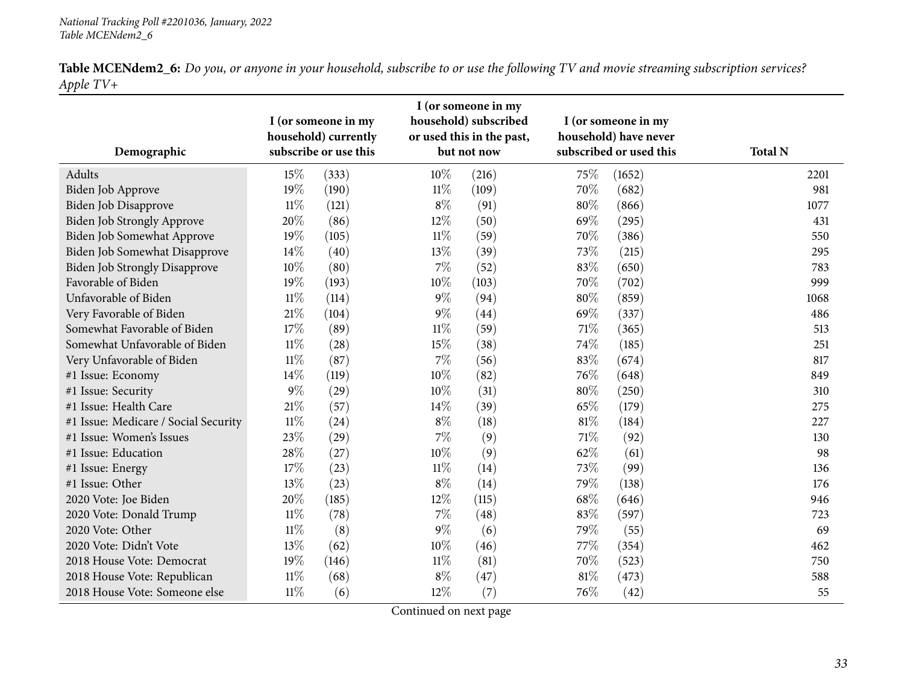**Table MCENdem2_6:** *Do you, or anyone in your household, subscribe to or use the following TV and movie streaming subscription services? Apple TV+*

| Demographic | I (or someone in my household) currently subscribe or use this | | I (or someone in my household) subscribed or used this in the past, but not now | | I (or someone in my household) have never subscribed or used this | | Total N |
|---|---|---|---|---|---|---|---|
| Adults | 15% | (333) | 10% | (216) | 75% | (1652) | 2201 |
| Biden Job Approve | 19% | (190) | 11% | (109) | 70% | (682) | 981 |
| Biden Job Disapprove | 11% | (121) | 8% | (91) | 80% | (866) | 1077 |
| Biden Job Strongly Approve | 20% | (86) | 12% | (50) | 69% | (295) | 431 |
| Biden Job Somewhat Approve | 19% | (105) | 11% | (59) | 70% | (386) | 550 |
| Biden Job Somewhat Disapprove | 14% | (40) | 13% | (39) | 73% | (215) | 295 |
| Biden Job Strongly Disapprove | 10% | (80) | 7% | (52) | 83% | (650) | 783 |
| Favorable of Biden | 19% | (193) | 10% | (103) | 70% | (702) | 999 |
| Unfavorable of Biden | 11% | (114) | 9% | (94) | 80% | (859) | 1068 |
| Very Favorable of Biden | 21% | (104) | 9% | (44) | 69% | (337) | 486 |
| Somewhat Favorable of Biden | 17% | (89) | 11% | (59) | 71% | (365) | 513 |
| Somewhat Unfavorable of Biden | 11% | (28) | 15% | (38) | 74% | (185) | 251 |
| Very Unfavorable of Biden | 11% | (87) | 7% | (56) | 83% | (674) | 817 |
| #1 Issue: Economy | 14% | (119) | 10% | (82) | 76% | (648) | 849 |
| #1 Issue: Security | 9% | (29) | 10% | (31) | 80% | (250) | 310 |
| #1 Issue: Health Care | 21% | (57) | 14% | (39) | 65% | (179) | 275 |
| #1 Issue: Medicare / Social Security | 11% | (24) | 8% | (18) | 81% | (184) | 227 |
| #1 Issue: Women's Issues | 23% | (29) | 7% | (9) | 71% | (92) | 130 |
| #1 Issue: Education | 28% | (27) | 10% | (9) | 62% | (61) | 98 |
| #1 Issue: Energy | 17% | (23) | 11% | (14) | 73% | (99) | 136 |
| #1 Issue: Other | 13% | (23) | 8% | (14) | 79% | (138) | 176 |
| 2020 Vote: Joe Biden | 20% | (185) | 12% | (115) | 68% | (646) | 946 |
| 2020 Vote: Donald Trump | 11% | (78) | 7% | (48) | 83% | (597) | 723 |
| 2020 Vote: Other | 11% | (8) | 9% | (6) | 79% | (55) | 69 |
| 2020 Vote: Didn't Vote | 13% | (62) | 10% | (46) | 77% | (354) | 462 |
| 2018 House Vote: Democrat | 19% | (146) | 11% | (81) | 70% | (523) | 750 |
| 2018 House Vote: Republican | 11% | (68) | 8% | (47) | 81% | (473) | 588 |
| 2018 House Vote: Someone else | 11% | (6) | 12% | (7) | 76% | (42) | 55 |

Continued on next page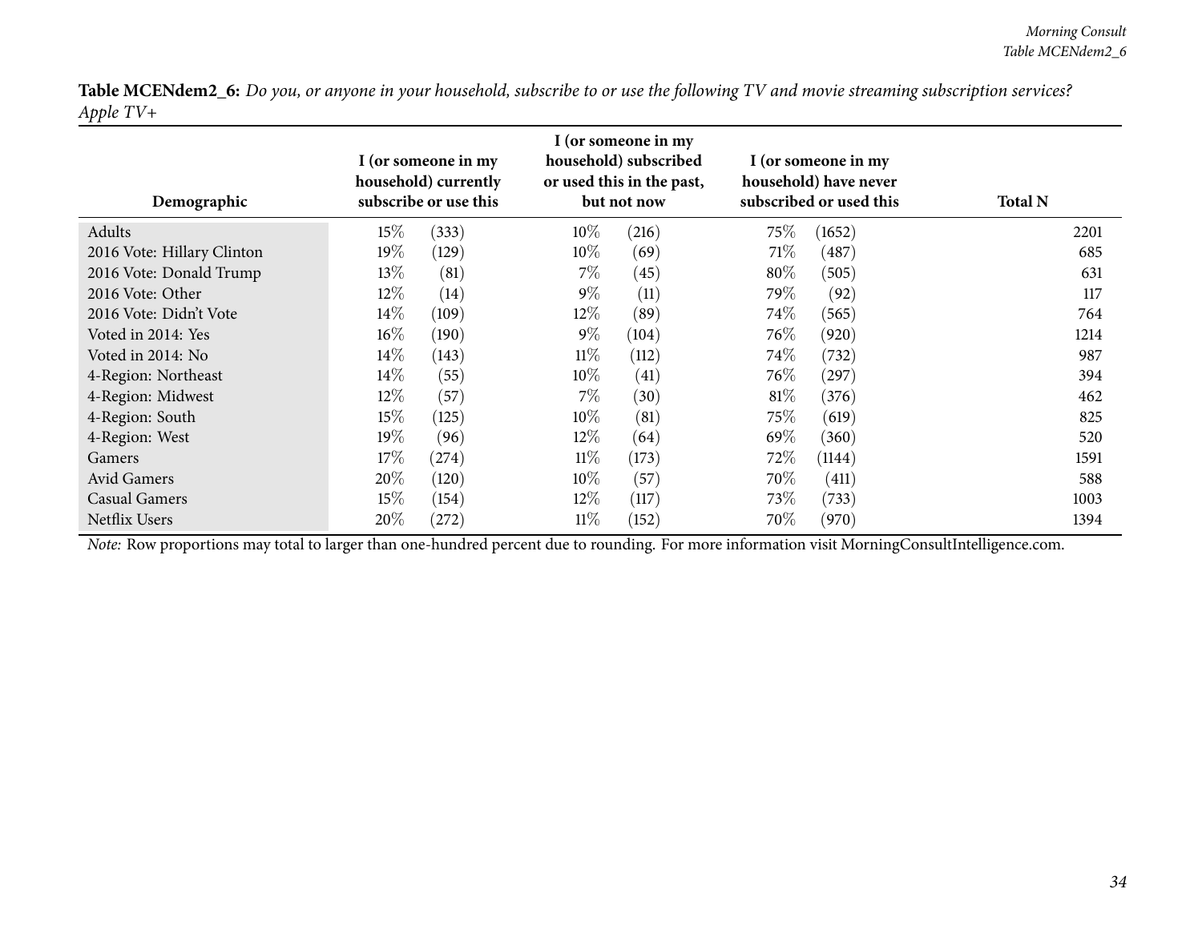**Table MCENdem2_6:** *Do you, or anyone in your household, subscribe to or use the following TV and movie streaming subscription services? Apple TV+*

| Demographic | I (or someone in my household) currently subscribe or use this | | I (or someone in my household) subscribed or used this in the past, but not now | | I (or someone in my household) have never subscribed or used this | | Total N |
|---|---|---|---|---|---|---|---|
| Adults | 15% | (333) | 10% | (216) | 75% | (1652) | 2201 |
| 2016 Vote: Hillary Clinton | 19% | (129) | 10% | (69) | 71% | (487) | 685 |
| 2016 Vote: Donald Trump | 13% | (81) | 7% | (45) | 80% | (505) | 631 |
| 2016 Vote: Other | 12% | (14) | 9% | (11) | 79% | (92) | 117 |
| 2016 Vote: Didn't Vote | 14% | (109) | 12% | (89) | 74% | (565) | 764 |
| Voted in 2014: Yes | 16% | (190) | 9% | (104) | 76% | (920) | 1214 |
| Voted in 2014: No | 14% | (143) | 11% | (112) | 74% | (732) | 987 |
| 4-Region: Northeast | 14% | (55) | 10% | (41) | 76% | (297) | 394 |
| 4-Region: Midwest | 12% | (57) | 7% | (30) | 81% | (376) | 462 |
| 4-Region: South | 15% | (125) | 10% | (81) | 75% | (619) | 825 |
| 4-Region: West | 19% | (96) | 12% | (64) | 69% | (360) | 520 |
| Gamers | 17% | (274) | 11% | (173) | 72% | (1144) | 1591 |
| Avid Gamers | 20% | (120) | 10% | (57) | 70% | (411) | 588 |
| Casual Gamers | 15% | (154) | 12% | (117) | 73% | (733) | 1003 |
| Netflix Users | 20% | (272) | 11% | (152) | 70% | (970) | 1394 |

*Note:* Row proportions may total to larger than one-hundred percent due to rounding. For more information visit MorningConsultIntelligence.com.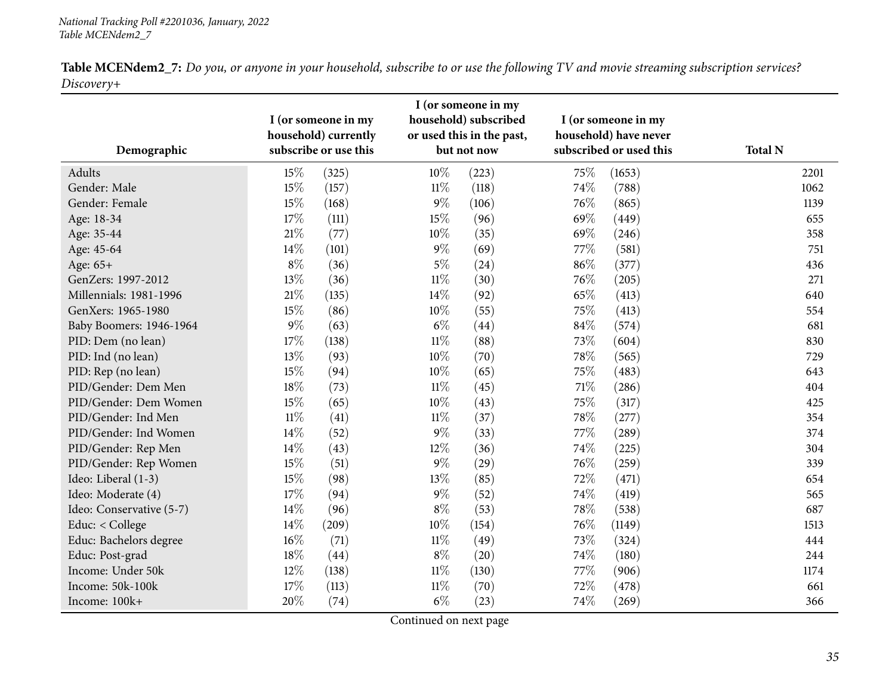**Table MCENdem2_7:** *Do you, or anyone in your household, subscribe to or use the following TV and movie streaming subscription services? Discovery+*

| Demographic | I (or someone in my household) currently subscribe or use this | I (or someone in my household) subscribed or used this in the past, but not now | I (or someone in my household) have never subscribed or used this | Total N |
|---|---|---|---|---|
| Adults | 15% (325) | 10% (223) | 75% (1653) | 2201 |
| Gender: Male | 15% (157) | 11% (118) | 74% (788) | 1062 |
| Gender: Female | 15% (168) | 9% (106) | 76% (865) | 1139 |
| Age: 18-34 | 17% (111) | 15% (96) | 69% (449) | 655 |
| Age: 35-44 | 21% (77) | 10% (35) | 69% (246) | 358 |
| Age: 45-64 | 14% (101) | 9% (69) | 77% (581) | 751 |
| Age: 65+ | 8% (36) | 5% (24) | 86% (377) | 436 |
| GenZers: 1997-2012 | 13% (36) | 11% (30) | 76% (205) | 271 |
| Millennials: 1981-1996 | 21% (135) | 14% (92) | 65% (413) | 640 |
| GenXers: 1965-1980 | 15% (86) | 10% (55) | 75% (413) | 554 |
| Baby Boomers: 1946-1964 | 9% (63) | 6% (44) | 84% (574) | 681 |
| PID: Dem (no lean) | 17% (138) | 11% (88) | 73% (604) | 830 |
| PID: Ind (no lean) | 13% (93) | 10% (70) | 78% (565) | 729 |
| PID: Rep (no lean) | 15% (94) | 10% (65) | 75% (483) | 643 |
| PID/Gender: Dem Men | 18% (73) | 11% (45) | 71% (286) | 404 |
| PID/Gender: Dem Women | 15% (65) | 10% (43) | 75% (317) | 425 |
| PID/Gender: Ind Men | 11% (41) | 11% (37) | 78% (277) | 354 |
| PID/Gender: Ind Women | 14% (52) | 9% (33) | 77% (289) | 374 |
| PID/Gender: Rep Men | 14% (43) | 12% (36) | 74% (225) | 304 |
| PID/Gender: Rep Women | 15% (51) | 9% (29) | 76% (259) | 339 |
| Ideo: Liberal (1-3) | 15% (98) | 13% (85) | 72% (471) | 654 |
| Ideo: Moderate (4) | 17% (94) | 9% (52) | 74% (419) | 565 |
| Ideo: Conservative (5-7) | 14% (96) | 8% (53) | 78% (538) | 687 |
| Educ: < College | 14% (209) | 10% (154) | 76% (1149) | 1513 |
| Educ: Bachelors degree | 16% (71) | 11% (49) | 73% (324) | 444 |
| Educ: Post-grad | 18% (44) | 8% (20) | 74% (180) | 244 |
| Income: Under 50k | 12% (138) | 11% (130) | 77% (906) | 1174 |
| Income: 50k-100k | 17% (113) | 11% (70) | 72% (478) | 661 |
| Income: 100k+ | 20% (74) | 6% (23) | 74% (269) | 366 |

Continued on next page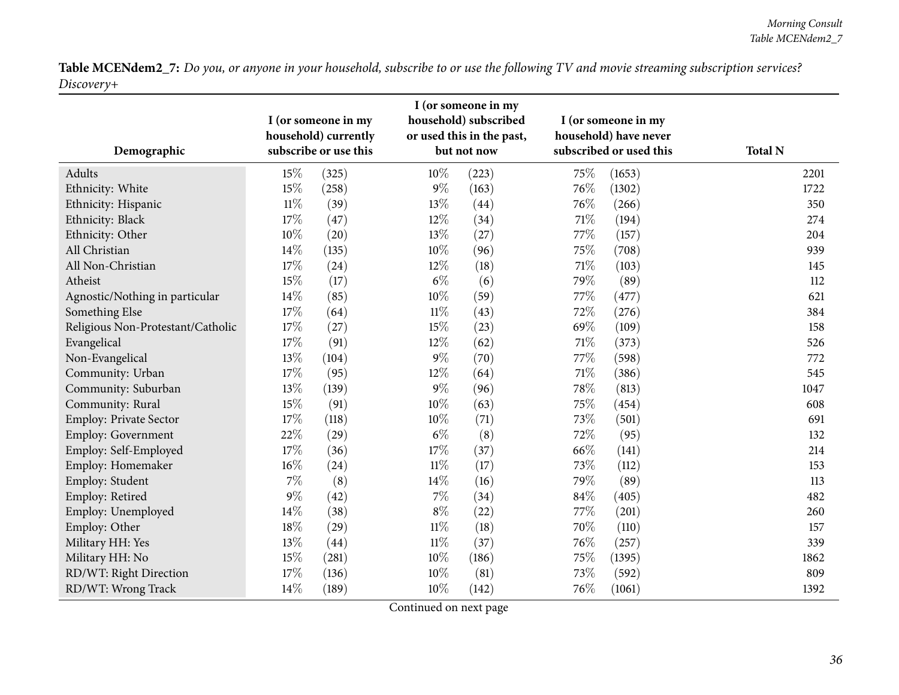**Table MCENdem2_7:** *Do you, or anyone in your household, subscribe to or use the following TV and movie streaming subscription services? Discovery+*

| Demographic | I (or someone in my household) currently subscribe or use this | I (or someone in my household) subscribed or used this in the past, but not now | I (or someone in my household) have never subscribed or used this | Total N |
|---|---|---|---|---|
| Adults | 15% (325) | 10% (223) | 75% (1653) | 2201 |
| Ethnicity: White | 15% (258) | 9% (163) | 76% (1302) | 1722 |
| Ethnicity: Hispanic | 11% (39) | 13% (44) | 76% (266) | 350 |
| Ethnicity: Black | 17% (47) | 12% (34) | 71% (194) | 274 |
| Ethnicity: Other | 10% (20) | 13% (27) | 77% (157) | 204 |
| All Christian | 14% (135) | 10% (96) | 75% (708) | 939 |
| All Non-Christian | 17% (24) | 12% (18) | 71% (103) | 145 |
| Atheist | 15% (17) | 6% (6) | 79% (89) | 112 |
| Agnostic/Nothing in particular | 14% (85) | 10% (59) | 77% (477) | 621 |
| Something Else | 17% (64) | 11% (43) | 72% (276) | 384 |
| Religious Non-Protestant/Catholic | 17% (27) | 15% (23) | 69% (109) | 158 |
| Evangelical | 17% (91) | 12% (62) | 71% (373) | 526 |
| Non-Evangelical | 13% (104) | 9% (70) | 77% (598) | 772 |
| Community: Urban | 17% (95) | 12% (64) | 71% (386) | 545 |
| Community: Suburban | 13% (139) | 9% (96) | 78% (813) | 1047 |
| Community: Rural | 15% (91) | 10% (63) | 75% (454) | 608 |
| Employ: Private Sector | 17% (118) | 10% (71) | 73% (501) | 691 |
| Employ: Government | 22% (29) | 6% (8) | 72% (95) | 132 |
| Employ: Self-Employed | 17% (36) | 17% (37) | 66% (141) | 214 |
| Employ: Homemaker | 16% (24) | 11% (17) | 73% (112) | 153 |
| Employ: Student | 7% (8) | 14% (16) | 79% (89) | 113 |
| Employ: Retired | 9% (42) | 7% (34) | 84% (405) | 482 |
| Employ: Unemployed | 14% (38) | 8% (22) | 77% (201) | 260 |
| Employ: Other | 18% (29) | 11% (18) | 70% (110) | 157 |
| Military HH: Yes | 13% (44) | 11% (37) | 76% (257) | 339 |
| Military HH: No | 15% (281) | 10% (186) | 75% (1395) | 1862 |
| RD/WT: Right Direction | 17% (136) | 10% (81) | 73% (592) | 809 |
| RD/WT: Wrong Track | 14% (189) | 10% (142) | 76% (1061) | 1392 |

Continued on next page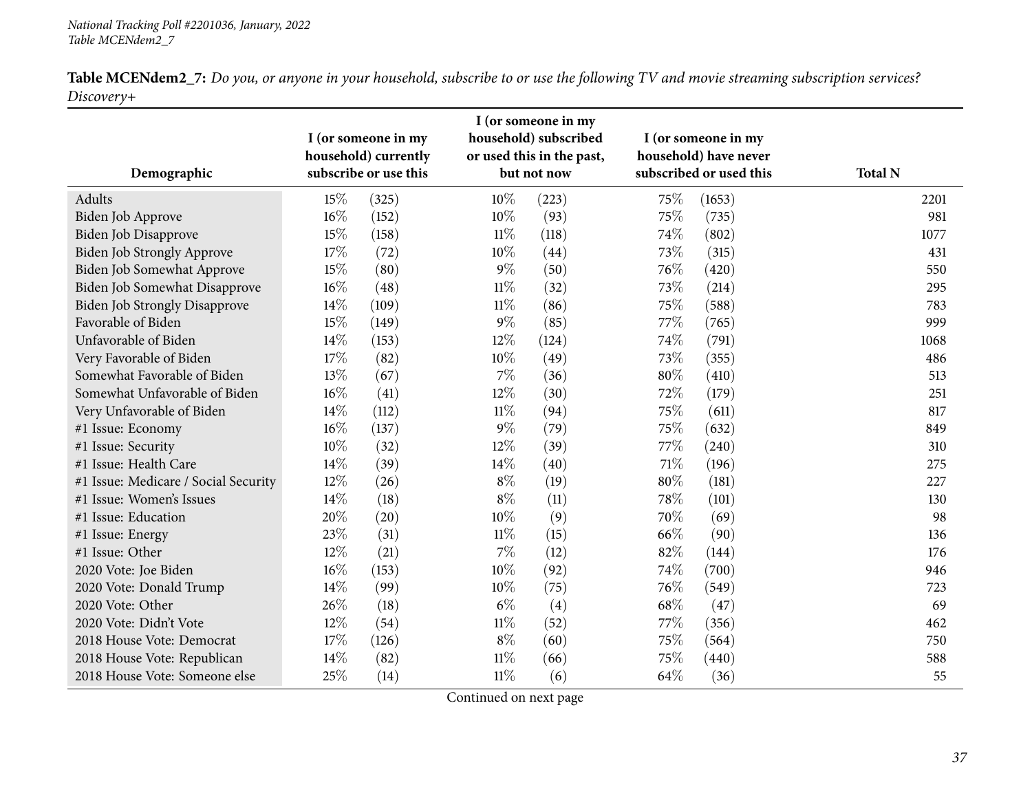**Table MCENdem2_7:** *Do you, or anyone in your household, subscribe to or use the following TV and movie streaming subscription services? Discovery+*

| Demographic | I (or someone in my household) currently subscribe or use this | | I (or someone in my household) subscribed or used this in the past, but not now | | I (or someone in my household) have never subscribed or used this | | Total N |
|---|---|---|---|---|---|---|---|
| Adults | 15% | (325) | 10% | (223) | 75% | (1653) | 2201 |
| Biden Job Approve | 16% | (152) | 10% | (93) | 75% | (735) | 981 |
| Biden Job Disapprove | 15% | (158) | 11% | (118) | 74% | (802) | 1077 |
| Biden Job Strongly Approve | 17% | (72) | 10% | (44) | 73% | (315) | 431 |
| Biden Job Somewhat Approve | 15% | (80) | 9% | (50) | 76% | (420) | 550 |
| Biden Job Somewhat Disapprove | 16% | (48) | 11% | (32) | 73% | (214) | 295 |
| Biden Job Strongly Disapprove | 14% | (109) | 11% | (86) | 75% | (588) | 783 |
| Favorable of Biden | 15% | (149) | 9% | (85) | 77% | (765) | 999 |
| Unfavorable of Biden | 14% | (153) | 12% | (124) | 74% | (791) | 1068 |
| Very Favorable of Biden | 17% | (82) | 10% | (49) | 73% | (355) | 486 |
| Somewhat Favorable of Biden | 13% | (67) | 7% | (36) | 80% | (410) | 513 |
| Somewhat Unfavorable of Biden | 16% | (41) | 12% | (30) | 72% | (179) | 251 |
| Very Unfavorable of Biden | 14% | (112) | 11% | (94) | 75% | (611) | 817 |
| #1 Issue: Economy | 16% | (137) | 9% | (79) | 75% | (632) | 849 |
| #1 Issue: Security | 10% | (32) | 12% | (39) | 77% | (240) | 310 |
| #1 Issue: Health Care | 14% | (39) | 14% | (40) | 71% | (196) | 275 |
| #1 Issue: Medicare / Social Security | 12% | (26) | 8% | (19) | 80% | (181) | 227 |
| #1 Issue: Women's Issues | 14% | (18) | 8% | (11) | 78% | (101) | 130 |
| #1 Issue: Education | 20% | (20) | 10% | (9) | 70% | (69) | 98 |
| #1 Issue: Energy | 23% | (31) | 11% | (15) | 66% | (90) | 136 |
| #1 Issue: Other | 12% | (21) | 7% | (12) | 82% | (144) | 176 |
| 2020 Vote: Joe Biden | 16% | (153) | 10% | (92) | 74% | (700) | 946 |
| 2020 Vote: Donald Trump | 14% | (99) | 10% | (75) | 76% | (549) | 723 |
| 2020 Vote: Other | 26% | (18) | 6% | (4) | 68% | (47) | 69 |
| 2020 Vote: Didn't Vote | 12% | (54) | 11% | (52) | 77% | (356) | 462 |
| 2018 House Vote: Democrat | 17% | (126) | 8% | (60) | 75% | (564) | 750 |
| 2018 House Vote: Republican | 14% | (82) | 11% | (66) | 75% | (440) | 588 |
| 2018 House Vote: Someone else | 25% | (14) | 11% | (6) | 64% | (36) | 55 |

Continued on next page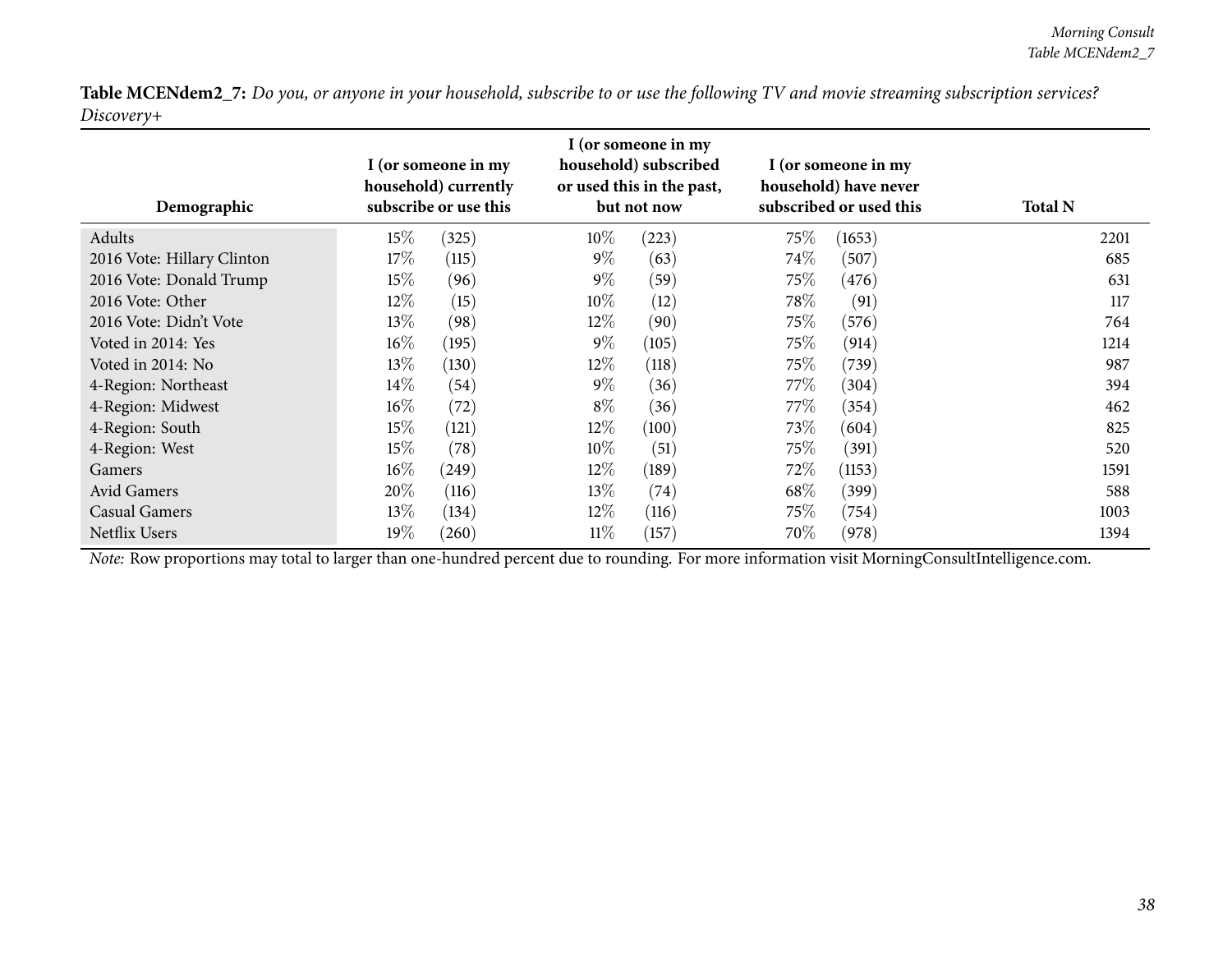**Table MCENdem2_7:** *Do you, or anyone in your household, subscribe to or use the following TV and movie streaming subscription services? Discovery+*

| Demographic | I (or someone in my household) currently subscribe or use this | I (or someone in my household) subscribed or used this in the past, but not now | I (or someone in my household) have never subscribed or used this | Total N |
|---|---|---|---|---|
| Adults | 15% (325) | 10% (223) | 75% (1653) | 2201 |
| 2016 Vote: Hillary Clinton | 17% (115) | 9% (63) | 74% (507) | 685 |
| 2016 Vote: Donald Trump | 15% (96) | 9% (59) | 75% (476) | 631 |
| 2016 Vote: Other | 12% (15) | 10% (12) | 78% (91) | 117 |
| 2016 Vote: Didn't Vote | 13% (98) | 12% (90) | 75% (576) | 764 |
| Voted in 2014: Yes | 16% (195) | 9% (105) | 75% (914) | 1214 |
| Voted in 2014: No | 13% (130) | 12% (118) | 75% (739) | 987 |
| 4-Region: Northeast | 14% (54) | 9% (36) | 77% (304) | 394 |
| 4-Region: Midwest | 16% (72) | 8% (36) | 77% (354) | 462 |
| 4-Region: South | 15% (121) | 12% (100) | 73% (604) | 825 |
| 4-Region: West | 15% (78) | 10% (51) | 75% (391) | 520 |
| Gamers | 16% (249) | 12% (189) | 72% (1153) | 1591 |
| Avid Gamers | 20% (116) | 13% (74) | 68% (399) | 588 |
| Casual Gamers | 13% (134) | 12% (116) | 75% (754) | 1003 |
| Netflix Users | 19% (260) | 11% (157) | 70% (978) | 1394 |

*Note:* Row proportions may total to larger than one-hundred percent due to rounding. For more information visit MorningConsultIntelligence.com.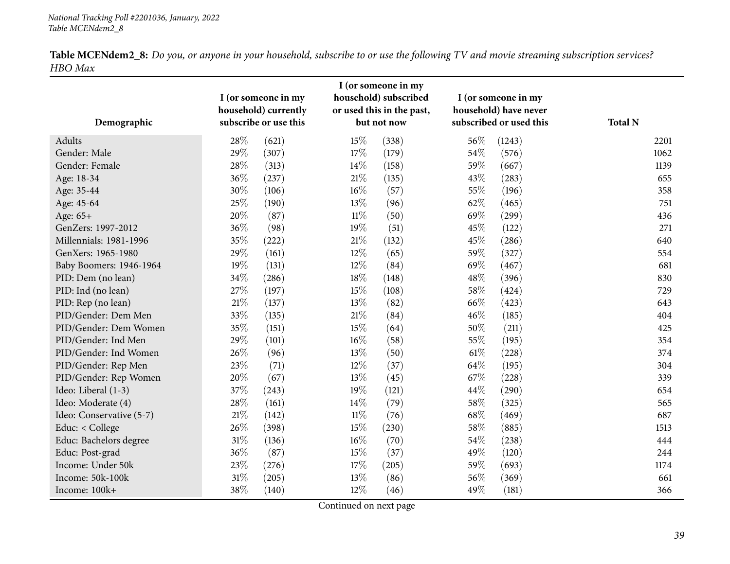**Table MCENdem2_8:** *Do you, or anyone in your household, subscribe to or use the following TV and movie streaming subscription services? HBO Max*

| Demographic | I (or someone in my household) currently subscribe or use this | | I (or someone in my household) subscribed or used this in the past, but not now | | I (or someone in my household) have never subscribed or used this | | Total N |
|---|---|---|---|---|---|---|---|
| Adults | 28% | (621) | 15% | (338) | 56% | (1243) | 2201 |
| Gender: Male | 29% | (307) | 17% | (179) | 54% | (576) | 1062 |
| Gender: Female | 28% | (313) | 14% | (158) | 59% | (667) | 1139 |
| Age: 18-34 | 36% | (237) | 21% | (135) | 43% | (283) | 655 |
| Age: 35-44 | 30% | (106) | 16% | (57) | 55% | (196) | 358 |
| Age: 45-64 | 25% | (190) | 13% | (96) | 62% | (465) | 751 |
| Age: 65+ | 20% | (87) | 11% | (50) | 69% | (299) | 436 |
| GenZers: 1997-2012 | 36% | (98) | 19% | (51) | 45% | (122) | 271 |
| Millennials: 1981-1996 | 35% | (222) | 21% | (132) | 45% | (286) | 640 |
| GenXers: 1965-1980 | 29% | (161) | 12% | (65) | 59% | (327) | 554 |
| Baby Boomers: 1946-1964 | 19% | (131) | 12% | (84) | 69% | (467) | 681 |
| PID: Dem (no lean) | 34% | (286) | 18% | (148) | 48% | (396) | 830 |
| PID: Ind (no lean) | 27% | (197) | 15% | (108) | 58% | (424) | 729 |
| PID: Rep (no lean) | 21% | (137) | 13% | (82) | 66% | (423) | 643 |
| PID/Gender: Dem Men | 33% | (135) | 21% | (84) | 46% | (185) | 404 |
| PID/Gender: Dem Women | 35% | (151) | 15% | (64) | 50% | (211) | 425 |
| PID/Gender: Ind Men | 29% | (101) | 16% | (58) | 55% | (195) | 354 |
| PID/Gender: Ind Women | 26% | (96) | 13% | (50) | 61% | (228) | 374 |
| PID/Gender: Rep Men | 23% | (71) | 12% | (37) | 64% | (195) | 304 |
| PID/Gender: Rep Women | 20% | (67) | 13% | (45) | 67% | (228) | 339 |
| Ideo: Liberal (1-3) | 37% | (243) | 19% | (121) | 44% | (290) | 654 |
| Ideo: Moderate (4) | 28% | (161) | 14% | (79) | 58% | (325) | 565 |
| Ideo: Conservative (5-7) | 21% | (142) | 11% | (76) | 68% | (469) | 687 |
| Educ: < College | 26% | (398) | 15% | (230) | 58% | (885) | 1513 |
| Educ: Bachelors degree | 31% | (136) | 16% | (70) | 54% | (238) | 444 |
| Educ: Post-grad | 36% | (87) | 15% | (37) | 49% | (120) | 244 |
| Income: Under 50k | 23% | (276) | 17% | (205) | 59% | (693) | 1174 |
| Income: 50k-100k | 31% | (205) | 13% | (86) | 56% | (369) | 661 |
| Income: 100k+ | 38% | (140) | 12% | (46) | 49% | (181) | 366 |

Continued on next page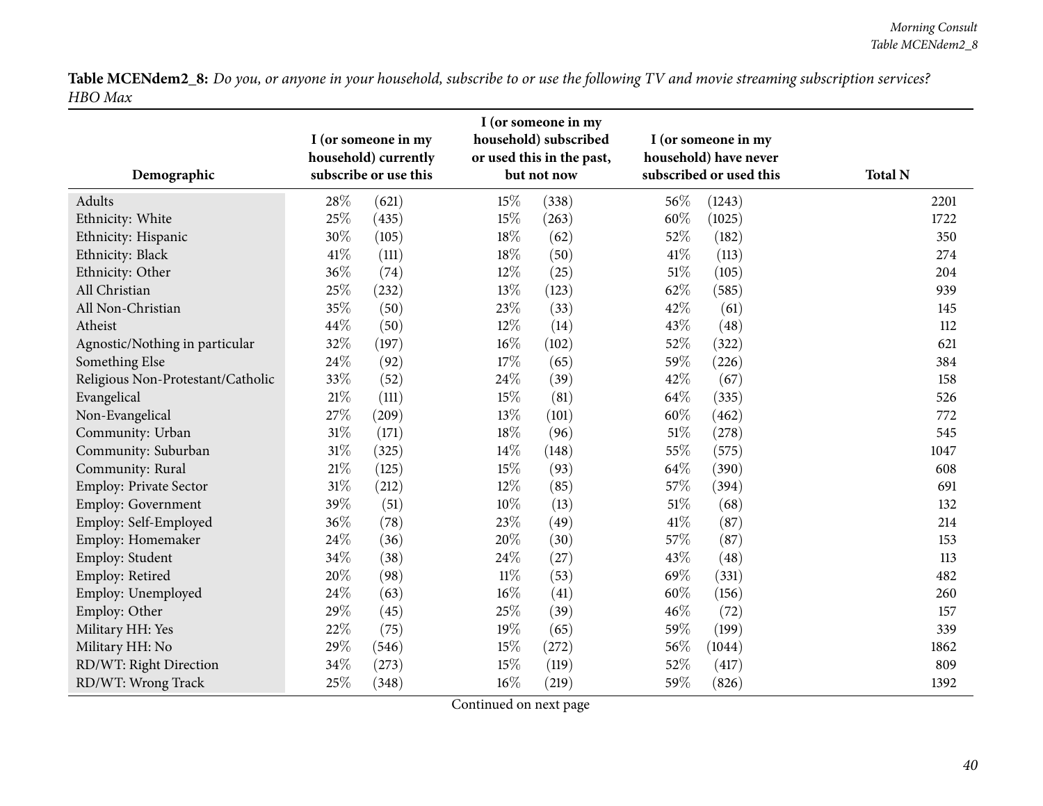**Table MCENdem2_8:** *Do you, or anyone in your household, subscribe to or use the following TV and movie streaming subscription services? HBO Max*

| Demographic | I (or someone in my household) currently subscribe or use this | | I (or someone in my household) subscribed or used this in the past, but not now | | I (or someone in my household) have never subscribed or used this | | Total N |
|---|---|---|---|---|---|---|---|
| Adults | 28% | (621) | 15% | (338) | 56% | (1243) | 2201 |
| Ethnicity: White | 25% | (435) | 15% | (263) | 60% | (1025) | 1722 |
| Ethnicity: Hispanic | 30% | (105) | 18% | (62) | 52% | (182) | 350 |
| Ethnicity: Black | 41% | (111) | 18% | (50) | 41% | (113) | 274 |
| Ethnicity: Other | 36% | (74) | 12% | (25) | 51% | (105) | 204 |
| All Christian | 25% | (232) | 13% | (123) | 62% | (585) | 939 |
| All Non-Christian | 35% | (50) | 23% | (33) | 42% | (61) | 145 |
| Atheist | 44% | (50) | 12% | (14) | 43% | (48) | 112 |
| Agnostic/Nothing in particular | 32% | (197) | 16% | (102) | 52% | (322) | 621 |
| Something Else | 24% | (92) | 17% | (65) | 59% | (226) | 384 |
| Religious Non-Protestant/Catholic | 33% | (52) | 24% | (39) | 42% | (67) | 158 |
| Evangelical | 21% | (111) | 15% | (81) | 64% | (335) | 526 |
| Non-Evangelical | 27% | (209) | 13% | (101) | 60% | (462) | 772 |
| Community: Urban | 31% | (171) | 18% | (96) | 51% | (278) | 545 |
| Community: Suburban | 31% | (325) | 14% | (148) | 55% | (575) | 1047 |
| Community: Rural | 21% | (125) | 15% | (93) | 64% | (390) | 608 |
| Employ: Private Sector | 31% | (212) | 12% | (85) | 57% | (394) | 691 |
| Employ: Government | 39% | (51) | 10% | (13) | 51% | (68) | 132 |
| Employ: Self-Employed | 36% | (78) | 23% | (49) | 41% | (87) | 214 |
| Employ: Homemaker | 24% | (36) | 20% | (30) | 57% | (87) | 153 |
| Employ: Student | 34% | (38) | 24% | (27) | 43% | (48) | 113 |
| Employ: Retired | 20% | (98) | 11% | (53) | 69% | (331) | 482 |
| Employ: Unemployed | 24% | (63) | 16% | (41) | 60% | (156) | 260 |
| Employ: Other | 29% | (45) | 25% | (39) | 46% | (72) | 157 |
| Military HH: Yes | 22% | (75) | 19% | (65) | 59% | (199) | 339 |
| Military HH: No | 29% | (546) | 15% | (272) | 56% | (1044) | 1862 |
| RD/WT: Right Direction | 34% | (273) | 15% | (119) | 52% | (417) | 809 |
| RD/WT: Wrong Track | 25% | (348) | 16% | (219) | 59% | (826) | 1392 |

Continued on next page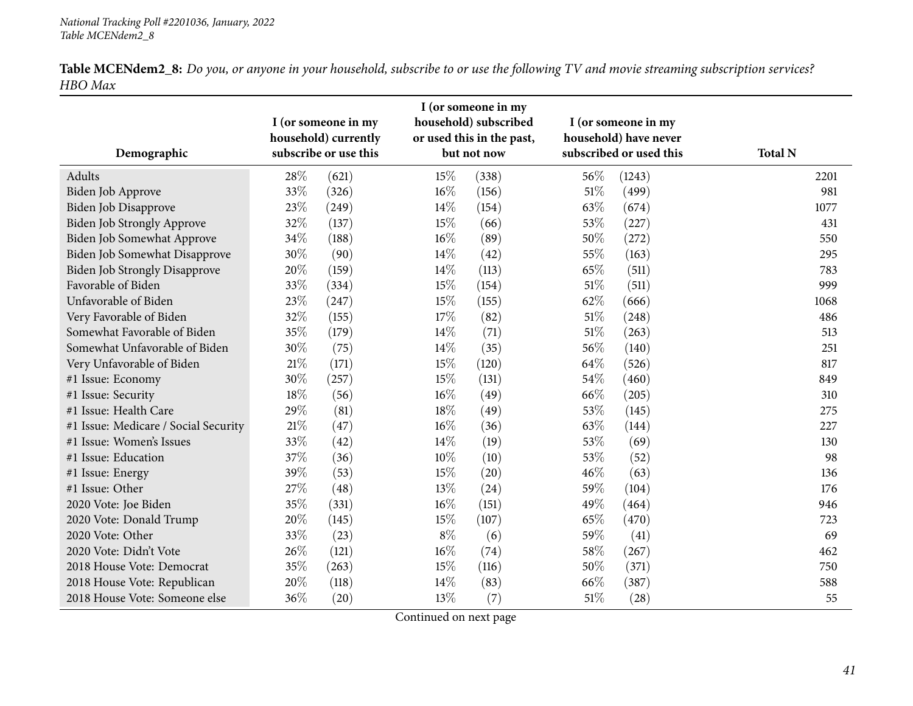**Table MCENdem2_8:** *Do you, or anyone in your household, subscribe to or use the following TV and movie streaming subscription services? HBO Max*

| Demographic | I (or someone in my household) currently subscribe or use this | | I (or someone in my household) subscribed or used this in the past, but not now | | I (or someone in my household) have never subscribed or used this | | Total N |
|---|---|---|---|---|---|---|---|
| Adults | 28% | (621) | 15% | (338) | 56% | (1243) | 2201 |
| Biden Job Approve | 33% | (326) | 16% | (156) | 51% | (499) | 981 |
| Biden Job Disapprove | 23% | (249) | 14% | (154) | 63% | (674) | 1077 |
| Biden Job Strongly Approve | 32% | (137) | 15% | (66) | 53% | (227) | 431 |
| Biden Job Somewhat Approve | 34% | (188) | 16% | (89) | 50% | (272) | 550 |
| Biden Job Somewhat Disapprove | 30% | (90) | 14% | (42) | 55% | (163) | 295 |
| Biden Job Strongly Disapprove | 20% | (159) | 14% | (113) | 65% | (511) | 783 |
| Favorable of Biden | 33% | (334) | 15% | (154) | 51% | (511) | 999 |
| Unfavorable of Biden | 23% | (247) | 15% | (155) | 62% | (666) | 1068 |
| Very Favorable of Biden | 32% | (155) | 17% | (82) | 51% | (248) | 486 |
| Somewhat Favorable of Biden | 35% | (179) | 14% | (71) | 51% | (263) | 513 |
| Somewhat Unfavorable of Biden | 30% | (75) | 14% | (35) | 56% | (140) | 251 |
| Very Unfavorable of Biden | 21% | (171) | 15% | (120) | 64% | (526) | 817 |
| #1 Issue: Economy | 30% | (257) | 15% | (131) | 54% | (460) | 849 |
| #1 Issue: Security | 18% | (56) | 16% | (49) | 66% | (205) | 310 |
| #1 Issue: Health Care | 29% | (81) | 18% | (49) | 53% | (145) | 275 |
| #1 Issue: Medicare / Social Security | 21% | (47) | 16% | (36) | 63% | (144) | 227 |
| #1 Issue: Women's Issues | 33% | (42) | 14% | (19) | 53% | (69) | 130 |
| #1 Issue: Education | 37% | (36) | 10% | (10) | 53% | (52) | 98 |
| #1 Issue: Energy | 39% | (53) | 15% | (20) | 46% | (63) | 136 |
| #1 Issue: Other | 27% | (48) | 13% | (24) | 59% | (104) | 176 |
| 2020 Vote: Joe Biden | 35% | (331) | 16% | (151) | 49% | (464) | 946 |
| 2020 Vote: Donald Trump | 20% | (145) | 15% | (107) | 65% | (470) | 723 |
| 2020 Vote: Other | 33% | (23) | 8% | (6) | 59% | (41) | 69 |
| 2020 Vote: Didn't Vote | 26% | (121) | 16% | (74) | 58% | (267) | 462 |
| 2018 House Vote: Democrat | 35% | (263) | 15% | (116) | 50% | (371) | 750 |
| 2018 House Vote: Republican | 20% | (118) | 14% | (83) | 66% | (387) | 588 |
| 2018 House Vote: Someone else | 36% | (20) | 13% | (7) | 51% | (28) | 55 |

Continued on next page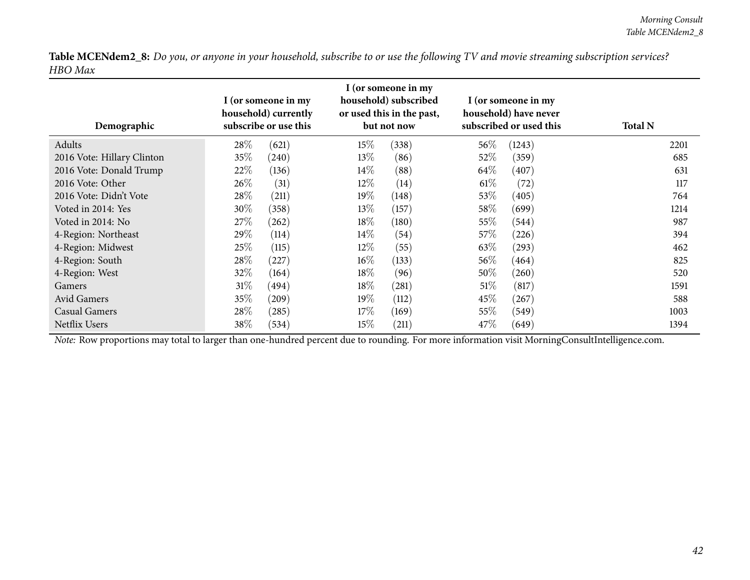**Table MCENdem2_8:** *Do you, or anyone in your household, subscribe to or use the following TV and movie streaming subscription services? HBO Max*

| Demographic | I (or someone in my household) currently subscribe or use this | I (or someone in my household) subscribed or used this in the past, but not now | I (or someone in my household) have never subscribed or used this | Total N |
|---|---|---|---|---|
| Adults | 28% (621) | 15% (338) | 56% (1243) | 2201 |
| 2016 Vote: Hillary Clinton | 35% (240) | 13% (86) | 52% (359) | 685 |
| 2016 Vote: Donald Trump | 22% (136) | 14% (88) | 64% (407) | 631 |
| 2016 Vote: Other | 26% (31) | 12% (14) | 61% (72) | 117 |
| 2016 Vote: Didn't Vote | 28% (211) | 19% (148) | 53% (405) | 764 |
| Voted in 2014: Yes | 30% (358) | 13% (157) | 58% (699) | 1214 |
| Voted in 2014: No | 27% (262) | 18% (180) | 55% (544) | 987 |
| 4-Region: Northeast | 29% (114) | 14% (54) | 57% (226) | 394 |
| 4-Region: Midwest | 25% (115) | 12% (55) | 63% (293) | 462 |
| 4-Region: South | 28% (227) | 16% (133) | 56% (464) | 825 |
| 4-Region: West | 32% (164) | 18% (96) | 50% (260) | 520 |
| Gamers | 31% (494) | 18% (281) | 51% (817) | 1591 |
| Avid Gamers | 35% (209) | 19% (112) | 45% (267) | 588 |
| Casual Gamers | 28% (285) | 17% (169) | 55% (549) | 1003 |
| Netflix Users | 38% (534) | 15% (211) | 47% (649) | 1394 |

*Note:* Row proportions may total to larger than one-hundred percent due to rounding. For more information visit MorningConsultIntelligence.com.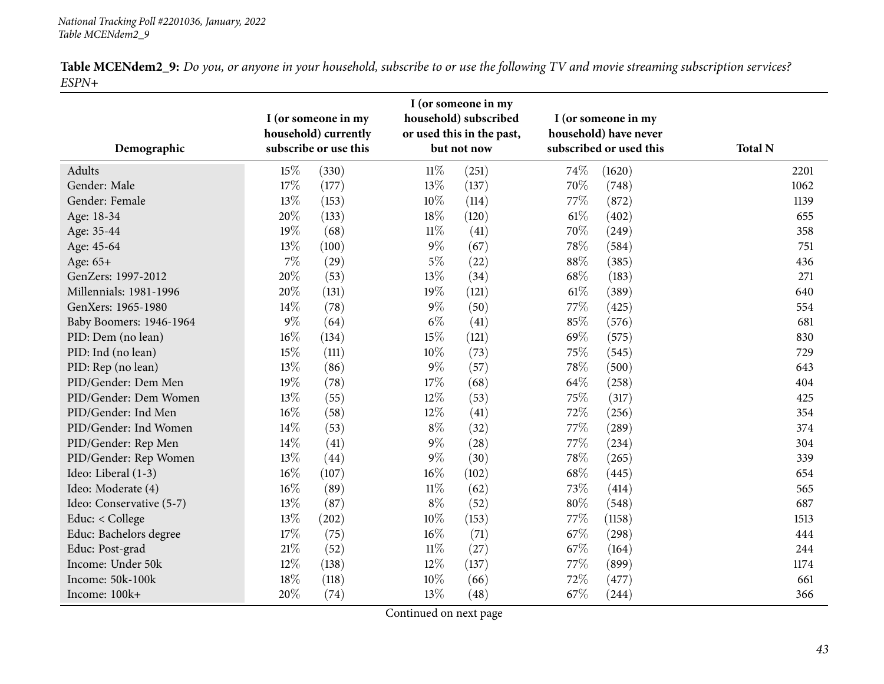**Table MCENdem2_9:** *Do you, or anyone in your household, subscribe to or use the following TV and movie streaming subscription services? ESPN+*

| Demographic | I (or someone in my household) currently subscribe or use this | I (or someone in my household) subscribed or used this in the past, but not now | I (or someone in my household) have never subscribed or used this | Total N |
|---|---|---|---|---|
| Adults | 15% (330) | 11% (251) | 74% (1620) | 2201 |
| Gender: Male | 17% (177) | 13% (137) | 70% (748) | 1062 |
| Gender: Female | 13% (153) | 10% (114) | 77% (872) | 1139 |
| Age: 18-34 | 20% (133) | 18% (120) | 61% (402) | 655 |
| Age: 35-44 | 19% (68) | 11% (41) | 70% (249) | 358 |
| Age: 45-64 | 13% (100) | 9% (67) | 78% (584) | 751 |
| Age: 65+ | 7% (29) | 5% (22) | 88% (385) | 436 |
| GenZers: 1997-2012 | 20% (53) | 13% (34) | 68% (183) | 271 |
| Millennials: 1981-1996 | 20% (131) | 19% (121) | 61% (389) | 640 |
| GenXers: 1965-1980 | 14% (78) | 9% (50) | 77% (425) | 554 |
| Baby Boomers: 1946-1964 | 9% (64) | 6% (41) | 85% (576) | 681 |
| PID: Dem (no lean) | 16% (134) | 15% (121) | 69% (575) | 830 |
| PID: Ind (no lean) | 15% (111) | 10% (73) | 75% (545) | 729 |
| PID: Rep (no lean) | 13% (86) | 9% (57) | 78% (500) | 643 |
| PID/Gender: Dem Men | 19% (78) | 17% (68) | 64% (258) | 404 |
| PID/Gender: Dem Women | 13% (55) | 12% (53) | 75% (317) | 425 |
| PID/Gender: Ind Men | 16% (58) | 12% (41) | 72% (256) | 354 |
| PID/Gender: Ind Women | 14% (53) | 8% (32) | 77% (289) | 374 |
| PID/Gender: Rep Men | 14% (41) | 9% (28) | 77% (234) | 304 |
| PID/Gender: Rep Women | 13% (44) | 9% (30) | 78% (265) | 339 |
| Ideo: Liberal (1-3) | 16% (107) | 16% (102) | 68% (445) | 654 |
| Ideo: Moderate (4) | 16% (89) | 11% (62) | 73% (414) | 565 |
| Ideo: Conservative (5-7) | 13% (87) | 8% (52) | 80% (548) | 687 |
| Educ: < College | 13% (202) | 10% (153) | 77% (1158) | 1513 |
| Educ: Bachelors degree | 17% (75) | 16% (71) | 67% (298) | 444 |
| Educ: Post-grad | 21% (52) | 11% (27) | 67% (164) | 244 |
| Income: Under 50k | 12% (138) | 12% (137) | 77% (899) | 1174 |
| Income: 50k-100k | 18% (118) | 10% (66) | 72% (477) | 661 |
| Income: 100k+ | 20% (74) | 13% (48) | 67% (244) | 366 |

Continued on next page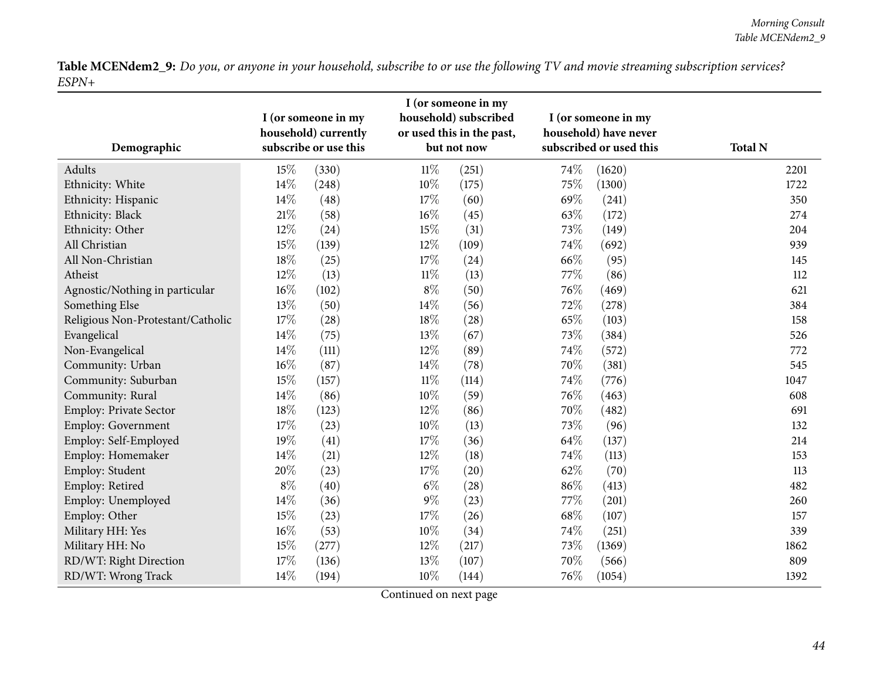**Table MCENdem2_9:** *Do you, or anyone in your household, subscribe to or use the following TV and movie streaming subscription services? ESPN+*

| Demographic | I (or someone in my household) currently subscribe or use this | | I (or someone in my household) subscribed or used this in the past, but not now | | I (or someone in my household) have never subscribed or used this | | Total N |
|---|---|---|---|---|---|---|---|
| Adults | 15% | (330) | 11% | (251) | 74% | (1620) | 2201 |
| Ethnicity: White | 14% | (248) | 10% | (175) | 75% | (1300) | 1722 |
| Ethnicity: Hispanic | 14% | (48) | 17% | (60) | 69% | (241) | 350 |
| Ethnicity: Black | 21% | (58) | 16% | (45) | 63% | (172) | 274 |
| Ethnicity: Other | 12% | (24) | 15% | (31) | 73% | (149) | 204 |
| All Christian | 15% | (139) | 12% | (109) | 74% | (692) | 939 |
| All Non-Christian | 18% | (25) | 17% | (24) | 66% | (95) | 145 |
| Atheist | 12% | (13) | 11% | (13) | 77% | (86) | 112 |
| Agnostic/Nothing in particular | 16% | (102) | 8% | (50) | 76% | (469) | 621 |
| Something Else | 13% | (50) | 14% | (56) | 72% | (278) | 384 |
| Religious Non-Protestant/Catholic | 17% | (28) | 18% | (28) | 65% | (103) | 158 |
| Evangelical | 14% | (75) | 13% | (67) | 73% | (384) | 526 |
| Non-Evangelical | 14% | (111) | 12% | (89) | 74% | (572) | 772 |
| Community: Urban | 16% | (87) | 14% | (78) | 70% | (381) | 545 |
| Community: Suburban | 15% | (157) | 11% | (114) | 74% | (776) | 1047 |
| Community: Rural | 14% | (86) | 10% | (59) | 76% | (463) | 608 |
| Employ: Private Sector | 18% | (123) | 12% | (86) | 70% | (482) | 691 |
| Employ: Government | 17% | (23) | 10% | (13) | 73% | (96) | 132 |
| Employ: Self-Employed | 19% | (41) | 17% | (36) | 64% | (137) | 214 |
| Employ: Homemaker | 14% | (21) | 12% | (18) | 74% | (113) | 153 |
| Employ: Student | 20% | (23) | 17% | (20) | 62% | (70) | 113 |
| Employ: Retired | 8% | (40) | 6% | (28) | 86% | (413) | 482 |
| Employ: Unemployed | 14% | (36) | 9% | (23) | 77% | (201) | 260 |
| Employ: Other | 15% | (23) | 17% | (26) | 68% | (107) | 157 |
| Military HH: Yes | 16% | (53) | 10% | (34) | 74% | (251) | 339 |
| Military HH: No | 15% | (277) | 12% | (217) | 73% | (1369) | 1862 |
| RD/WT: Right Direction | 17% | (136) | 13% | (107) | 70% | (566) | 809 |
| RD/WT: Wrong Track | 14% | (194) | 10% | (144) | 76% | (1054) | 1392 |

Continued on next page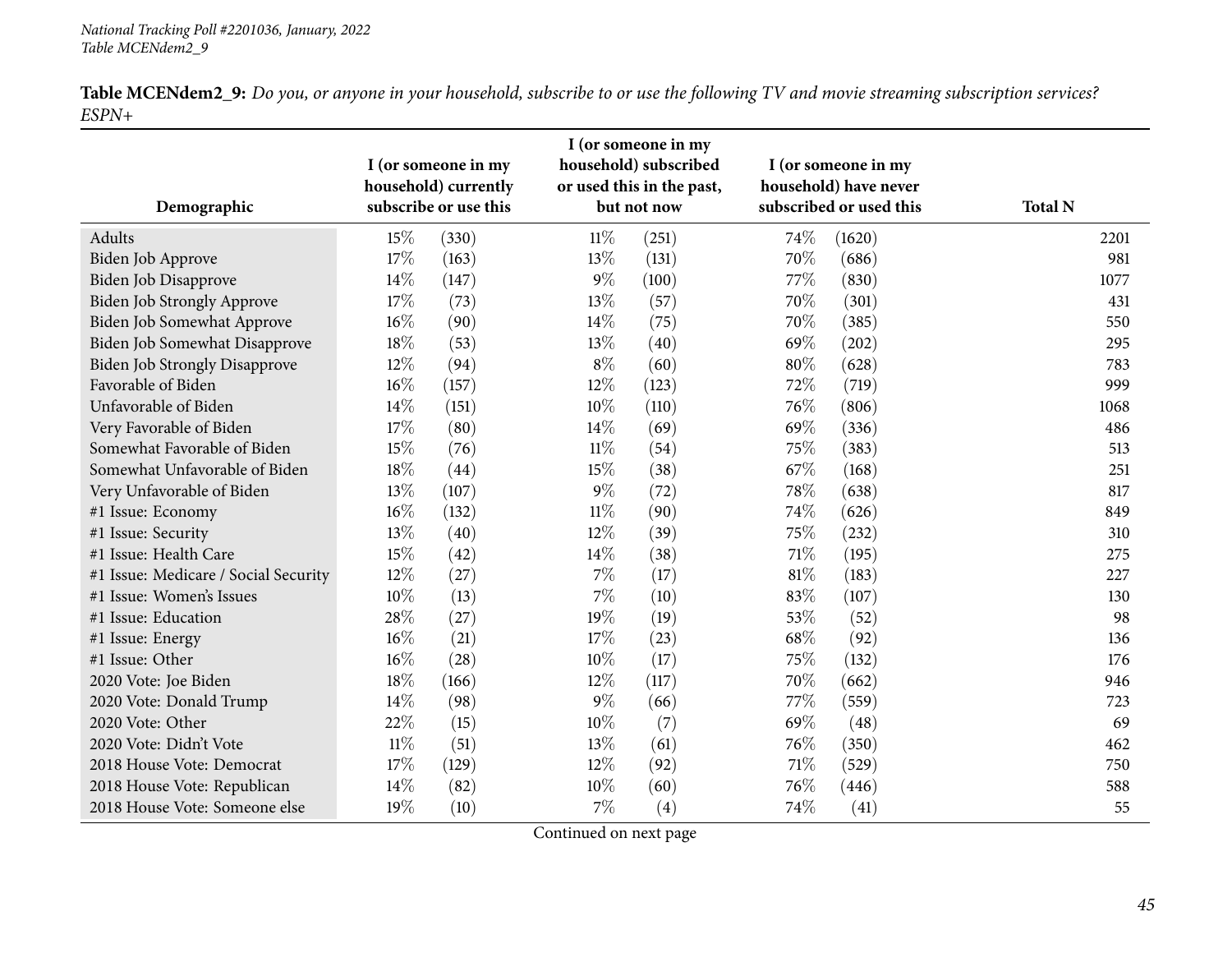**Table MCENdem2_9:** *Do you, or anyone in your household, subscribe to or use the following TV and movie streaming subscription services? ESPN+*

| Demographic | I (or someone in my household) currently subscribe or use this | | I (or someone in my household) subscribed or used this in the past, but not now | | I (or someone in my household) have never subscribed or used this | | Total N |
|---|---|---|---|---|---|---|---|
| Adults | 15% | (330) | 11% | (251) | 74% | (1620) | 2201 |
| Biden Job Approve | 17% | (163) | 13% | (131) | 70% | (686) | 981 |
| Biden Job Disapprove | 14% | (147) | 9% | (100) | 77% | (830) | 1077 |
| Biden Job Strongly Approve | 17% | (73) | 13% | (57) | 70% | (301) | 431 |
| Biden Job Somewhat Approve | 16% | (90) | 14% | (75) | 70% | (385) | 550 |
| Biden Job Somewhat Disapprove | 18% | (53) | 13% | (40) | 69% | (202) | 295 |
| Biden Job Strongly Disapprove | 12% | (94) | 8% | (60) | 80% | (628) | 783 |
| Favorable of Biden | 16% | (157) | 12% | (123) | 72% | (719) | 999 |
| Unfavorable of Biden | 14% | (151) | 10% | (110) | 76% | (806) | 1068 |
| Very Favorable of Biden | 17% | (80) | 14% | (69) | 69% | (336) | 486 |
| Somewhat Favorable of Biden | 15% | (76) | 11% | (54) | 75% | (383) | 513 |
| Somewhat Unfavorable of Biden | 18% | (44) | 15% | (38) | 67% | (168) | 251 |
| Very Unfavorable of Biden | 13% | (107) | 9% | (72) | 78% | (638) | 817 |
| #1 Issue: Economy | 16% | (132) | 11% | (90) | 74% | (626) | 849 |
| #1 Issue: Security | 13% | (40) | 12% | (39) | 75% | (232) | 310 |
| #1 Issue: Health Care | 15% | (42) | 14% | (38) | 71% | (195) | 275 |
| #1 Issue: Medicare / Social Security | 12% | (27) | 7% | (17) | 81% | (183) | 227 |
| #1 Issue: Women's Issues | 10% | (13) | 7% | (10) | 83% | (107) | 130 |
| #1 Issue: Education | 28% | (27) | 19% | (19) | 53% | (52) | 98 |
| #1 Issue: Energy | 16% | (21) | 17% | (23) | 68% | (92) | 136 |
| #1 Issue: Other | 16% | (28) | 10% | (17) | 75% | (132) | 176 |
| 2020 Vote: Joe Biden | 18% | (166) | 12% | (117) | 70% | (662) | 946 |
| 2020 Vote: Donald Trump | 14% | (98) | 9% | (66) | 77% | (559) | 723 |
| 2020 Vote: Other | 22% | (15) | 10% | (7) | 69% | (48) | 69 |
| 2020 Vote: Didn't Vote | 11% | (51) | 13% | (61) | 76% | (350) | 462 |
| 2018 House Vote: Democrat | 17% | (129) | 12% | (92) | 71% | (529) | 750 |
| 2018 House Vote: Republican | 14% | (82) | 10% | (60) | 76% | (446) | 588 |
| 2018 House Vote: Someone else | 19% | (10) | 7% | (4) | 74% | (41) | 55 |

Continued on next page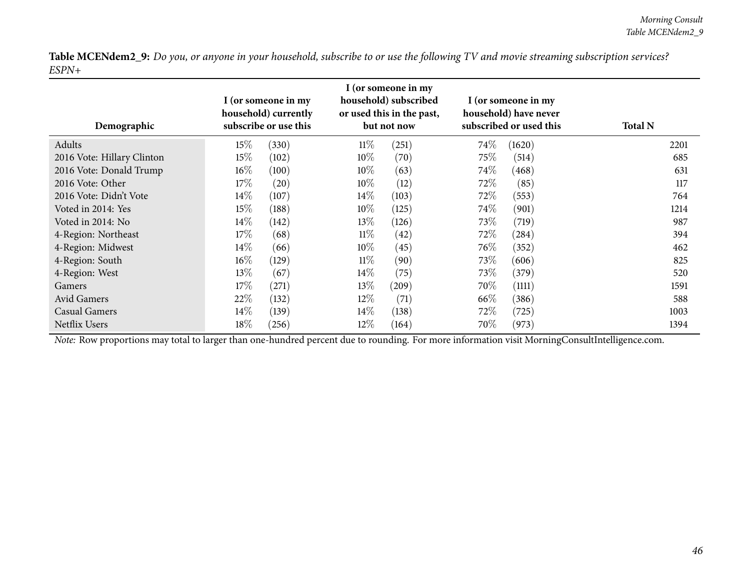**Table MCENdem2_9:** *Do you, or anyone in your household, subscribe to or use the following TV and movie streaming subscription services? ESPN+*

| Demographic | I (or someone in my household) currently subscribe or use this | | I (or someone in my household) subscribed or used this in the past, but not now | | I (or someone in my household) have never subscribed or used this | | Total N |
|---|---|---|---|---|---|---|---|
| Adults | 15% | (330) | 11% | (251) | 74% | (1620) | 2201 |
| 2016 Vote: Hillary Clinton | 15% | (102) | 10% | (70) | 75% | (514) | 685 |
| 2016 Vote: Donald Trump | 16% | (100) | 10% | (63) | 74% | (468) | 631 |
| 2016 Vote: Other | 17% | (20) | 10% | (12) | 72% | (85) | 117 |
| 2016 Vote: Didn't Vote | 14% | (107) | 14% | (103) | 72% | (553) | 764 |
| Voted in 2014: Yes | 15% | (188) | 10% | (125) | 74% | (901) | 1214 |
| Voted in 2014: No | 14% | (142) | 13% | (126) | 73% | (719) | 987 |
| 4-Region: Northeast | 17% | (68) | 11% | (42) | 72% | (284) | 394 |
| 4-Region: Midwest | 14% | (66) | 10% | (45) | 76% | (352) | 462 |
| 4-Region: South | 16% | (129) | 11% | (90) | 73% | (606) | 825 |
| 4-Region: West | 13% | (67) | 14% | (75) | 73% | (379) | 520 |
| Gamers | 17% | (271) | 13% | (209) | 70% | (1111) | 1591 |
| Avid Gamers | 22% | (132) | 12% | (71) | 66% | (386) | 588 |
| Casual Gamers | 14% | (139) | 14% | (138) | 72% | (725) | 1003 |
| Netflix Users | 18% | (256) | 12% | (164) | 70% | (973) | 1394 |

*Note:* Row proportions may total to larger than one-hundred percent due to rounding. For more information visit MorningConsultIntelligence.com.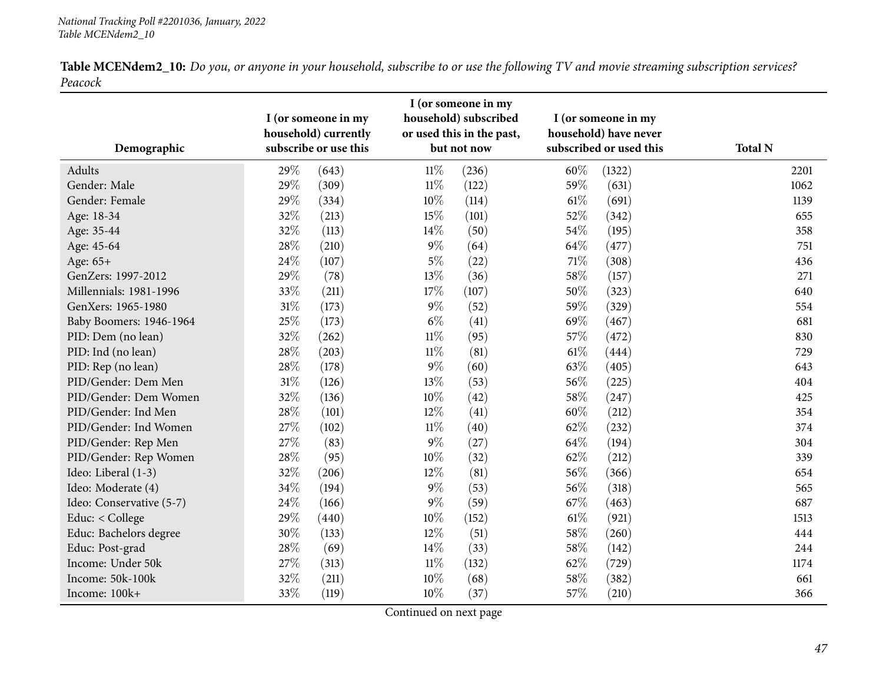**Table MCENdem2_10:** *Do you, or anyone in your household, subscribe to or use the following TV and movie streaming subscription services? Peacock*

| Demographic | I (or someone in my household) currently subscribe or use this | I (or someone in my household) subscribed or used this in the past, but not now | I (or someone in my household) have never subscribed or used this | Total N |
|---|---|---|---|---|
| Adults | 29% (643) | 11% (236) | 60% (1322) | 2201 |
| Gender: Male | 29% (309) | 11% (122) | 59% (631) | 1062 |
| Gender: Female | 29% (334) | 10% (114) | 61% (691) | 1139 |
| Age: 18-34 | 32% (213) | 15% (101) | 52% (342) | 655 |
| Age: 35-44 | 32% (113) | 14% (50) | 54% (195) | 358 |
| Age: 45-64 | 28% (210) | 9% (64) | 64% (477) | 751 |
| Age: 65+ | 24% (107) | 5% (22) | 71% (308) | 436 |
| GenZers: 1997-2012 | 29% (78) | 13% (36) | 58% (157) | 271 |
| Millennials: 1981-1996 | 33% (211) | 17% (107) | 50% (323) | 640 |
| GenXers: 1965-1980 | 31% (173) | 9% (52) | 59% (329) | 554 |
| Baby Boomers: 1946-1964 | 25% (173) | 6% (41) | 69% (467) | 681 |
| PID: Dem (no lean) | 32% (262) | 11% (95) | 57% (472) | 830 |
| PID: Ind (no lean) | 28% (203) | 11% (81) | 61% (444) | 729 |
| PID: Rep (no lean) | 28% (178) | 9% (60) | 63% (405) | 643 |
| PID/Gender: Dem Men | 31% (126) | 13% (53) | 56% (225) | 404 |
| PID/Gender: Dem Women | 32% (136) | 10% (42) | 58% (247) | 425 |
| PID/Gender: Ind Men | 28% (101) | 12% (41) | 60% (212) | 354 |
| PID/Gender: Ind Women | 27% (102) | 11% (40) | 62% (232) | 374 |
| PID/Gender: Rep Men | 27% (83) | 9% (27) | 64% (194) | 304 |
| PID/Gender: Rep Women | 28% (95) | 10% (32) | 62% (212) | 339 |
| Ideo: Liberal (1-3) | 32% (206) | 12% (81) | 56% (366) | 654 |
| Ideo: Moderate (4) | 34% (194) | 9% (53) | 56% (318) | 565 |
| Ideo: Conservative (5-7) | 24% (166) | 9% (59) | 67% (463) | 687 |
| Educ: < College | 29% (440) | 10% (152) | 61% (921) | 1513 |
| Educ: Bachelors degree | 30% (133) | 12% (51) | 58% (260) | 444 |
| Educ: Post-grad | 28% (69) | 14% (33) | 58% (142) | 244 |
| Income: Under 50k | 27% (313) | 11% (132) | 62% (729) | 1174 |
| Income: 50k-100k | 32% (211) | 10% (68) | 58% (382) | 661 |
| Income: 100k+ | 33% (119) | 10% (37) | 57% (210) | 366 |

Continued on next page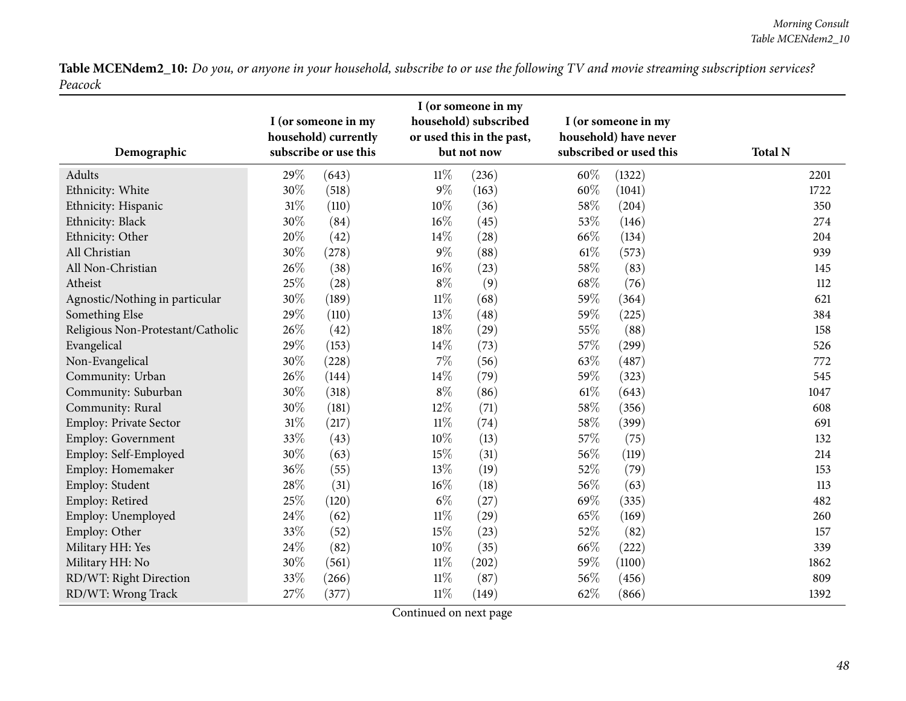**Table MCENdem2_10:** *Do you, or anyone in your household, subscribe to or use the following TV and movie streaming subscription services? Peacock*

| Demographic | I (or someone in my household) currently subscribe or use this | | I (or someone in my household) subscribed or used this in the past, but not now | | I (or someone in my household) have never subscribed or used this | | Total N |
|---|---|---|---|---|---|---|---|
| Adults | 29% | (643) | 11% | (236) | 60% | (1322) | 2201 |
| Ethnicity: White | 30% | (518) | 9% | (163) | 60% | (1041) | 1722 |
| Ethnicity: Hispanic | 31% | (110) | 10% | (36) | 58% | (204) | 350 |
| Ethnicity: Black | 30% | (84) | 16% | (45) | 53% | (146) | 274 |
| Ethnicity: Other | 20% | (42) | 14% | (28) | 66% | (134) | 204 |
| All Christian | 30% | (278) | 9% | (88) | 61% | (573) | 939 |
| All Non-Christian | 26% | (38) | 16% | (23) | 58% | (83) | 145 |
| Atheist | 25% | (28) | 8% | (9) | 68% | (76) | 112 |
| Agnostic/Nothing in particular | 30% | (189) | 11% | (68) | 59% | (364) | 621 |
| Something Else | 29% | (110) | 13% | (48) | 59% | (225) | 384 |
| Religious Non-Protestant/Catholic | 26% | (42) | 18% | (29) | 55% | (88) | 158 |
| Evangelical | 29% | (153) | 14% | (73) | 57% | (299) | 526 |
| Non-Evangelical | 30% | (228) | 7% | (56) | 63% | (487) | 772 |
| Community: Urban | 26% | (144) | 14% | (79) | 59% | (323) | 545 |
| Community: Suburban | 30% | (318) | 8% | (86) | 61% | (643) | 1047 |
| Community: Rural | 30% | (181) | 12% | (71) | 58% | (356) | 608 |
| Employ: Private Sector | 31% | (217) | 11% | (74) | 58% | (399) | 691 |
| Employ: Government | 33% | (43) | 10% | (13) | 57% | (75) | 132 |
| Employ: Self-Employed | 30% | (63) | 15% | (31) | 56% | (119) | 214 |
| Employ: Homemaker | 36% | (55) | 13% | (19) | 52% | (79) | 153 |
| Employ: Student | 28% | (31) | 16% | (18) | 56% | (63) | 113 |
| Employ: Retired | 25% | (120) | 6% | (27) | 69% | (335) | 482 |
| Employ: Unemployed | 24% | (62) | 11% | (29) | 65% | (169) | 260 |
| Employ: Other | 33% | (52) | 15% | (23) | 52% | (82) | 157 |
| Military HH: Yes | 24% | (82) | 10% | (35) | 66% | (222) | 339 |
| Military HH: No | 30% | (561) | 11% | (202) | 59% | (1100) | 1862 |
| RD/WT: Right Direction | 33% | (266) | 11% | (87) | 56% | (456) | 809 |
| RD/WT: Wrong Track | 27% | (377) | 11% | (149) | 62% | (866) | 1392 |

Continued on next page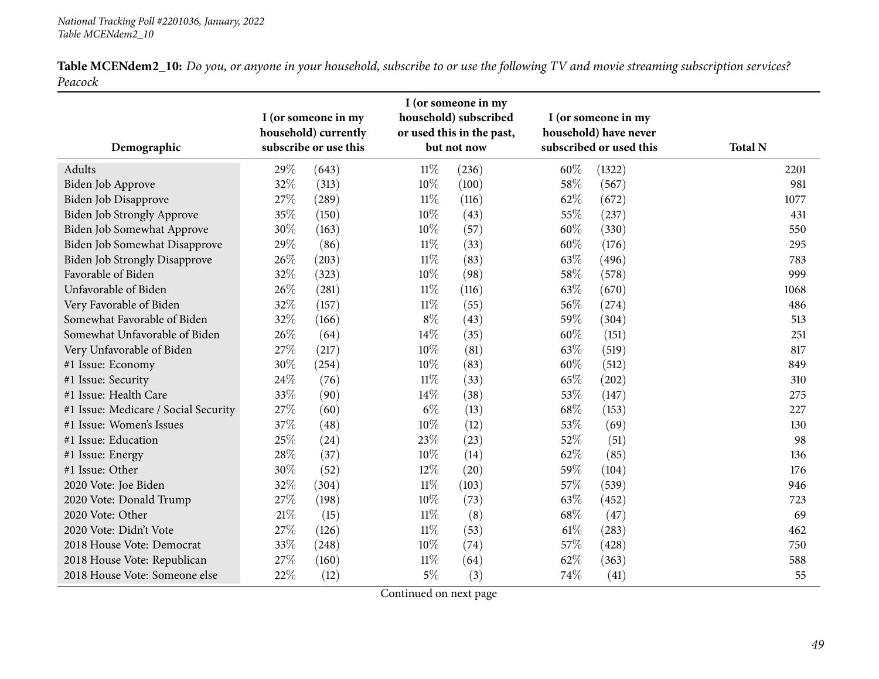**Table MCENdem2_10:** *Do you, or anyone in your household, subscribe to or use the following TV and movie streaming subscription services? Peacock*

| Demographic | I (or someone in my household) currently subscribe or use this | | I (or someone in my household) subscribed or used this in the past, but not now | | I (or someone in my household) have never subscribed or used this | | Total N |
|---|---|---|---|---|---|---|---|
| Adults | 29% | (643) | 11% | (236) | 60% | (1322) | 2201 |
| Biden Job Approve | 32% | (313) | 10% | (100) | 58% | (567) | 981 |
| Biden Job Disapprove | 27% | (289) | 11% | (116) | 62% | (672) | 1077 |
| Biden Job Strongly Approve | 35% | (150) | 10% | (43) | 55% | (237) | 431 |
| Biden Job Somewhat Approve | 30% | (163) | 10% | (57) | 60% | (330) | 550 |
| Biden Job Somewhat Disapprove | 29% | (86) | 11% | (33) | 60% | (176) | 295 |
| Biden Job Strongly Disapprove | 26% | (203) | 11% | (83) | 63% | (496) | 783 |
| Favorable of Biden | 32% | (323) | 10% | (98) | 58% | (578) | 999 |
| Unfavorable of Biden | 26% | (281) | 11% | (116) | 63% | (670) | 1068 |
| Very Favorable of Biden | 32% | (157) | 11% | (55) | 56% | (274) | 486 |
| Somewhat Favorable of Biden | 32% | (166) | 8% | (43) | 59% | (304) | 513 |
| Somewhat Unfavorable of Biden | 26% | (64) | 14% | (35) | 60% | (151) | 251 |
| Very Unfavorable of Biden | 27% | (217) | 10% | (81) | 63% | (519) | 817 |
| #1 Issue: Economy | 30% | (254) | 10% | (83) | 60% | (512) | 849 |
| #1 Issue: Security | 24% | (76) | 11% | (33) | 65% | (202) | 310 |
| #1 Issue: Health Care | 33% | (90) | 14% | (38) | 53% | (147) | 275 |
| #1 Issue: Medicare / Social Security | 27% | (60) | 6% | (13) | 68% | (153) | 227 |
| #1 Issue: Women's Issues | 37% | (48) | 10% | (12) | 53% | (69) | 130 |
| #1 Issue: Education | 25% | (24) | 23% | (23) | 52% | (51) | 98 |
| #1 Issue: Energy | 28% | (37) | 10% | (14) | 62% | (85) | 136 |
| #1 Issue: Other | 30% | (52) | 12% | (20) | 59% | (104) | 176 |
| 2020 Vote: Joe Biden | 32% | (304) | 11% | (103) | 57% | (539) | 946 |
| 2020 Vote: Donald Trump | 27% | (198) | 10% | (73) | 63% | (452) | 723 |
| 2020 Vote: Other | 21% | (15) | 11% | (8) | 68% | (47) | 69 |
| 2020 Vote: Didn't Vote | 27% | (126) | 11% | (53) | 61% | (283) | 462 |
| 2018 House Vote: Democrat | 33% | (248) | 10% | (74) | 57% | (428) | 750 |
| 2018 House Vote: Republican | 27% | (160) | 11% | (64) | 62% | (363) | 588 |
| 2018 House Vote: Someone else | 22% | (12) | 5% | (3) | 74% | (41) | 55 |

Continued on next page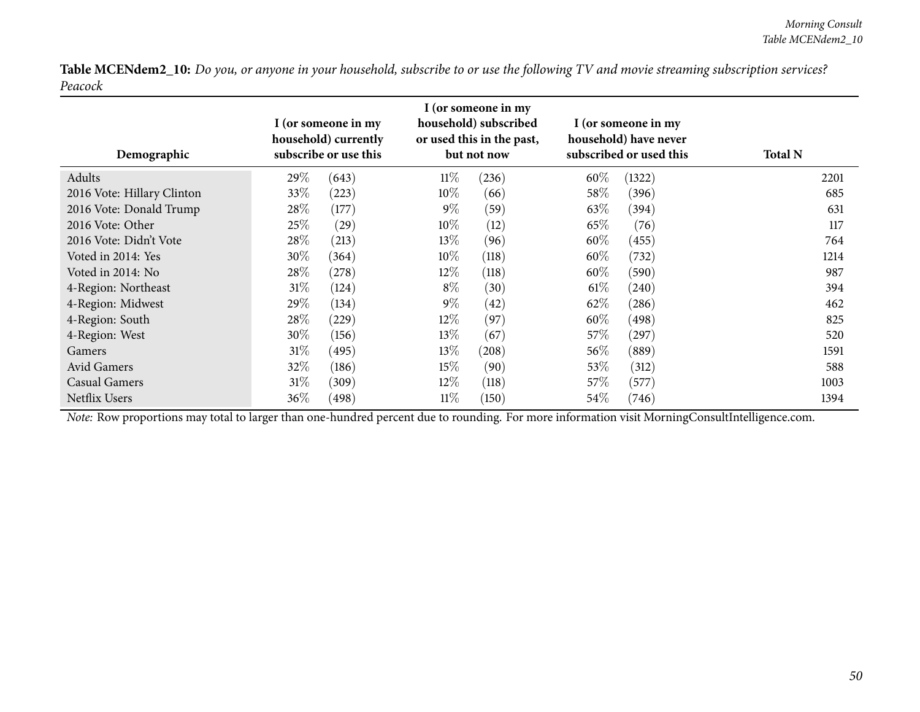**Table MCENdem2_10:** *Do you, or anyone in your household, subscribe to or use the following TV and movie streaming subscription services? Peacock*

| Demographic | I (or someone in my household) currently subscribe or use this | I (or someone in my household) subscribed or used this in the past, but not now | I (or someone in my household) have never subscribed or used this | Total N |
|---|---|---|---|---|
| Adults | 29% (643) | 11% (236) | 60% (1322) | 2201 |
| 2016 Vote: Hillary Clinton | 33% (223) | 10% (66) | 58% (396) | 685 |
| 2016 Vote: Donald Trump | 28% (177) | 9% (59) | 63% (394) | 631 |
| 2016 Vote: Other | 25% (29) | 10% (12) | 65% (76) | 117 |
| 2016 Vote: Didn't Vote | 28% (213) | 13% (96) | 60% (455) | 764 |
| Voted in 2014: Yes | 30% (364) | 10% (118) | 60% (732) | 1214 |
| Voted in 2014: No | 28% (278) | 12% (118) | 60% (590) | 987 |
| 4-Region: Northeast | 31% (124) | 8% (30) | 61% (240) | 394 |
| 4-Region: Midwest | 29% (134) | 9% (42) | 62% (286) | 462 |
| 4-Region: South | 28% (229) | 12% (97) | 60% (498) | 825 |
| 4-Region: West | 30% (156) | 13% (67) | 57% (297) | 520 |
| Gamers | 31% (495) | 13% (208) | 56% (889) | 1591 |
| Avid Gamers | 32% (186) | 15% (90) | 53% (312) | 588 |
| Casual Gamers | 31% (309) | 12% (118) | 57% (577) | 1003 |
| Netflix Users | 36% (498) | 11% (150) | 54% (746) | 1394 |

*Note:* Row proportions may total to larger than one-hundred percent due to rounding. For more information visit MorningConsultIntelligence.com.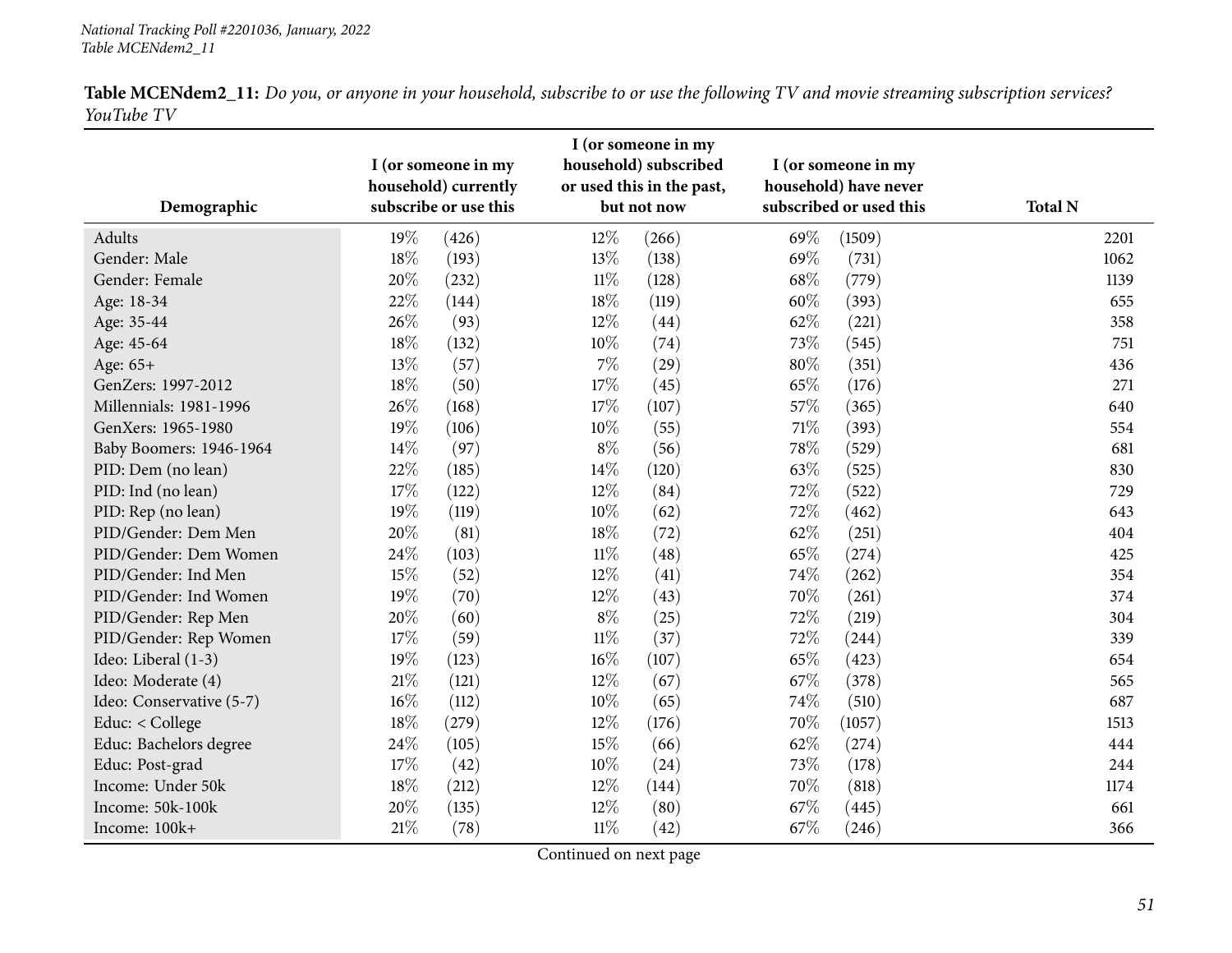**Table MCENdem2_11:** *Do you, or anyone in your household, subscribe to or use the following TV and movie streaming subscription services? YouTube TV*

| Demographic | I (or someone in my household) currently subscribe or use this | I (or someone in my household) subscribed or used this in the past, but not now | I (or someone in my household) have never subscribed or used this | Total N |
|---|---|---|---|---|
| Adults | 19% (426) | 12% (266) | 69% (1509) | 2201 |
| Gender: Male | 18% (193) | 13% (138) | 69% (731) | 1062 |
| Gender: Female | 20% (232) | 11% (128) | 68% (779) | 1139 |
| Age: 18-34 | 22% (144) | 18% (119) | 60% (393) | 655 |
| Age: 35-44 | 26% (93) | 12% (44) | 62% (221) | 358 |
| Age: 45-64 | 18% (132) | 10% (74) | 73% (545) | 751 |
| Age: 65+ | 13% (57) | 7% (29) | 80% (351) | 436 |
| GenZers: 1997-2012 | 18% (50) | 17% (45) | 65% (176) | 271 |
| Millennials: 1981-1996 | 26% (168) | 17% (107) | 57% (365) | 640 |
| GenXers: 1965-1980 | 19% (106) | 10% (55) | 71% (393) | 554 |
| Baby Boomers: 1946-1964 | 14% (97) | 8% (56) | 78% (529) | 681 |
| PID: Dem (no lean) | 22% (185) | 14% (120) | 63% (525) | 830 |
| PID: Ind (no lean) | 17% (122) | 12% (84) | 72% (522) | 729 |
| PID: Rep (no lean) | 19% (119) | 10% (62) | 72% (462) | 643 |
| PID/Gender: Dem Men | 20% (81) | 18% (72) | 62% (251) | 404 |
| PID/Gender: Dem Women | 24% (103) | 11% (48) | 65% (274) | 425 |
| PID/Gender: Ind Men | 15% (52) | 12% (41) | 74% (262) | 354 |
| PID/Gender: Ind Women | 19% (70) | 12% (43) | 70% (261) | 374 |
| PID/Gender: Rep Men | 20% (60) | 8% (25) | 72% (219) | 304 |
| PID/Gender: Rep Women | 17% (59) | 11% (37) | 72% (244) | 339 |
| Ideo: Liberal (1-3) | 19% (123) | 16% (107) | 65% (423) | 654 |
| Ideo: Moderate (4) | 21% (121) | 12% (67) | 67% (378) | 565 |
| Ideo: Conservative (5-7) | 16% (112) | 10% (65) | 74% (510) | 687 |
| Educ: < College | 18% (279) | 12% (176) | 70% (1057) | 1513 |
| Educ: Bachelors degree | 24% (105) | 15% (66) | 62% (274) | 444 |
| Educ: Post-grad | 17% (42) | 10% (24) | 73% (178) | 244 |
| Income: Under 50k | 18% (212) | 12% (144) | 70% (818) | 1174 |
| Income: 50k-100k | 20% (135) | 12% (80) | 67% (445) | 661 |
| Income: 100k+ | 21% (78) | 11% (42) | 67% (246) | 366 |

Continued on next page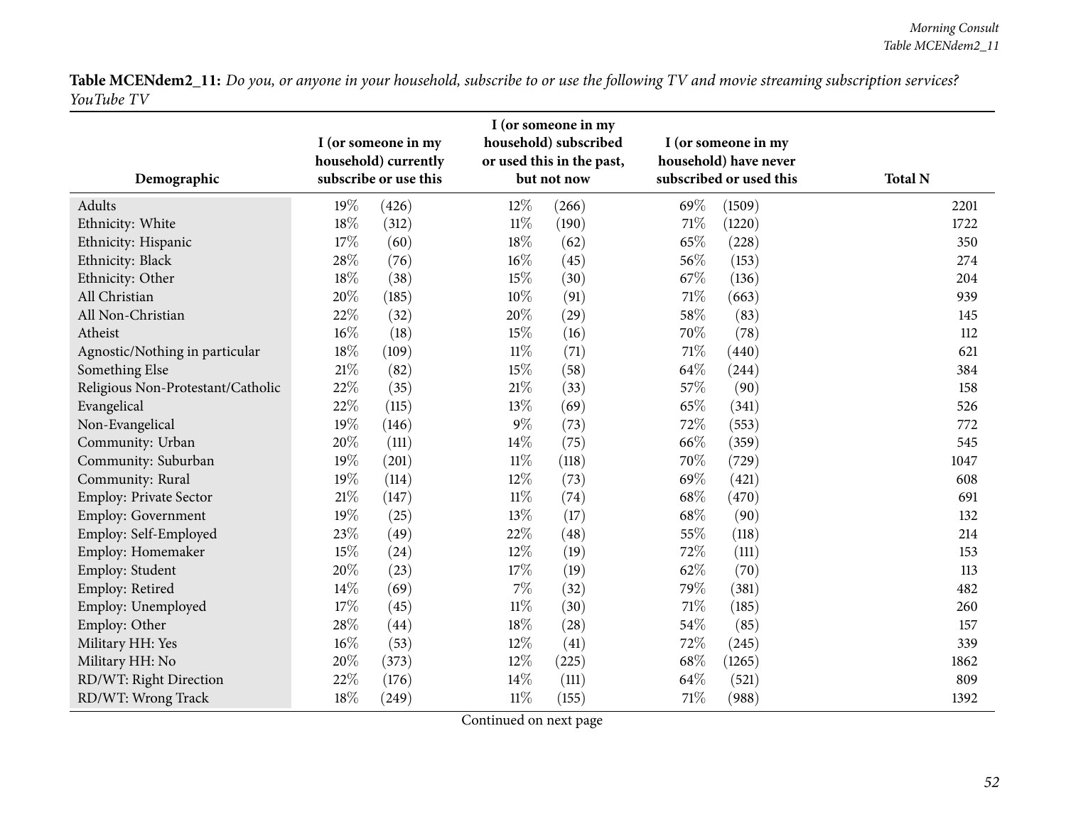**Table MCENdem2_11:** *Do you, or anyone in your household, subscribe to or use the following TV and movie streaming subscription services? YouTube TV*

| Demographic | I (or someone in my household) currently subscribe or use this | | I (or someone in my household) subscribed or used this in the past, but not now | | I (or someone in my household) have never subscribed or used this | | Total N |
|---|---|---|---|---|---|---|---|
| Adults | 19% | (426) | 12% | (266) | 69% | (1509) | 2201 |
| Ethnicity: White | 18% | (312) | 11% | (190) | 71% | (1220) | 1722 |
| Ethnicity: Hispanic | 17% | (60) | 18% | (62) | 65% | (228) | 350 |
| Ethnicity: Black | 28% | (76) | 16% | (45) | 56% | (153) | 274 |
| Ethnicity: Other | 18% | (38) | 15% | (30) | 67% | (136) | 204 |
| All Christian | 20% | (185) | 10% | (91) | 71% | (663) | 939 |
| All Non-Christian | 22% | (32) | 20% | (29) | 58% | (83) | 145 |
| Atheist | 16% | (18) | 15% | (16) | 70% | (78) | 112 |
| Agnostic/Nothing in particular | 18% | (109) | 11% | (71) | 71% | (440) | 621 |
| Something Else | 21% | (82) | 15% | (58) | 64% | (244) | 384 |
| Religious Non-Protestant/Catholic | 22% | (35) | 21% | (33) | 57% | (90) | 158 |
| Evangelical | 22% | (115) | 13% | (69) | 65% | (341) | 526 |
| Non-Evangelical | 19% | (146) | 9% | (73) | 72% | (553) | 772 |
| Community: Urban | 20% | (111) | 14% | (75) | 66% | (359) | 545 |
| Community: Suburban | 19% | (201) | 11% | (118) | 70% | (729) | 1047 |
| Community: Rural | 19% | (114) | 12% | (73) | 69% | (421) | 608 |
| Employ: Private Sector | 21% | (147) | 11% | (74) | 68% | (470) | 691 |
| Employ: Government | 19% | (25) | 13% | (17) | 68% | (90) | 132 |
| Employ: Self-Employed | 23% | (49) | 22% | (48) | 55% | (118) | 214 |
| Employ: Homemaker | 15% | (24) | 12% | (19) | 72% | (111) | 153 |
| Employ: Student | 20% | (23) | 17% | (19) | 62% | (70) | 113 |
| Employ: Retired | 14% | (69) | 7% | (32) | 79% | (381) | 482 |
| Employ: Unemployed | 17% | (45) | 11% | (30) | 71% | (185) | 260 |
| Employ: Other | 28% | (44) | 18% | (28) | 54% | (85) | 157 |
| Military HH: Yes | 16% | (53) | 12% | (41) | 72% | (245) | 339 |
| Military HH: No | 20% | (373) | 12% | (225) | 68% | (1265) | 1862 |
| RD/WT: Right Direction | 22% | (176) | 14% | (111) | 64% | (521) | 809 |
| RD/WT: Wrong Track | 18% | (249) | 11% | (155) | 71% | (988) | 1392 |

Continued on next page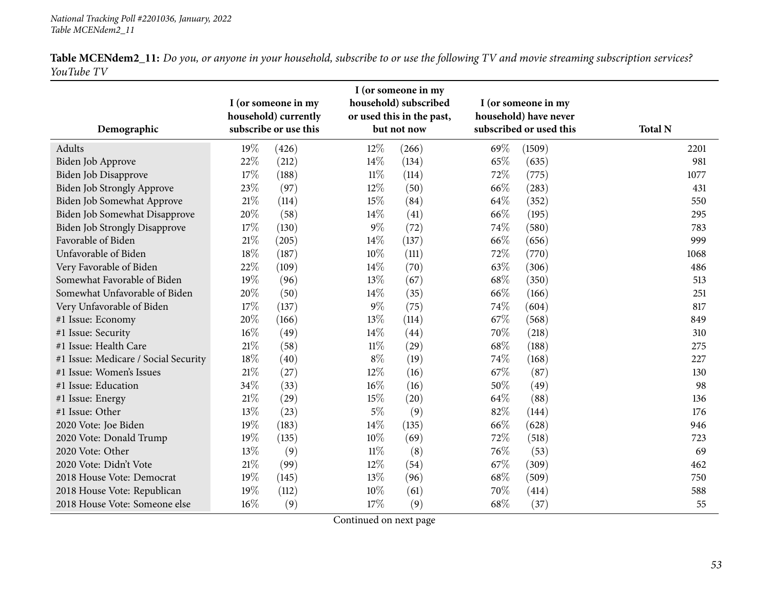**Table MCENdem2_11:** *Do you, or anyone in your household, subscribe to or use the following TV and movie streaming subscription services? YouTube TV*

| Demographic | I (or someone in my household) currently subscribe or use this | | I (or someone in my household) subscribed or used this in the past, but not now | | I (or someone in my household) have never subscribed or used this | | Total N |
|---|---|---|---|---|---|---|---|
| Adults | 19% | (426) | 12% | (266) | 69% | (1509) | 2201 |
| Biden Job Approve | 22% | (212) | 14% | (134) | 65% | (635) | 981 |
| Biden Job Disapprove | 17% | (188) | 11% | (114) | 72% | (775) | 1077 |
| Biden Job Strongly Approve | 23% | (97) | 12% | (50) | 66% | (283) | 431 |
| Biden Job Somewhat Approve | 21% | (114) | 15% | (84) | 64% | (352) | 550 |
| Biden Job Somewhat Disapprove | 20% | (58) | 14% | (41) | 66% | (195) | 295 |
| Biden Job Strongly Disapprove | 17% | (130) | 9% | (72) | 74% | (580) | 783 |
| Favorable of Biden | 21% | (205) | 14% | (137) | 66% | (656) | 999 |
| Unfavorable of Biden | 18% | (187) | 10% | (111) | 72% | (770) | 1068 |
| Very Favorable of Biden | 22% | (109) | 14% | (70) | 63% | (306) | 486 |
| Somewhat Favorable of Biden | 19% | (96) | 13% | (67) | 68% | (350) | 513 |
| Somewhat Unfavorable of Biden | 20% | (50) | 14% | (35) | 66% | (166) | 251 |
| Very Unfavorable of Biden | 17% | (137) | 9% | (75) | 74% | (604) | 817 |
| #1 Issue: Economy | 20% | (166) | 13% | (114) | 67% | (568) | 849 |
| #1 Issue: Security | 16% | (49) | 14% | (44) | 70% | (218) | 310 |
| #1 Issue: Health Care | 21% | (58) | 11% | (29) | 68% | (188) | 275 |
| #1 Issue: Medicare / Social Security | 18% | (40) | 8% | (19) | 74% | (168) | 227 |
| #1 Issue: Women's Issues | 21% | (27) | 12% | (16) | 67% | (87) | 130 |
| #1 Issue: Education | 34% | (33) | 16% | (16) | 50% | (49) | 98 |
| #1 Issue: Energy | 21% | (29) | 15% | (20) | 64% | (88) | 136 |
| #1 Issue: Other | 13% | (23) | 5% | (9) | 82% | (144) | 176 |
| 2020 Vote: Joe Biden | 19% | (183) | 14% | (135) | 66% | (628) | 946 |
| 2020 Vote: Donald Trump | 19% | (135) | 10% | (69) | 72% | (518) | 723 |
| 2020 Vote: Other | 13% | (9) | 11% | (8) | 76% | (53) | 69 |
| 2020 Vote: Didn't Vote | 21% | (99) | 12% | (54) | 67% | (309) | 462 |
| 2018 House Vote: Democrat | 19% | (145) | 13% | (96) | 68% | (509) | 750 |
| 2018 House Vote: Republican | 19% | (112) | 10% | (61) | 70% | (414) | 588 |
| 2018 House Vote: Someone else | 16% | (9) | 17% | (9) | 68% | (37) | 55 |

Continued on next page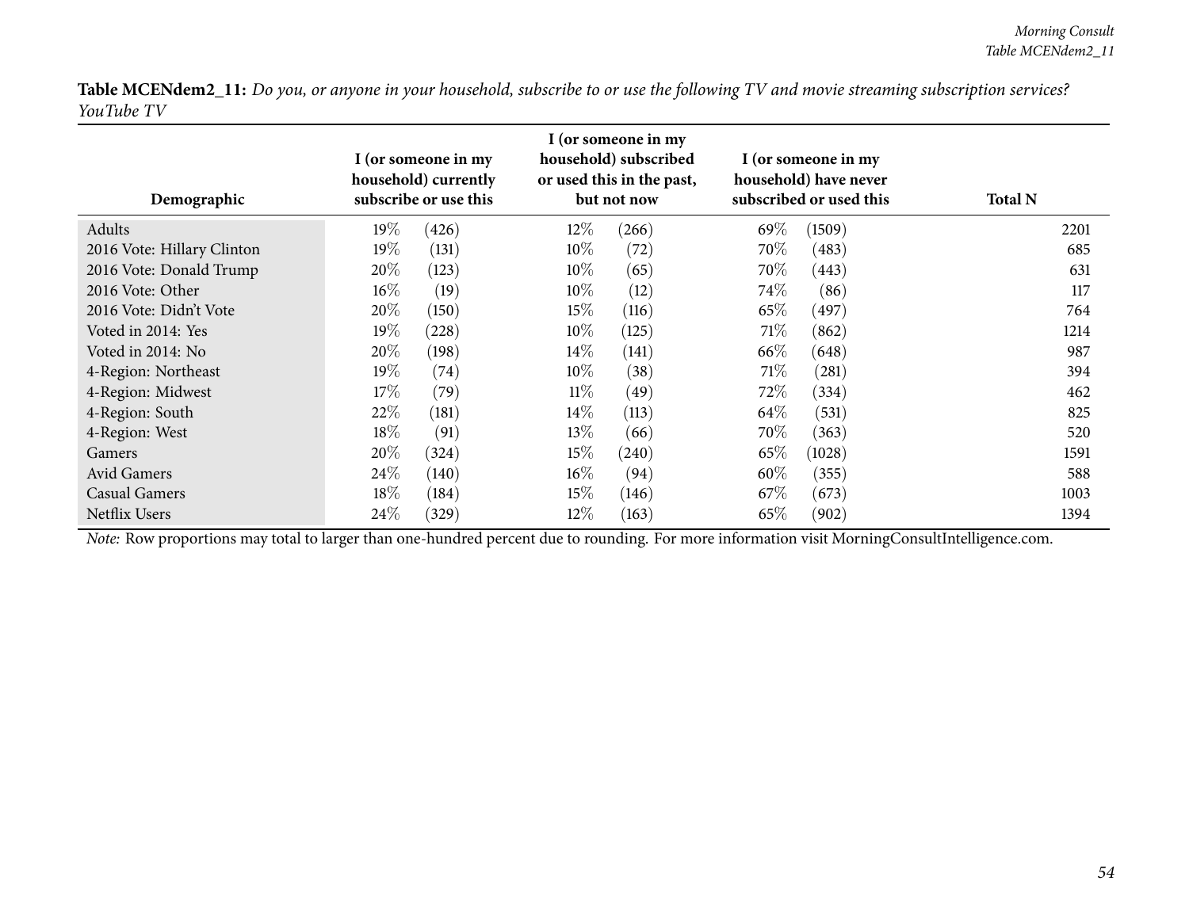**Table MCENdem2_11:** *Do you, or anyone in your household, subscribe to or use the following TV and movie streaming subscription services? YouTube TV*

| Demographic | I (or someone in my household) currently subscribe or use this | I (or someone in my household) subscribed or used this in the past, but not now | I (or someone in my household) have never subscribed or used this | Total N |
|---|---|---|---|---|
| Adults | 19% (426) | 12% (266) | 69% (1509) | 2201 |
| 2016 Vote: Hillary Clinton | 19% (131) | 10% (72) | 70% (483) | 685 |
| 2016 Vote: Donald Trump | 20% (123) | 10% (65) | 70% (443) | 631 |
| 2016 Vote: Other | 16% (19) | 10% (12) | 74% (86) | 117 |
| 2016 Vote: Didn't Vote | 20% (150) | 15% (116) | 65% (497) | 764 |
| Voted in 2014: Yes | 19% (228) | 10% (125) | 71% (862) | 1214 |
| Voted in 2014: No | 20% (198) | 14% (141) | 66% (648) | 987 |
| 4-Region: Northeast | 19% (74) | 10% (38) | 71% (281) | 394 |
| 4-Region: Midwest | 17% (79) | 11% (49) | 72% (334) | 462 |
| 4-Region: South | 22% (181) | 14% (113) | 64% (531) | 825 |
| 4-Region: West | 18% (91) | 13% (66) | 70% (363) | 520 |
| Gamers | 20% (324) | 15% (240) | 65% (1028) | 1591 |
| Avid Gamers | 24% (140) | 16% (94) | 60% (355) | 588 |
| Casual Gamers | 18% (184) | 15% (146) | 67% (673) | 1003 |
| Netflix Users | 24% (329) | 12% (163) | 65% (902) | 1394 |

*Note:* Row proportions may total to larger than one-hundred percent due to rounding. For more information visit MorningConsultIntelligence.com.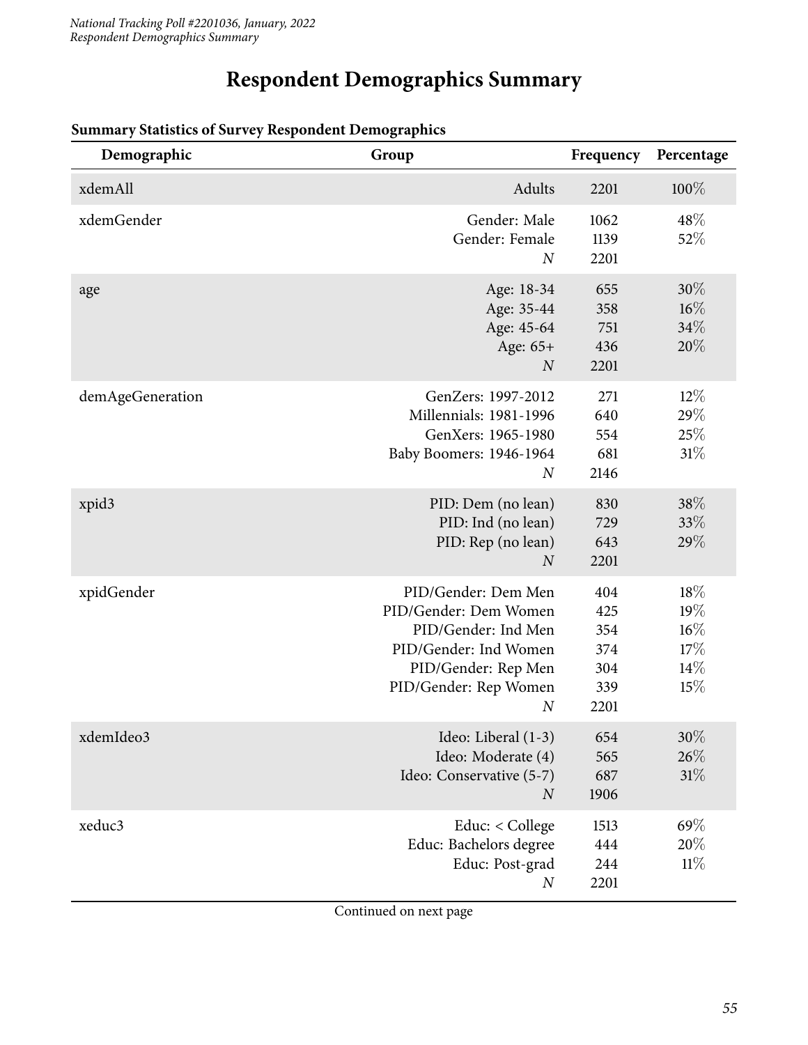# Respondent Demographics Summary

**Summary Statistics of Survey Respondent Demographics**

| Demographic | Group | Frequency | Percentage |
|---|---|---|---|
| xdemAll | Adults | 2201 | 100% |
| xdemGender | Gender: Male | 1062 | 48% |
| | Gender: Female | 1139 | 52% |
| | *N* | 2201 | |
| age | Age: 18-34 | 655 | 30% |
| | Age: 35-44 | 358 | 16% |
| | Age: 45-64 | 751 | 34% |
| | Age: 65+ | 436 | 20% |
| | *N* | 2201 | |
| demAgeGeneration | GenZers: 1997-2012 | 271 | 12% |
| | Millennials: 1981-1996 | 640 | 29% |
| | GenXers: 1965-1980 | 554 | 25% |
| | Baby Boomers: 1946-1964 | 681 | 31% |
| | *N* | 2146 | |
| xpid3 | PID: Dem (no lean) | 830 | 38% |
| | PID: Ind (no lean) | 729 | 33% |
| | PID: Rep (no lean) | 643 | 29% |
| | *N* | 2201 | |
| xpidGender | PID/Gender: Dem Men | 404 | 18% |
| | PID/Gender: Dem Women | 425 | 19% |
| | PID/Gender: Ind Men | 354 | 16% |
| | PID/Gender: Ind Women | 374 | 17% |
| | PID/Gender: Rep Men | 304 | 14% |
| | PID/Gender: Rep Women | 339 | 15% |
| | *N* | 2201 | |
| xdemIdeo3 | Ideo: Liberal (1-3) | 654 | 30% |
| | Ideo: Moderate (4) | 565 | 26% |
| | Ideo: Conservative (5-7) | 687 | 31% |
| | *N* | 1906 | |
| xeduc3 | Educ: < College | 1513 | 69% |
| | Educ: Bachelors degree | 444 | 20% |
| | Educ: Post-grad | 244 | 11% |
| | *N* | 2201 | |

Continued on next page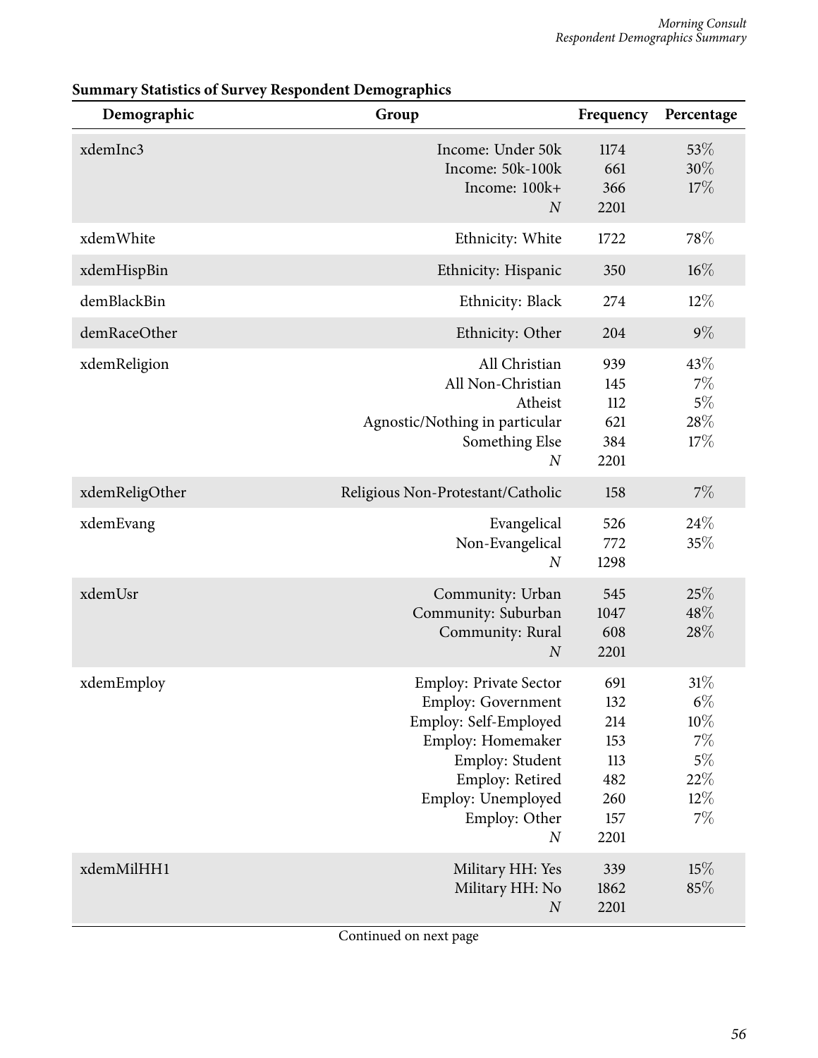**Summary Statistics of Survey Respondent Demographics**

| Demographic | Group | Frequency | Percentage |
|---|---|---|---|
| xdemInc3 | Income: Under 50k | 1174 | 53% |
| | Income: 50k-100k | 661 | 30% |
| | Income: 100k+ | 366 | 17% |
| | *N* | 2201 | |
| xdemWhite | Ethnicity: White | 1722 | 78% |
| xdemHispBin | Ethnicity: Hispanic | 350 | 16% |
| demBlackBin | Ethnicity: Black | 274 | 12% |
| demRaceOther | Ethnicity: Other | 204 | 9% |
| xdemReligion | All Christian | 939 | 43% |
| | All Non-Christian | 145 | 7% |
| | Atheist | 112 | 5% |
| | Agnostic/Nothing in particular | 621 | 28% |
| | Something Else | 384 | 17% |
| | *N* | 2201 | |
| xdemReligOther | Religious Non-Protestant/Catholic | 158 | 7% |
| xdemEvang | Evangelical | 526 | 24% |
| | Non-Evangelical | 772 | 35% |
| | *N* | 1298 | |
| xdemUsr | Community: Urban | 545 | 25% |
| | Community: Suburban | 1047 | 48% |
| | Community: Rural | 608 | 28% |
| | *N* | 2201 | |
| xdemEmploy | Employ: Private Sector | 691 | 31% |
| | Employ: Government | 132 | 6% |
| | Employ: Self-Employed | 214 | 10% |
| | Employ: Homemaker | 153 | 7% |
| | Employ: Student | 113 | 5% |
| | Employ: Retired | 482 | 22% |
| | Employ: Unemployed | 260 | 12% |
| | Employ: Other | 157 | 7% |
| | *N* | 2201 | |
| xdemMilHH1 | Military HH: Yes | 339 | 15% |
| | Military HH: No | 1862 | 85% |
| | *N* | 2201 | |

Continued on next page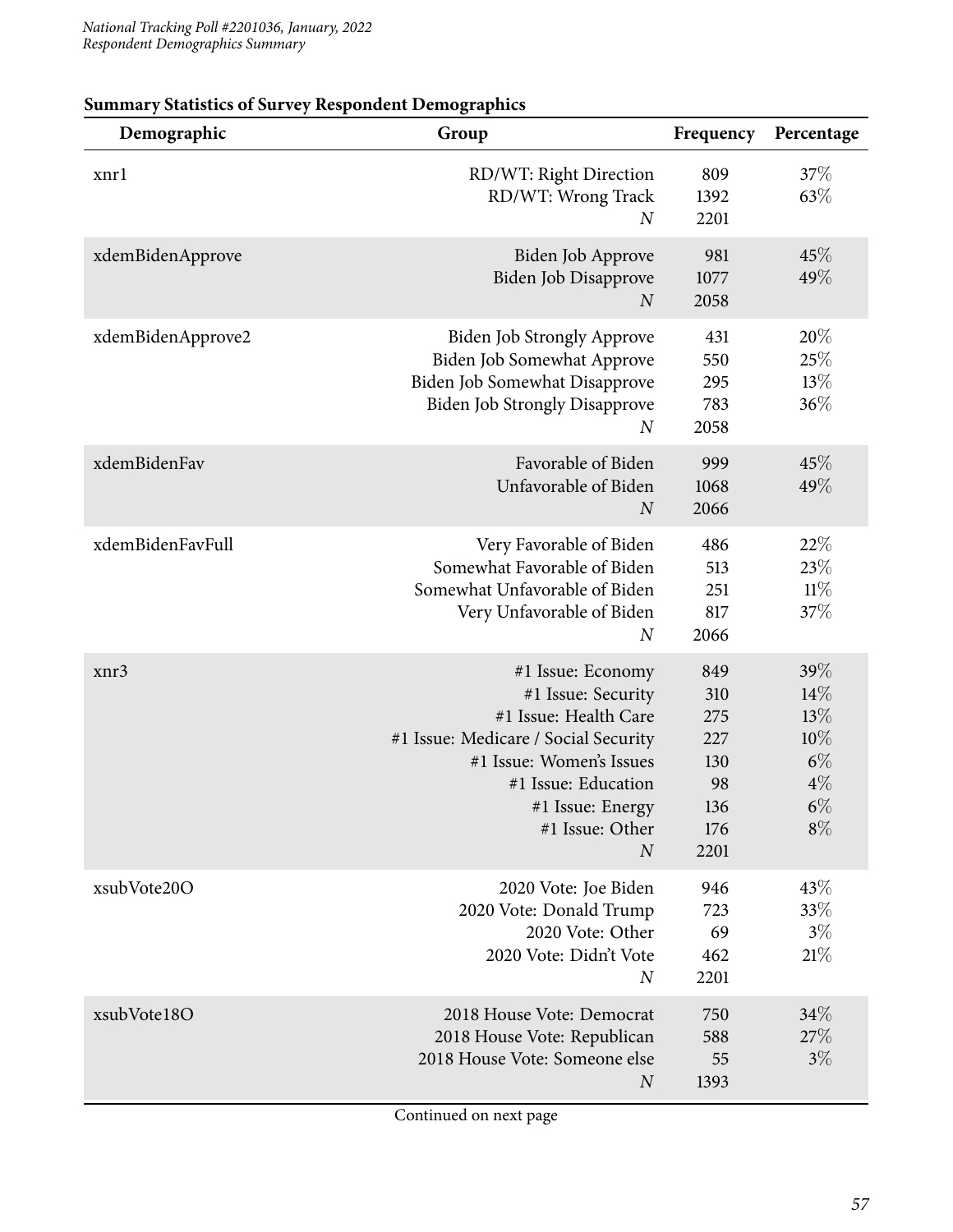**Summary Statistics of Survey Respondent Demographics**

| Demographic | Group | Frequency | Percentage |
|---|---|---|---|
| xnr1 | RD/WT: Right Direction | 809 | 37% |
| | RD/WT: Wrong Track | 1392 | 63% |
| | *N* | 2201 | |
| xdemBidenApprove | Biden Job Approve | 981 | 45% |
| | Biden Job Disapprove | 1077 | 49% |
| | *N* | 2058 | |
| xdemBidenApprove2 | Biden Job Strongly Approve | 431 | 20% |
| | Biden Job Somewhat Approve | 550 | 25% |
| | Biden Job Somewhat Disapprove | 295 | 13% |
| | Biden Job Strongly Disapprove | 783 | 36% |
| | *N* | 2058 | |
| xdemBidenFav | Favorable of Biden | 999 | 45% |
| | Unfavorable of Biden | 1068 | 49% |
| | *N* | 2066 | |
| xdemBidenFavFull | Very Favorable of Biden | 486 | 22% |
| | Somewhat Favorable of Biden | 513 | 23% |
| | Somewhat Unfavorable of Biden | 251 | 11% |
| | Very Unfavorable of Biden | 817 | 37% |
| | *N* | 2066 | |
| xnr3 | #1 Issue: Economy | 849 | 39% |
| | #1 Issue: Security | 310 | 14% |
| | #1 Issue: Health Care | 275 | 13% |
| | #1 Issue: Medicare / Social Security | 227 | 10% |
| | #1 Issue: Women's Issues | 130 | 6% |
| | #1 Issue: Education | 98 | 4% |
| | #1 Issue: Energy | 136 | 6% |
| | #1 Issue: Other | 176 | 8% |
| | *N* | 2201 | |
| xsubVote20O | 2020 Vote: Joe Biden | 946 | 43% |
| | 2020 Vote: Donald Trump | 723 | 33% |
| | 2020 Vote: Other | 69 | 3% |
| | 2020 Vote: Didn't Vote | 462 | 21% |
| | *N* | 2201 | |
| xsubVote18O | 2018 House Vote: Democrat | 750 | 34% |
| | 2018 House Vote: Republican | 588 | 27% |
| | 2018 House Vote: Someone else | 55 | 3% |
| | *N* | 1393 | |

Continued on next page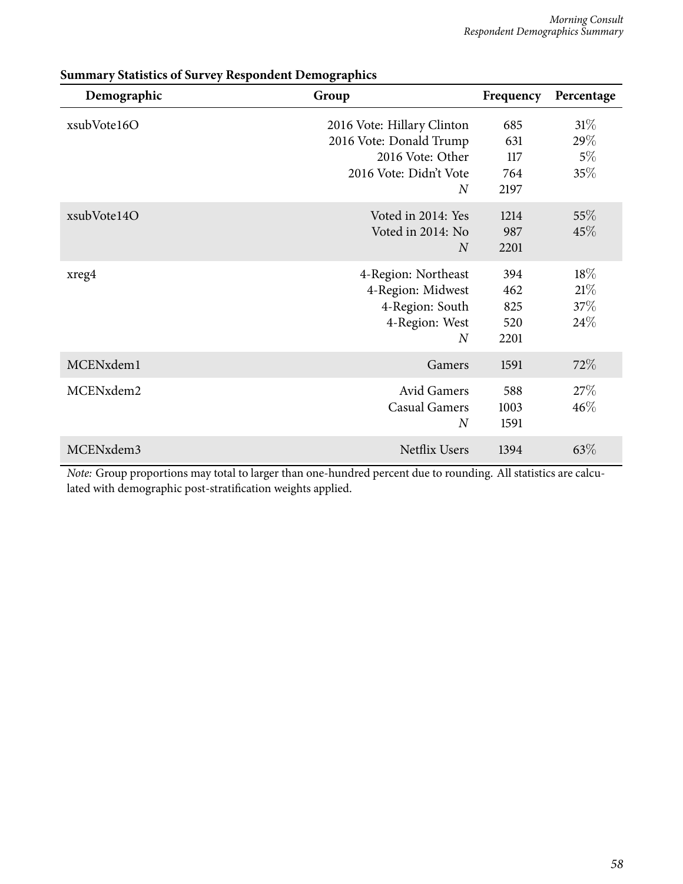**Summary Statistics of Survey Respondent Demographics**

| Demographic | Group | Frequency | Percentage |
|---|---|---|---|
| xsubVote16O | 2016 Vote: Hillary Clinton | 685 | 31% |
| | 2016 Vote: Donald Trump | 631 | 29% |
| | 2016 Vote: Other | 117 | 5% |
| | 2016 Vote: Didn't Vote | 764 | 35% |
| | *N* | 2197 | |
| xsubVote14O | Voted in 2014: Yes | 1214 | 55% |
| | Voted in 2014: No | 987 | 45% |
| | *N* | 2201 | |
| xreg4 | 4-Region: Northeast | 394 | 18% |
| | 4-Region: Midwest | 462 | 21% |
| | 4-Region: South | 825 | 37% |
| | 4-Region: West | 520 | 24% |
| | *N* | 2201 | |
| MCENxdem1 | Gamers | 1591 | 72% |
| MCENxdem2 | Avid Gamers | 588 | 27% |
| | Casual Gamers | 1003 | 46% |
| | *N* | 1591 | |
| MCENxdem3 | Netflix Users | 1394 | 63% |

*Note:* Group proportions may total to larger than one-hundred percent due to rounding. All statistics are calculated with demographic post-stratification weights applied.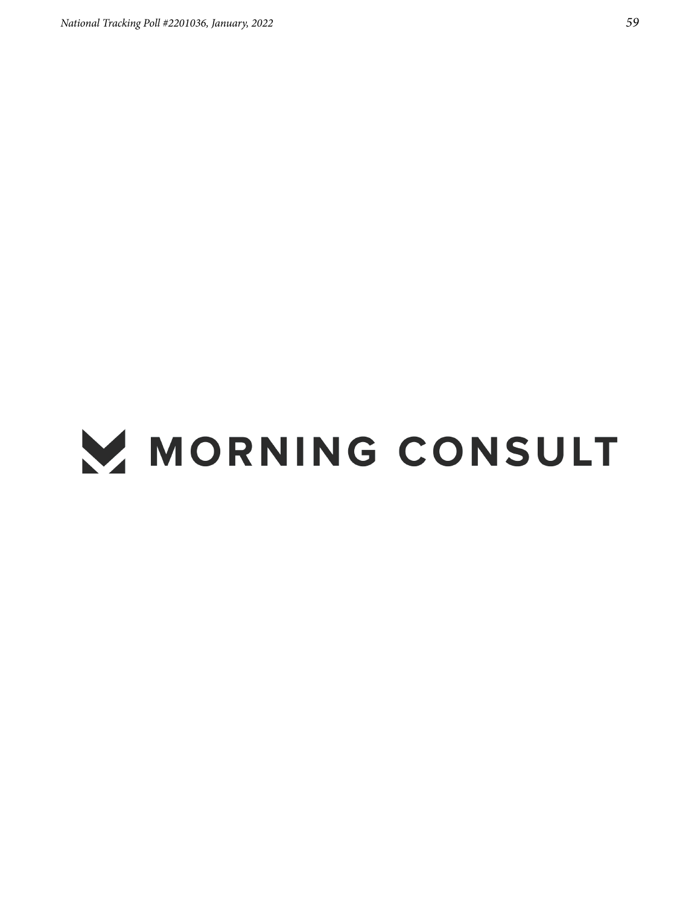MORNING CONSULT